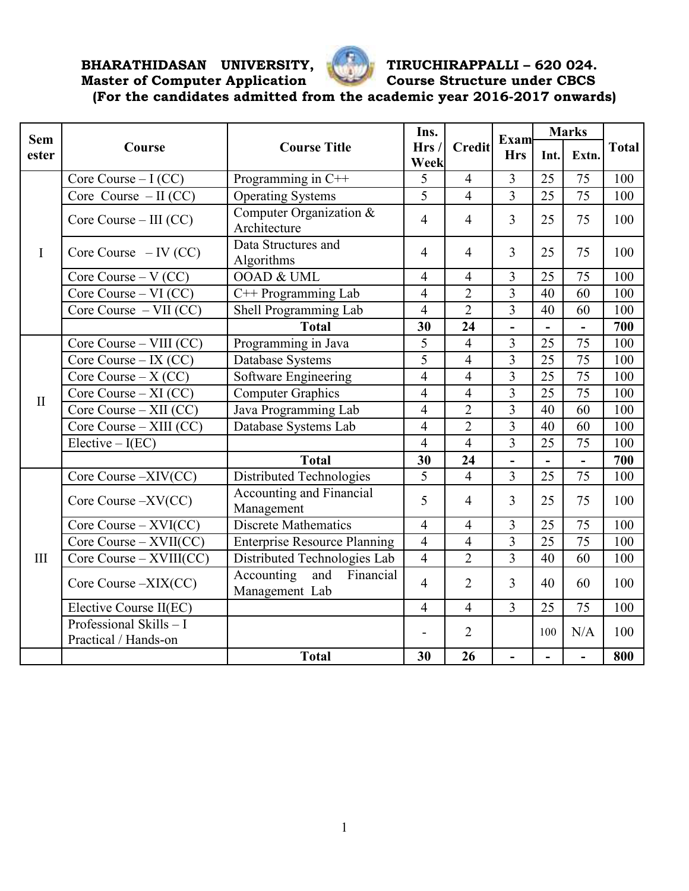**BHARATHIDASAN UNIVERSITY, TIRUCHIRAPPALLI – 620 024.**
**Master of Computer Application Course Structure under CBCS**
**(For the candidates admitted from the academic year 2016-2017 onwards)**

| Semester | Course | Course Title | Ins. Hrs / Week | Credit | Exam Hrs | Marks | | Total |
|---|---|---|---|---|---|---|---|---|
| | | | | | | Int. | Extn. | |
| I | Core Course – I (CC) | Programming in C++ | 5 | 4 | 3 | 25 | 75 | 100 |
| | Core Course – II (CC) | Operating Systems | 5 | 4 | 3 | 25 | 75 | 100 |
| | Core Course – III (CC) | Computer Organization & Architecture | 4 | 4 | 3 | 25 | 75 | 100 |
| | Core Course – IV (CC) | Data Structures and Algorithms | 4 | 4 | 3 | 25 | 75 | 100 |
| | Core Course – V (CC) | OOAD & UML | 4 | 4 | 3 | 25 | 75 | 100 |
| | Core Course – VI (CC) | C++ Programming Lab | 4 | 2 | 3 | 40 | 60 | 100 |
| | Core Course – VII (CC) | Shell Programming Lab | 4 | 2 | 3 | 40 | 60 | 100 |
| | | **Total** | **30** | **24** | **-** | **-** | **-** | **700** |
| II | Core Course – VIII (CC) | Programming in Java | 5 | 4 | 3 | 25 | 75 | 100 |
| | Core Course – IX (CC) | Database Systems | 5 | 4 | 3 | 25 | 75 | 100 |
| | Core Course – X (CC) | Software Engineering | 4 | 4 | 3 | 25 | 75 | 100 |
| | Core Course – XI (CC) | Computer Graphics | 4 | 4 | 3 | 25 | 75 | 100 |
| | Core Course – XII (CC) | Java Programming Lab | 4 | 2 | 3 | 40 | 60 | 100 |
| | Core Course – XIII (CC) | Database Systems Lab | 4 | 2 | 3 | 40 | 60 | 100 |
| | Elective – I(EC) | | 4 | 4 | 3 | 25 | 75 | 100 |
| | | **Total** | **30** | **24** | **-** | **-** | **-** | **700** |
| III | Core Course –XIV(CC) | Distributed Technologies | 5 | 4 | 3 | 25 | 75 | 100 |
| | Core Course –XV(CC) | Accounting and Financial Management | 5 | 4 | 3 | 25 | 75 | 100 |
| | Core Course – XVI(CC) | Discrete Mathematics | 4 | 4 | 3 | 25 | 75 | 100 |
| | Core Course – XVII(CC) | Enterprise Resource Planning | 4 | 4 | 3 | 25 | 75 | 100 |
| | Core Course – XVIII(CC) | Distributed Technologies Lab | 4 | 2 | 3 | 40 | 60 | 100 |
| | Core Course –XIX(CC) | Accounting and Financial Management Lab | 4 | 2 | 3 | 40 | 60 | 100 |
| | Elective Course II(EC) | | 4 | 4 | 3 | 25 | 75 | 100 |
| | Professional Skills – I Practical / Hands-on | | - | 2 | | 100 | N/A | 100 |
| | | **Total** | **30** | **26** | **-** | **-** | **-** | **800** |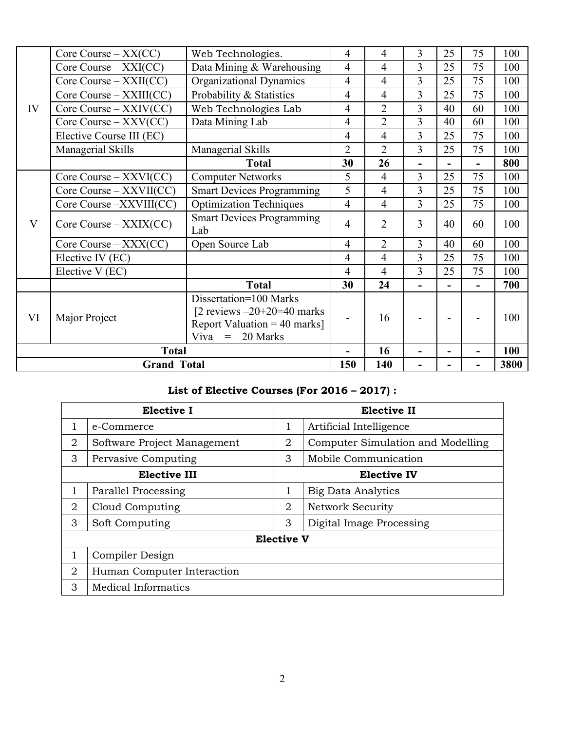| IV | Core Course – XX(CC) | Web Technologies. | 4 | 4 | 3 | 25 | 75 | 100 |
|---|---|---|---|---|---|---|---|---|
| | Core Course – XXI(CC) | Data Mining & Warehousing | 4 | 4 | 3 | 25 | 75 | 100 |
| | Core Course – XXII(CC) | Organizational Dynamics | 4 | 4 | 3 | 25 | 75 | 100 |
| | Core Course – XXIII(CC) | Probability & Statistics | 4 | 4 | 3 | 25 | 75 | 100 |
| | Core Course – XXIV(CC) | Web Technologies Lab | 4 | 2 | 3 | 40 | 60 | 100 |
| | Core Course – XXV(CC) | Data Mining Lab | 4 | 2 | 3 | 40 | 60 | 100 |
| | Elective Course III (EC) | | 4 | 4 | 3 | 25 | 75 | 100 |
| | Managerial Skills | Managerial Skills | 2 | 2 | 3 | 25 | 75 | 100 |
| | | **Total** | **30** | **26** | **-** | **-** | **-** | **800** |
| V | Core Course – XXVI(CC) | Computer Networks | 5 | 4 | 3 | 25 | 75 | 100 |
| | Core Course – XXVII(CC) | Smart Devices Programming | 5 | 4 | 3 | 25 | 75 | 100 |
| | Core Course –XXVIII(CC) | Optimization Techniques | 4 | 4 | 3 | 25 | 75 | 100 |
| | Core Course – XXIX(CC) | Smart Devices Programming Lab | 4 | 2 | 3 | 40 | 60 | 100 |
| | Core Course – XXX(CC) | Open Source Lab | 4 | 2 | 3 | 40 | 60 | 100 |
| | Elective IV (EC) | | 4 | 4 | 3 | 25 | 75 | 100 |
| | Elective V (EC) | | 4 | 4 | 3 | 25 | 75 | 100 |
| | | **Total** | **30** | **24** | **-** | **-** | **-** | **700** |
| VI | Major Project | Dissertation=100 Marks [2 reviews –20+20=40 marks Report Valuation = 40 marks] Viva = 20 Marks | - | 16 | - | - | - | 100 |
| **Total** | | | **-** | **16** | **-** | **-** | **-** | **100** |
| **Grand Total** | | | **150** | **140** | **-** | **-** | **-** | **3800** |

**List of Elective Courses (For 2016 – 2017) :**

| **Elective I** | | **Elective II** | |
|---|---|---|---|
| 1 | e-Commerce | 1 | Artificial Intelligence |
| 2 | Software Project Management | 2 | Computer Simulation and Modelling |
| 3 | Pervasive Computing | 3 | Mobile Communication |
| **Elective III** | | **Elective IV** | |
| 1 | Parallel Processing | 1 | Big Data Analytics |
| 2 | Cloud Computing | 2 | Network Security |
| 3 | Soft Computing | 3 | Digital Image Processing |
| **Elective V** | | | |
| 1 | Compiler Design | | |
| 2 | Human Computer Interaction | | |
| 3 | Medical Informatics | | |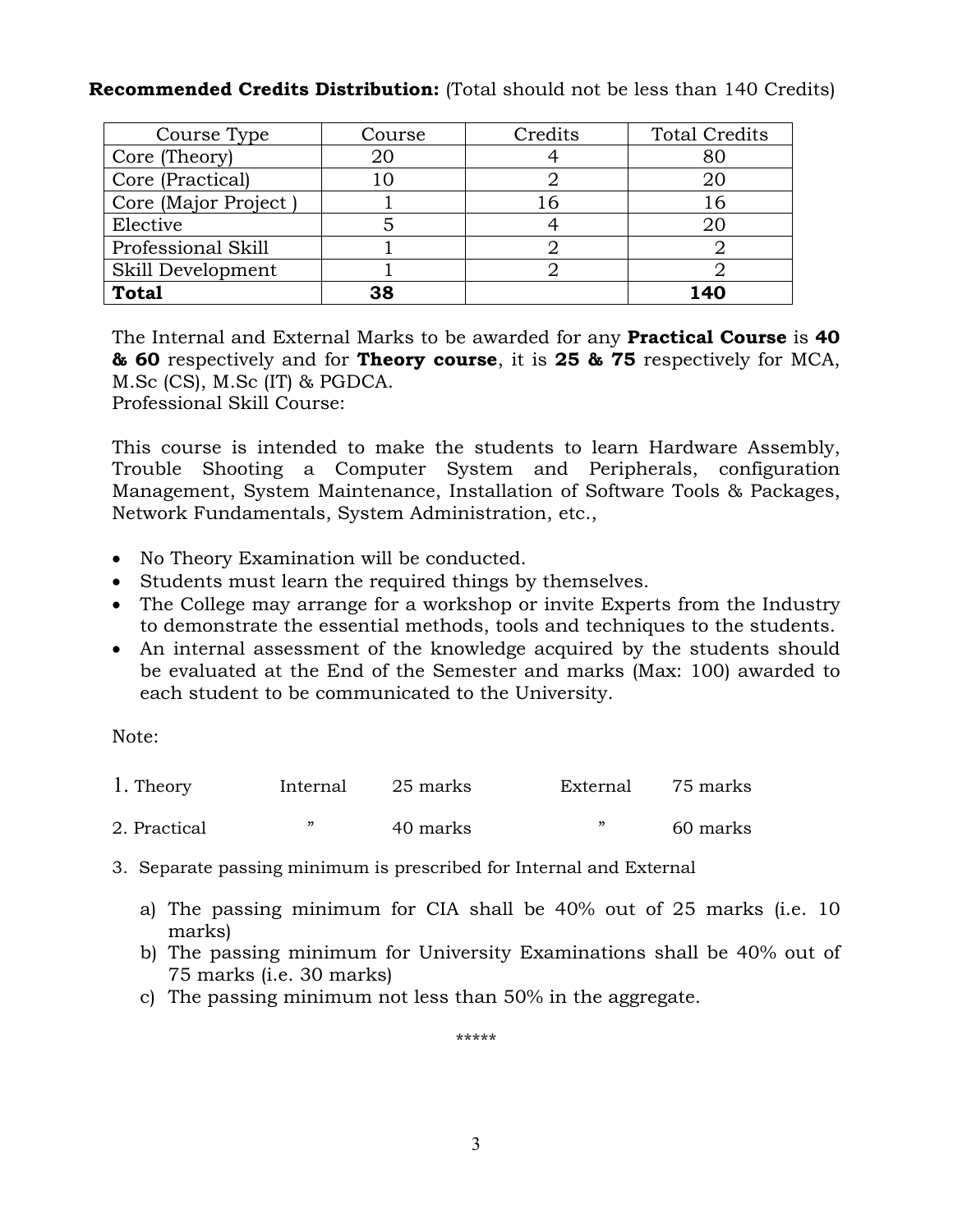**Recommended Credits Distribution:** (Total should not be less than 140 Credits)

| Course Type | Course | Credits | Total Credits |
|---|---|---|---|
| Core (Theory) | 20 | 4 | 80 |
| Core (Practical) | 10 | 2 | 20 |
| Core (Major Project ) | 1 | 16 | 16 |
| Elective | 5 | 4 | 20 |
| Professional Skill | 1 | 2 | 2 |
| Skill Development | 1 | 2 | 2 |
| **Total** | **38** | | **140** |

The Internal and External Marks to be awarded for any **Practical Course** is **40 & 60** respectively and for **Theory course**, it is **25 & 75** respectively for MCA, M.Sc (CS), M.Sc (IT) & PGDCA.

Professional Skill Course:

This course is intended to make the students to learn Hardware Assembly, Trouble Shooting a Computer System and Peripherals, configuration Management, System Maintenance, Installation of Software Tools & Packages, Network Fundamentals, System Administration, etc.,

- No Theory Examination will be conducted.
- Students must learn the required things by themselves.
- The College may arrange for a workshop or invite Experts from the Industry to demonstrate the essential methods, tools and techniques to the students.
- An internal assessment of the knowledge acquired by the students should be evaluated at the End of the Semester and marks (Max: 100) awarded to each student to be communicated to the University.

Note:

| | | | | |
|---|---|---|---|---|
| 1. Theory | Internal | 25 marks | External | 75 marks |
| 2. Practical | ” | 40 marks | ” | 60 marks |

3. Separate passing minimum is prescribed for Internal and External
   a) The passing minimum for CIA shall be 40% out of 25 marks (i.e. 10 marks)
   b) The passing minimum for University Examinations shall be 40% out of 75 marks (i.e. 30 marks)
   c) The passing minimum not less than 50% in the aggregate.

*****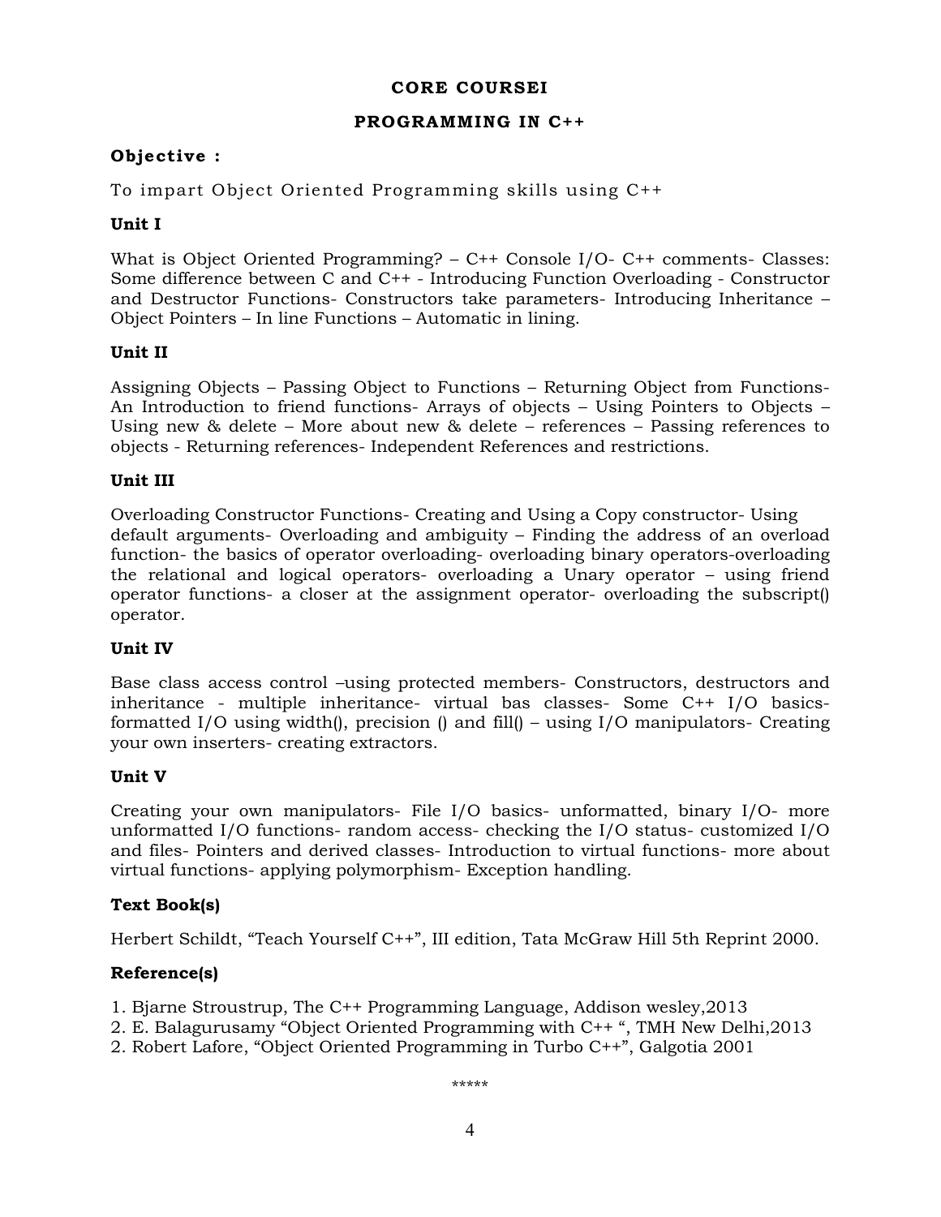# CORE COURSEI

## PROGRAMMING IN C++

**Objective :**

To impart Object Oriented Programming skills using C++

### Unit I

What is Object Oriented Programming? – C++ Console I/O- C++ comments- Classes: Some difference between C and C++ - Introducing Function Overloading - Constructor and Destructor Functions- Constructors take parameters- Introducing Inheritance – Object Pointers – In line Functions – Automatic in lining.

### Unit II

Assigning Objects – Passing Object to Functions – Returning Object from Functions- An Introduction to friend functions- Arrays of objects – Using Pointers to Objects – Using new & delete – More about new & delete – references – Passing references to objects - Returning references- Independent References and restrictions.

### Unit III

Overloading Constructor Functions- Creating and Using a Copy constructor- Using default arguments- Overloading and ambiguity – Finding the address of an overload function- the basics of operator overloading- overloading binary operators-overloading the relational and logical operators- overloading a Unary operator – using friend operator functions- a closer at the assignment operator- overloading the subscript() operator.

### Unit IV

Base class access control –using protected members- Constructors, destructors and inheritance - multiple inheritance- virtual bas classes- Some C++ I/O basics- formatted I/O using width(), precision () and fill() – using I/O manipulators- Creating your own inserters- creating extractors.

### Unit V

Creating your own manipulators- File I/O basics- unformatted, binary I/O- more unformatted I/O functions- random access- checking the I/O status- customized I/O and files- Pointers and derived classes- Introduction to virtual functions- more about virtual functions- applying polymorphism- Exception handling.

### Text Book(s)

Herbert Schildt, "Teach Yourself C++", III edition, Tata McGraw Hill 5th Reprint 2000.

### Reference(s)

1. Bjarne Stroustrup, The C++ Programming Language, Addison wesley,2013
2. E. Balagurusamy "Object Oriented Programming with C++ ", TMH New Delhi,2013
2. Robert Lafore, "Object Oriented Programming in Turbo C++", Galgotia 2001

*****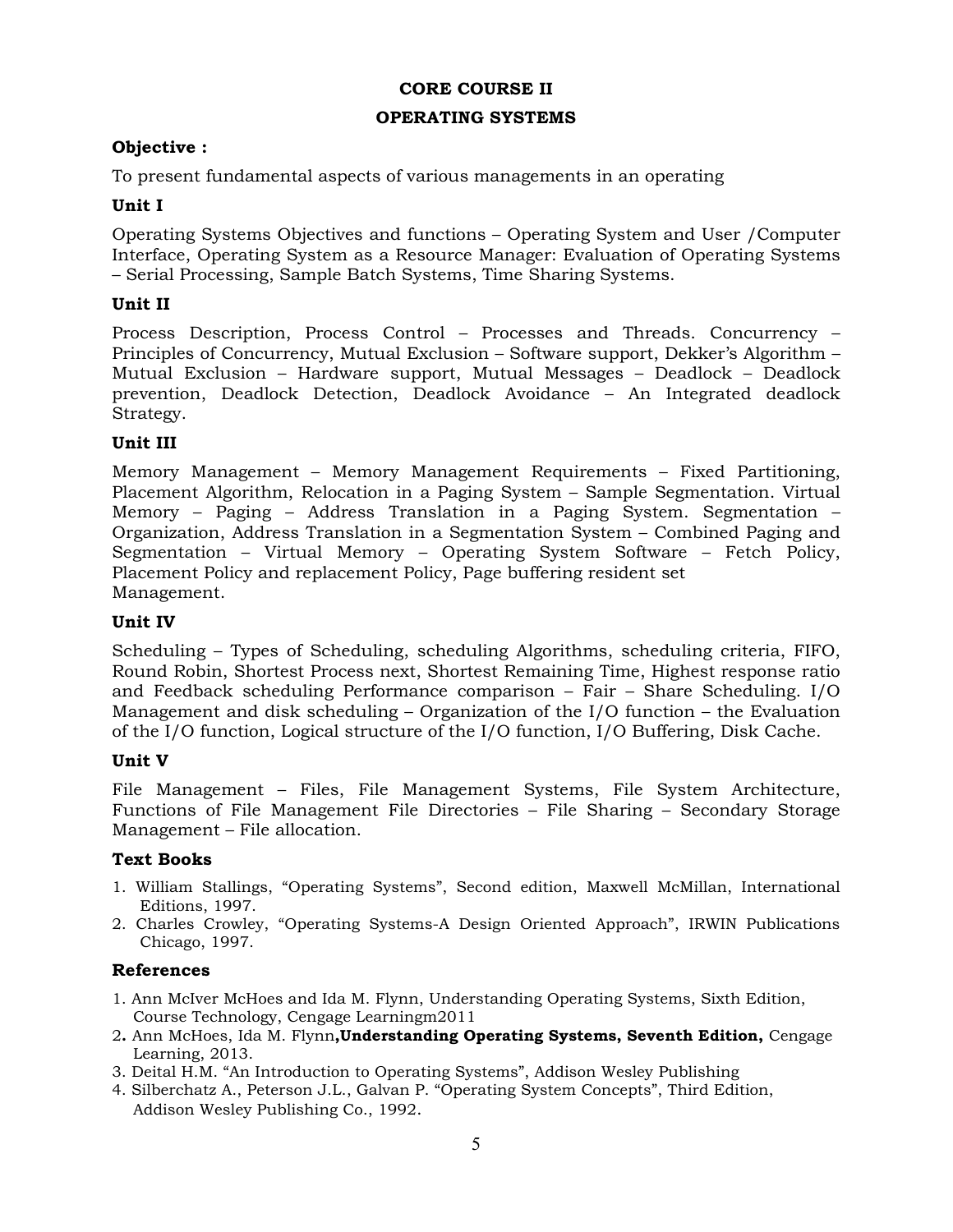# CORE COURSE II

## OPERATING SYSTEMS

### Objective :

To present fundamental aspects of various managements in an operating

### Unit I

Operating Systems Objectives and functions – Operating System and User /Computer Interface, Operating System as a Resource Manager: Evaluation of Operating Systems – Serial Processing, Sample Batch Systems, Time Sharing Systems.

### Unit II

Process Description, Process Control – Processes and Threads. Concurrency – Principles of Concurrency, Mutual Exclusion – Software support, Dekker's Algorithm – Mutual Exclusion – Hardware support, Mutual Messages – Deadlock – Deadlock prevention, Deadlock Detection, Deadlock Avoidance – An Integrated deadlock Strategy.

### Unit III

Memory Management – Memory Management Requirements – Fixed Partitioning, Placement Algorithm, Relocation in a Paging System – Sample Segmentation. Virtual Memory – Paging – Address Translation in a Paging System. Segmentation – Organization, Address Translation in a Segmentation System – Combined Paging and Segmentation – Virtual Memory – Operating System Software – Fetch Policy, Placement Policy and replacement Policy, Page buffering resident set Management.

### Unit IV

Scheduling – Types of Scheduling, scheduling Algorithms, scheduling criteria, FIFO, Round Robin, Shortest Process next, Shortest Remaining Time, Highest response ratio and Feedback scheduling Performance comparison – Fair – Share Scheduling. I/O Management and disk scheduling – Organization of the I/O function – the Evaluation of the I/O function, Logical structure of the I/O function, I/O Buffering, Disk Cache.

### Unit V

File Management – Files, File Management Systems, File System Architecture, Functions of File Management File Directories – File Sharing – Secondary Storage Management – File allocation.

### Text Books

1. William Stallings, "Operating Systems", Second edition, Maxwell McMillan, International Editions, 1997.
2. Charles Crowley, "Operating Systems-A Design Oriented Approach", IRWIN Publications Chicago, 1997.

### References

1. Ann McIver McHoes and Ida M. Flynn, Understanding Operating Systems, Sixth Edition, Course Technology, Cengage Learningm2011
2. Ann McHoes, Ida M. Flynn,**Understanding Operating Systems, Seventh Edition,** Cengage Learning, 2013.
3. Deital H.M. "An Introduction to Operating Systems", Addison Wesley Publishing
4. Silberchatz A., Peterson J.L., Galvan P. "Operating System Concepts", Third Edition, Addison Wesley Publishing Co., 1992.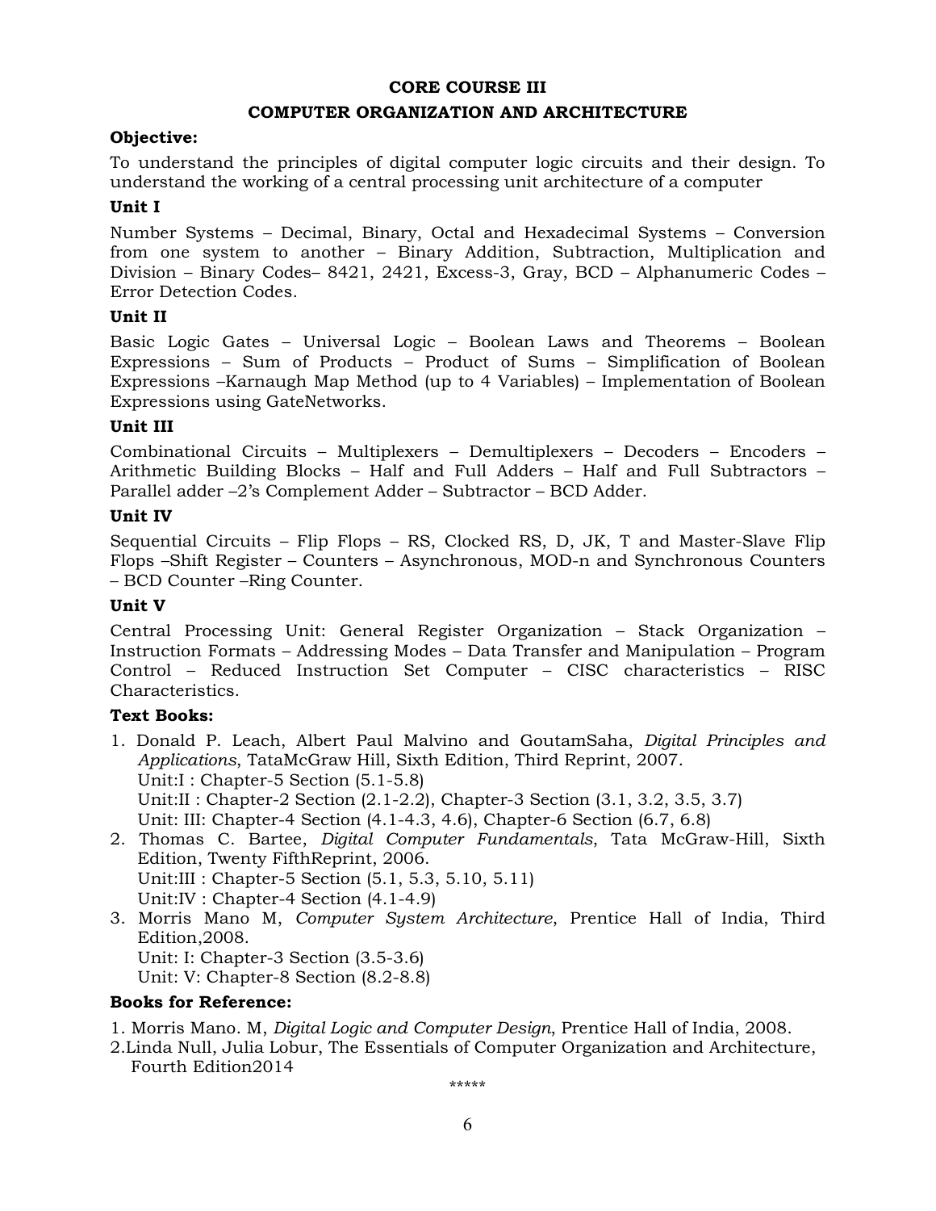## CORE COURSE III

## COMPUTER ORGANIZATION AND ARCHITECTURE

**Objective:**

To understand the principles of digital computer logic circuits and their design. To understand the working of a central processing unit architecture of a computer

**Unit I**

Number Systems – Decimal, Binary, Octal and Hexadecimal Systems – Conversion from one system to another – Binary Addition, Subtraction, Multiplication and Division – Binary Codes– 8421, 2421, Excess-3, Gray, BCD – Alphanumeric Codes – Error Detection Codes.

**Unit II**

Basic Logic Gates – Universal Logic – Boolean Laws and Theorems – Boolean Expressions – Sum of Products – Product of Sums – Simplification of Boolean Expressions –Karnaugh Map Method (up to 4 Variables) – Implementation of Boolean Expressions using GateNetworks.

**Unit III**

Combinational Circuits – Multiplexers – Demultiplexers – Decoders – Encoders – Arithmetic Building Blocks – Half and Full Adders – Half and Full Subtractors – Parallel adder –2's Complement Adder – Subtractor – BCD Adder.

**Unit IV**

Sequential Circuits – Flip Flops – RS, Clocked RS, D, JK, T and Master-Slave Flip Flops –Shift Register – Counters – Asynchronous, MOD-n and Synchronous Counters – BCD Counter –Ring Counter.

**Unit V**

Central Processing Unit: General Register Organization – Stack Organization – Instruction Formats – Addressing Modes – Data Transfer and Manipulation – Program Control – Reduced Instruction Set Computer – CISC characteristics – RISC Characteristics.

**Text Books:**

1. Donald P. Leach, Albert Paul Malvino and GoutamSaha, *Digital Principles and Applications*, TataMcGraw Hill, Sixth Edition, Third Reprint, 2007.
   Unit:I : Chapter-5 Section (5.1-5.8)
   Unit:II : Chapter-2 Section (2.1-2.2), Chapter-3 Section (3.1, 3.2, 3.5, 3.7)
   Unit: III: Chapter-4 Section (4.1-4.3, 4.6), Chapter-6 Section (6.7, 6.8)
2. Thomas C. Bartee, *Digital Computer Fundamentals*, Tata McGraw-Hill, Sixth Edition, Twenty FifthReprint, 2006.
   Unit:III : Chapter-5 Section (5.1, 5.3, 5.10, 5.11)
   Unit:IV : Chapter-4 Section (4.1-4.9)
3. Morris Mano M, *Computer System Architecture*, Prentice Hall of India, Third Edition,2008.
   Unit: I: Chapter-3 Section (3.5-3.6)
   Unit: V: Chapter-8 Section (8.2-8.8)

**Books for Reference:**

1. Morris Mano. M, *Digital Logic and Computer Design*, Prentice Hall of India, 2008.
2. Linda Null, Julia Lobur, The Essentials of Computer Organization and Architecture, Fourth Edition2014

*****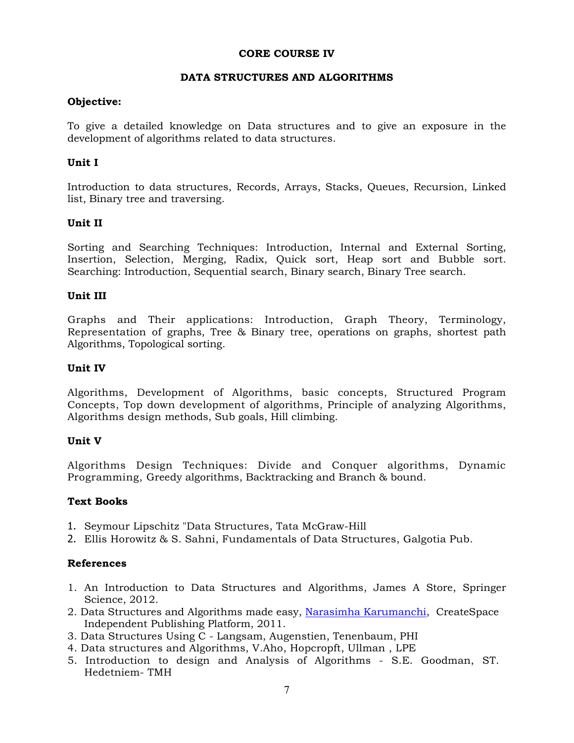## CORE COURSE IV

## DATA STRUCTURES AND ALGORITHMS

**Objective:**

To give a detailed knowledge on Data structures and to give an exposure in the development of algorithms related to data structures.

**Unit I**

Introduction to data structures, Records, Arrays, Stacks, Queues, Recursion, Linked list, Binary tree and traversing.

**Unit II**

Sorting and Searching Techniques: Introduction, Internal and External Sorting, Insertion, Selection, Merging, Radix, Quick sort, Heap sort and Bubble sort. Searching: Introduction, Sequential search, Binary search, Binary Tree search.

**Unit III**

Graphs and Their applications: Introduction, Graph Theory, Terminology, Representation of graphs, Tree & Binary tree, operations on graphs, shortest path Algorithms, Topological sorting.

**Unit IV**

Algorithms, Development of Algorithms, basic concepts, Structured Program Concepts, Top down development of algorithms, Principle of analyzing Algorithms, Algorithms design methods, Sub goals, Hill climbing.

**Unit V**

Algorithms Design Techniques: Divide and Conquer algorithms, Dynamic Programming, Greedy algorithms, Backtracking and Branch & bound.

**Text Books**

1. Seymour Lipschitz "Data Structures, Tata McGraw-Hill
2. Ellis Horowitz & S. Sahni, Fundamentals of Data Structures, Galgotia Pub.

**References**

1. An Introduction to Data Structures and Algorithms, James A Store, Springer Science, 2012.
2. Data Structures and Algorithms made easy, Narasimha Karumanchi, CreateSpace Independent Publishing Platform, 2011.
3. Data Structures Using C - Langsam, Augenstien, Tenenbaum, PHI
4. Data structures and Algorithms, V.Aho, Hopcropft, Ullman , LPE
5. Introduction to design and Analysis of Algorithms - S.E. Goodman, ST. Hedetniem- TMH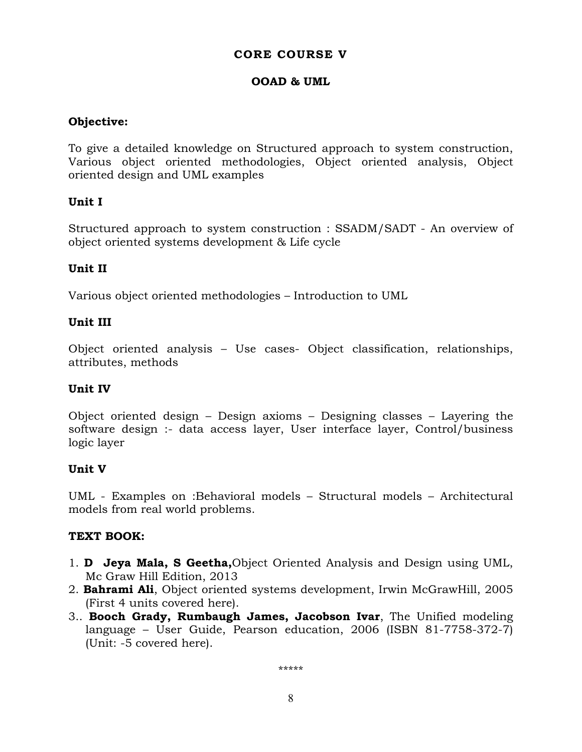## CORE COURSE V

## OOAD & UML

**Objective:**

To give a detailed knowledge on Structured approach to system construction, Various object oriented methodologies, Object oriented analysis, Object oriented design and UML examples

**Unit I**

Structured approach to system construction : SSADM/SADT - An overview of object oriented systems development & Life cycle

**Unit II**

Various object oriented methodologies – Introduction to UML

**Unit III**

Object oriented analysis – Use cases- Object classification, relationships, attributes, methods

**Unit IV**

Object oriented design – Design axioms – Designing classes – Layering the software design :- data access layer, User interface layer, Control/business logic layer

**Unit V**

UML - Examples on :Behavioral models – Structural models – Architectural models from real world problems.

**TEXT BOOK:**

1. **D Jeya Mala, S Geetha,**Object Oriented Analysis and Design using UML, Mc Graw Hill Edition, 2013
2. **Bahrami Ali**, Object oriented systems development, Irwin McGrawHill, 2005 (First 4 units covered here).
3. **Booch Grady, Rumbaugh James, Jacobson Ivar**, The Unified modeling language – User Guide, Pearson education, 2006 (ISBN 81-7758-372-7) (Unit: -5 covered here).

*****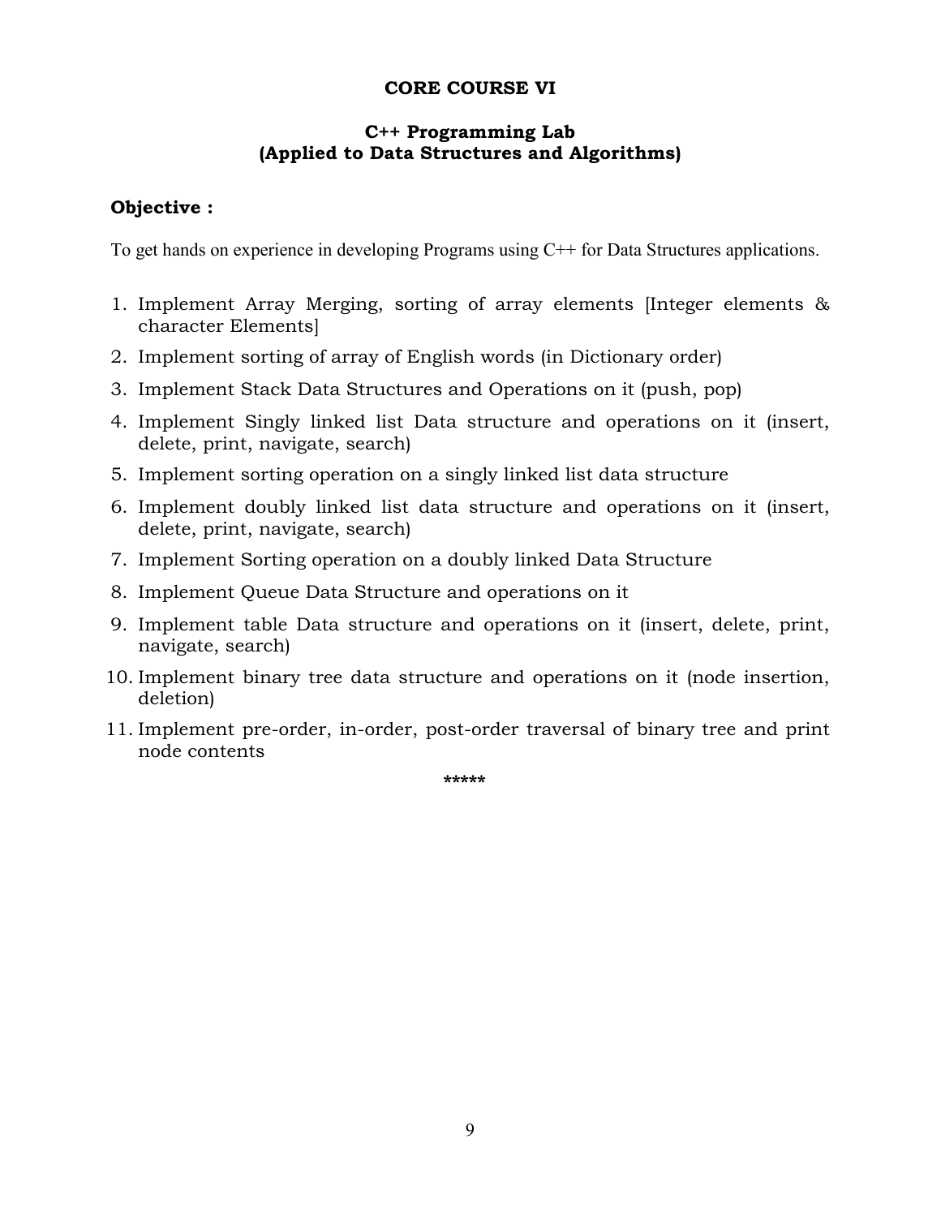## CORE COURSE VI

### C++ Programming Lab
### (Applied to Data Structures and Algorithms)

**Objective :**

To get hands on experience in developing Programs using C++ for Data Structures applications.

1. Implement Array Merging, sorting of array elements [Integer elements & character Elements]
2. Implement sorting of array of English words (in Dictionary order)
3. Implement Stack Data Structures and Operations on it (push, pop)
4. Implement Singly linked list Data structure and operations on it (insert, delete, print, navigate, search)
5. Implement sorting operation on a singly linked list data structure
6. Implement doubly linked list data structure and operations on it (insert, delete, print, navigate, search)
7. Implement Sorting operation on a doubly linked Data Structure
8. Implement Queue Data Structure and operations on it
9. Implement table Data structure and operations on it (insert, delete, print, navigate, search)
10. Implement binary tree data structure and operations on it (node insertion, deletion)
11. Implement pre-order, in-order, post-order traversal of binary tree and print node contents

*****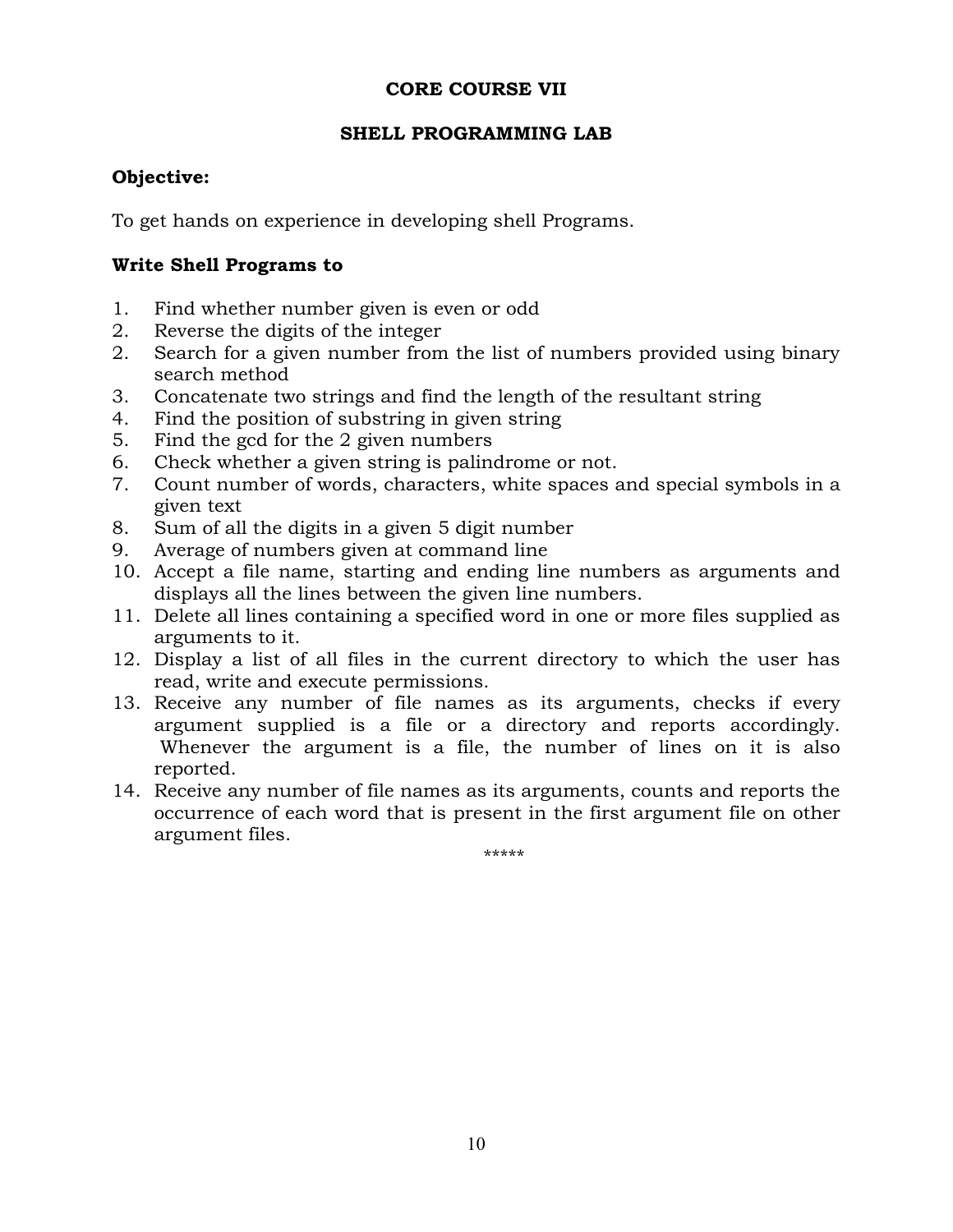## CORE COURSE VII

## SHELL PROGRAMMING LAB

**Objective:**

To get hands on experience in developing shell Programs.

**Write Shell Programs to**

1. Find whether number given is even or odd
2. Reverse the digits of the integer
2. Search for a given number from the list of numbers provided using binary search method
3. Concatenate two strings and find the length of the resultant string
4. Find the position of substring in given string
5. Find the gcd for the 2 given numbers
6. Check whether a given string is palindrome or not.
7. Count number of words, characters, white spaces and special symbols in a given text
8. Sum of all the digits in a given 5 digit number
9. Average of numbers given at command line
10. Accept a file name, starting and ending line numbers as arguments and displays all the lines between the given line numbers.
11. Delete all lines containing a specified word in one or more files supplied as arguments to it.
12. Display a list of all files in the current directory to which the user has read, write and execute permissions.
13. Receive any number of file names as its arguments, checks if every argument supplied is a file or a directory and reports accordingly. Whenever the argument is a file, the number of lines on it is also reported.
14. Receive any number of file names as its arguments, counts and reports the occurrence of each word that is present in the first argument file on other argument files.

*****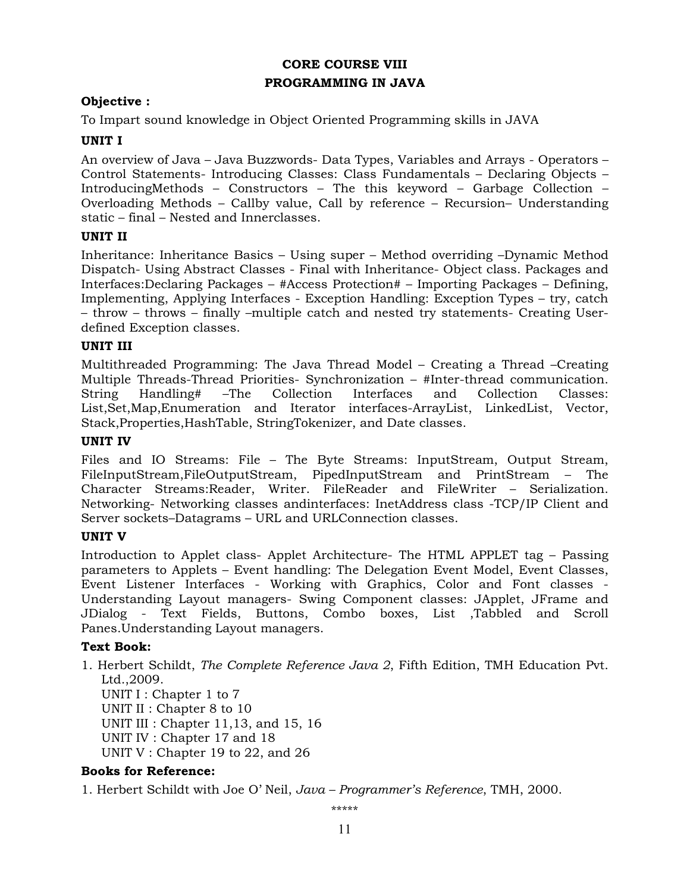# CORE COURSE VIII
## PROGRAMMING IN JAVA

**Objective :**

To Impart sound knowledge in Object Oriented Programming skills in JAVA

**UNIT I**

An overview of Java – Java Buzzwords- Data Types, Variables and Arrays - Operators – Control Statements- Introducing Classes: Class Fundamentals – Declaring Objects – IntroducingMethods – Constructors – The this keyword – Garbage Collection – Overloading Methods – Callby value, Call by reference – Recursion– Understanding static – final – Nested and Innerclasses.

**UNIT II**

Inheritance: Inheritance Basics – Using super – Method overriding –Dynamic Method Dispatch- Using Abstract Classes - Final with Inheritance- Object class. Packages and Interfaces:Declaring Packages – #Access Protection# – Importing Packages – Defining, Implementing, Applying Interfaces - Exception Handling: Exception Types – try, catch – throw – throws – finally –multiple catch and nested try statements- Creating User-defined Exception classes.

**UNIT III**

Multithreaded Programming: The Java Thread Model – Creating a Thread –Creating Multiple Threads-Thread Priorities- Synchronization – #Inter-thread communication. String Handling# –The Collection Interfaces and Collection Classes: List,Set,Map,Enumeration and Iterator interfaces-ArrayList, LinkedList, Vector, Stack,Properties,HashTable, StringTokenizer, and Date classes.

**UNIT IV**

Files and IO Streams: File – The Byte Streams: InputStream, Output Stream, FileInputStream,FileOutputStream, PipedInputStream and PrintStream – The Character Streams:Reader, Writer. FileReader and FileWriter – Serialization. Networking- Networking classes andinterfaces: InetAddress class -TCP/IP Client and Server sockets–Datagrams – URL and URLConnection classes.

**UNIT V**

Introduction to Applet class- Applet Architecture- The HTML APPLET tag – Passing parameters to Applets – Event handling: The Delegation Event Model, Event Classes, Event Listener Interfaces - Working with Graphics, Color and Font classes - Understanding Layout managers- Swing Component classes: JApplet, JFrame and JDialog - Text Fields, Buttons, Combo boxes, List ,Tabbled and Scroll Panes.Understanding Layout managers.

**Text Book:**

1. Herbert Schildt, *The Complete Reference Java 2*, Fifth Edition, TMH Education Pvt. Ltd.,2009.
   UNIT I : Chapter 1 to 7
   UNIT II : Chapter 8 to 10
   UNIT III : Chapter 11,13, and 15, 16
   UNIT IV : Chapter 17 and 18
   UNIT V : Chapter 19 to 22, and 26

**Books for Reference:**

1. Herbert Schildt with Joe O' Neil, *Java – Programmer's Reference*, TMH, 2000.

*****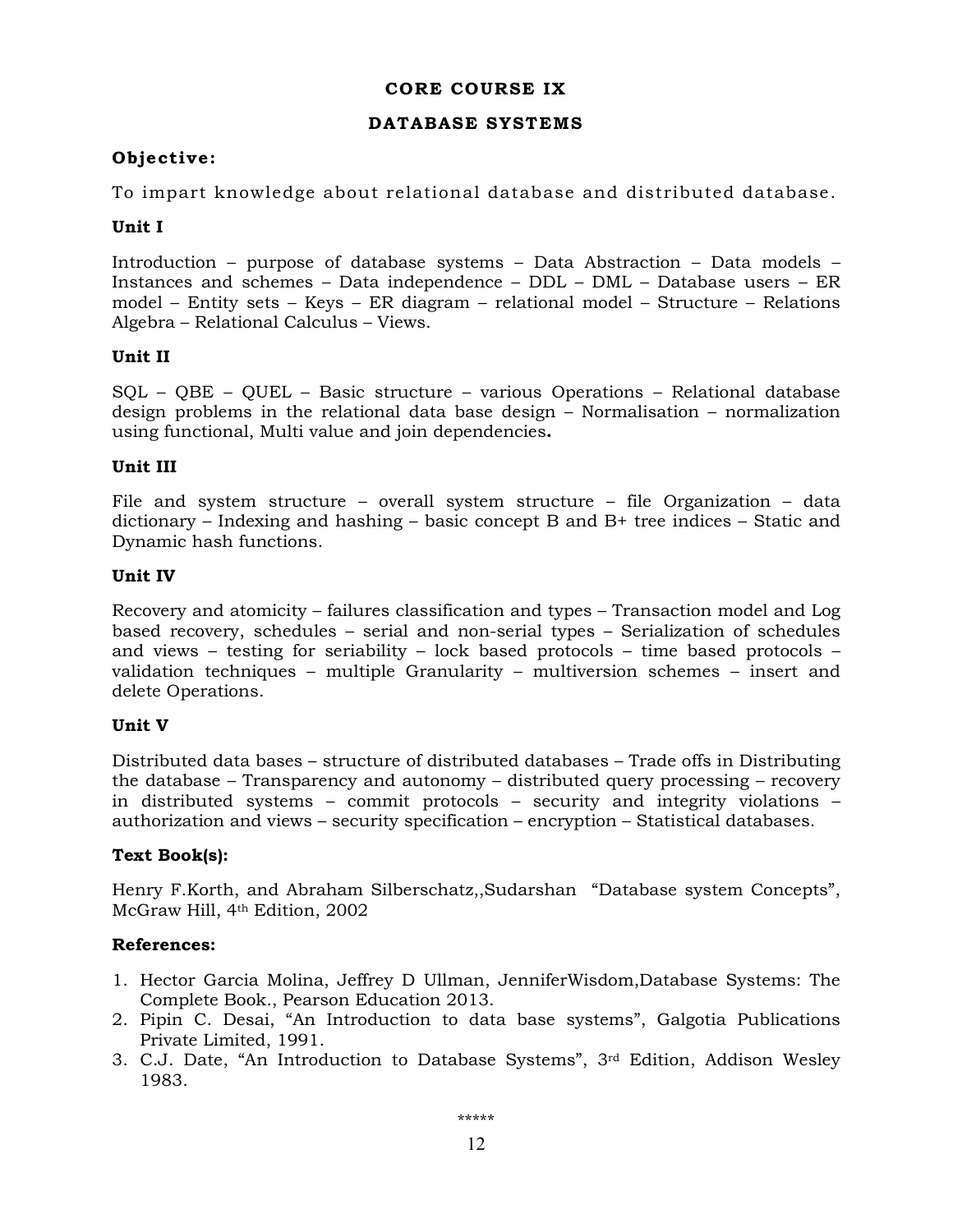# CORE COURSE IX

## DATABASE SYSTEMS

**Objective:**

To impart knowledge about relational database and distributed database.

**Unit I**

Introduction – purpose of database systems – Data Abstraction – Data models – Instances and schemes – Data independence – DDL – DML – Database users – ER model – Entity sets – Keys – ER diagram – relational model – Structure – Relations Algebra – Relational Calculus – Views.

**Unit II**

SQL – QBE – QUEL – Basic structure – various Operations – Relational database design problems in the relational data base design – Normalisation – normalization using functional, Multi value and join dependencies**.**

**Unit III**

File and system structure – overall system structure – file Organization – data dictionary – Indexing and hashing – basic concept B and B+ tree indices – Static and Dynamic hash functions.

**Unit IV**

Recovery and atomicity – failures classification and types – Transaction model and Log based recovery, schedules – serial and non-serial types – Serialization of schedules and views – testing for seriability – lock based protocols – time based protocols – validation techniques – multiple Granularity – multiversion schemes – insert and delete Operations.

**Unit V**

Distributed data bases – structure of distributed databases – Trade offs in Distributing the database – Transparency and autonomy – distributed query processing – recovery in distributed systems – commit protocols – security and integrity violations – authorization and views – security specification – encryption – Statistical databases.

**Text Book(s):**

Henry F.Korth, and Abraham Silberschatz,,Sudarshan "Database system Concepts", McGraw Hill, 4th Edition, 2002

**References:**

1. Hector Garcia Molina, Jeffrey D Ullman, JenniferWisdom,Database Systems: The Complete Book., Pearson Education 2013.
2. Pipin C. Desai, "An Introduction to data base systems", Galgotia Publications Private Limited, 1991.
3. C.J. Date, "An Introduction to Database Systems", 3rd Edition, Addison Wesley 1983.

*****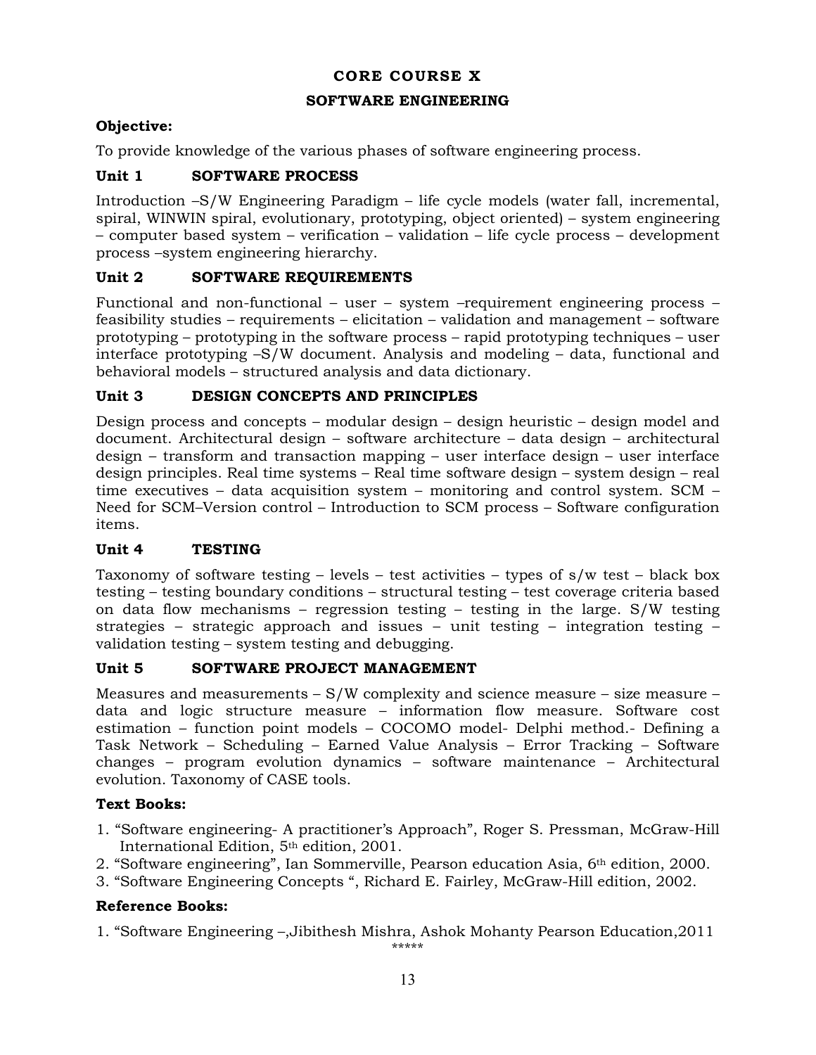# CORE COURSE X

## SOFTWARE ENGINEERING

**Objective:**

To provide knowledge of the various phases of software engineering process.

### Unit 1 SOFTWARE PROCESS

Introduction –S/W Engineering Paradigm – life cycle models (water fall, incremental, spiral, WINWIN spiral, evolutionary, prototyping, object oriented) – system engineering – computer based system – verification – validation – life cycle process – development process –system engineering hierarchy.

### Unit 2 SOFTWARE REQUIREMENTS

Functional and non-functional – user – system –requirement engineering process – feasibility studies – requirements – elicitation – validation and management – software prototyping – prototyping in the software process – rapid prototyping techniques – user interface prototyping –S/W document. Analysis and modeling – data, functional and behavioral models – structured analysis and data dictionary.

### Unit 3 DESIGN CONCEPTS AND PRINCIPLES

Design process and concepts – modular design – design heuristic – design model and document. Architectural design – software architecture – data design – architectural design – transform and transaction mapping – user interface design – user interface design principles. Real time systems – Real time software design – system design – real time executives – data acquisition system – monitoring and control system. SCM – Need for SCM–Version control – Introduction to SCM process – Software configuration items.

### Unit 4 TESTING

Taxonomy of software testing – levels – test activities – types of s/w test – black box testing – testing boundary conditions – structural testing – test coverage criteria based on data flow mechanisms – regression testing – testing in the large. S/W testing strategies – strategic approach and issues – unit testing – integration testing – validation testing – system testing and debugging.

### Unit 5 SOFTWARE PROJECT MANAGEMENT

Measures and measurements – S/W complexity and science measure – size measure – data and logic structure measure – information flow measure. Software cost estimation – function point models – COCOMO model- Delphi method.- Defining a Task Network – Scheduling – Earned Value Analysis – Error Tracking – Software changes – program evolution dynamics – software maintenance – Architectural evolution. Taxonomy of CASE tools.

**Text Books:**

1. "Software engineering- A practitioner's Approach", Roger S. Pressman, McGraw-Hill International Edition, 5th edition, 2001.
2. "Software engineering", Ian Sommerville, Pearson education Asia, 6th edition, 2000.
3. "Software Engineering Concepts ", Richard E. Fairley, McGraw-Hill edition, 2002.

**Reference Books:**

1. "Software Engineering –,Jibithesh Mishra, Ashok Mohanty Pearson Education,2011

*****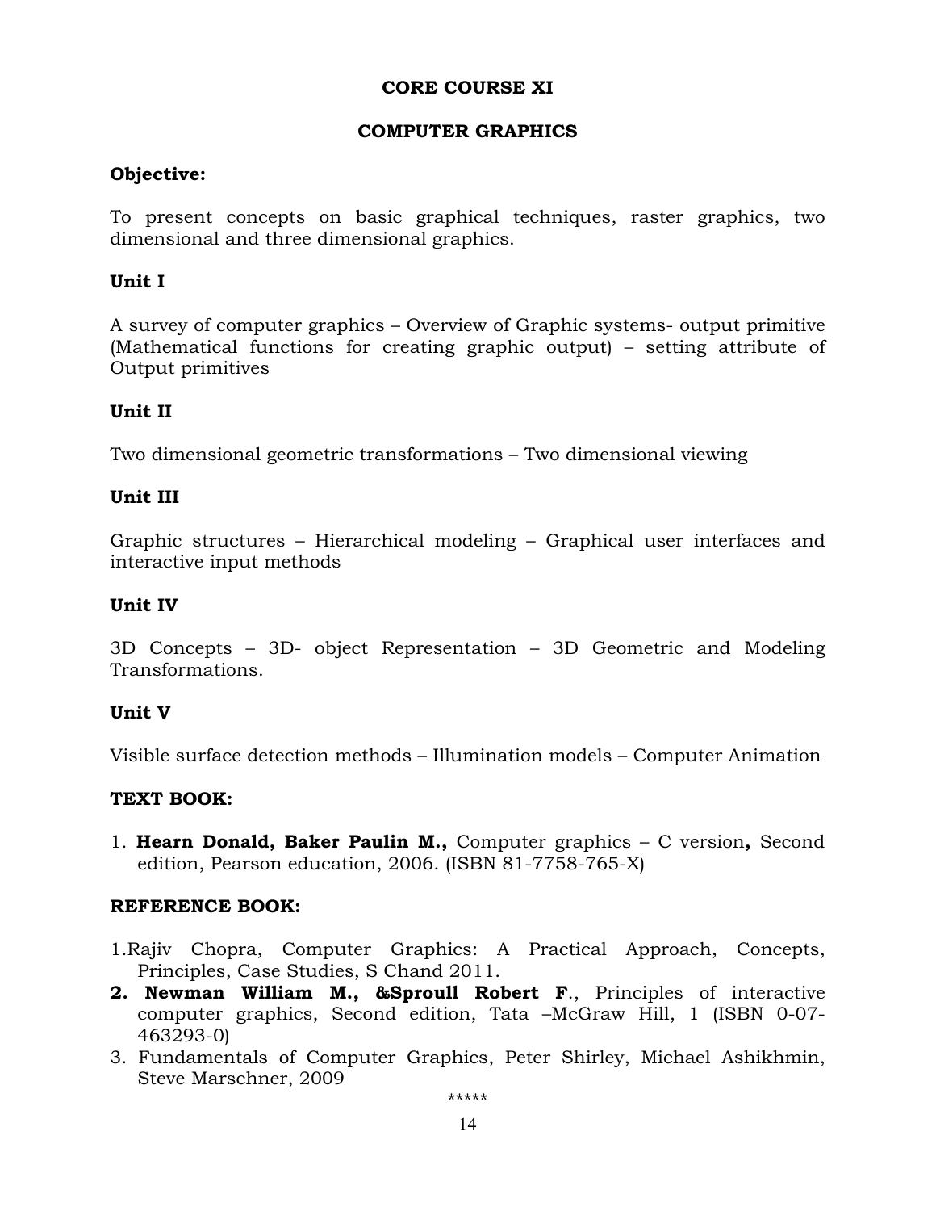## CORE COURSE XI

## COMPUTER GRAPHICS

**Objective:**

To present concepts on basic graphical techniques, raster graphics, two dimensional and three dimensional graphics.

**Unit I**

A survey of computer graphics – Overview of Graphic systems- output primitive (Mathematical functions for creating graphic output) – setting attribute of Output primitives

**Unit II**

Two dimensional geometric transformations – Two dimensional viewing

**Unit III**

Graphic structures – Hierarchical modeling – Graphical user interfaces and interactive input methods

**Unit IV**

3D Concepts – 3D- object Representation – 3D Geometric and Modeling Transformations.

**Unit V**

Visible surface detection methods – Illumination models – Computer Animation

**TEXT BOOK:**

1. **Hearn Donald, Baker Paulin M.,** Computer graphics – C version**,** Second edition, Pearson education, 2006. (ISBN 81-7758-765-X)

**REFERENCE BOOK:**

1. Rajiv Chopra, Computer Graphics: A Practical Approach, Concepts, Principles, Case Studies, S Chand 2011.
2. **Newman William M., &Sproull Robert F**., Principles of interactive computer graphics, Second edition, Tata –McGraw Hill, 1 (ISBN 0-07-463293-0)
3. Fundamentals of Computer Graphics, Peter Shirley, Michael Ashikhmin, Steve Marschner, 2009

*****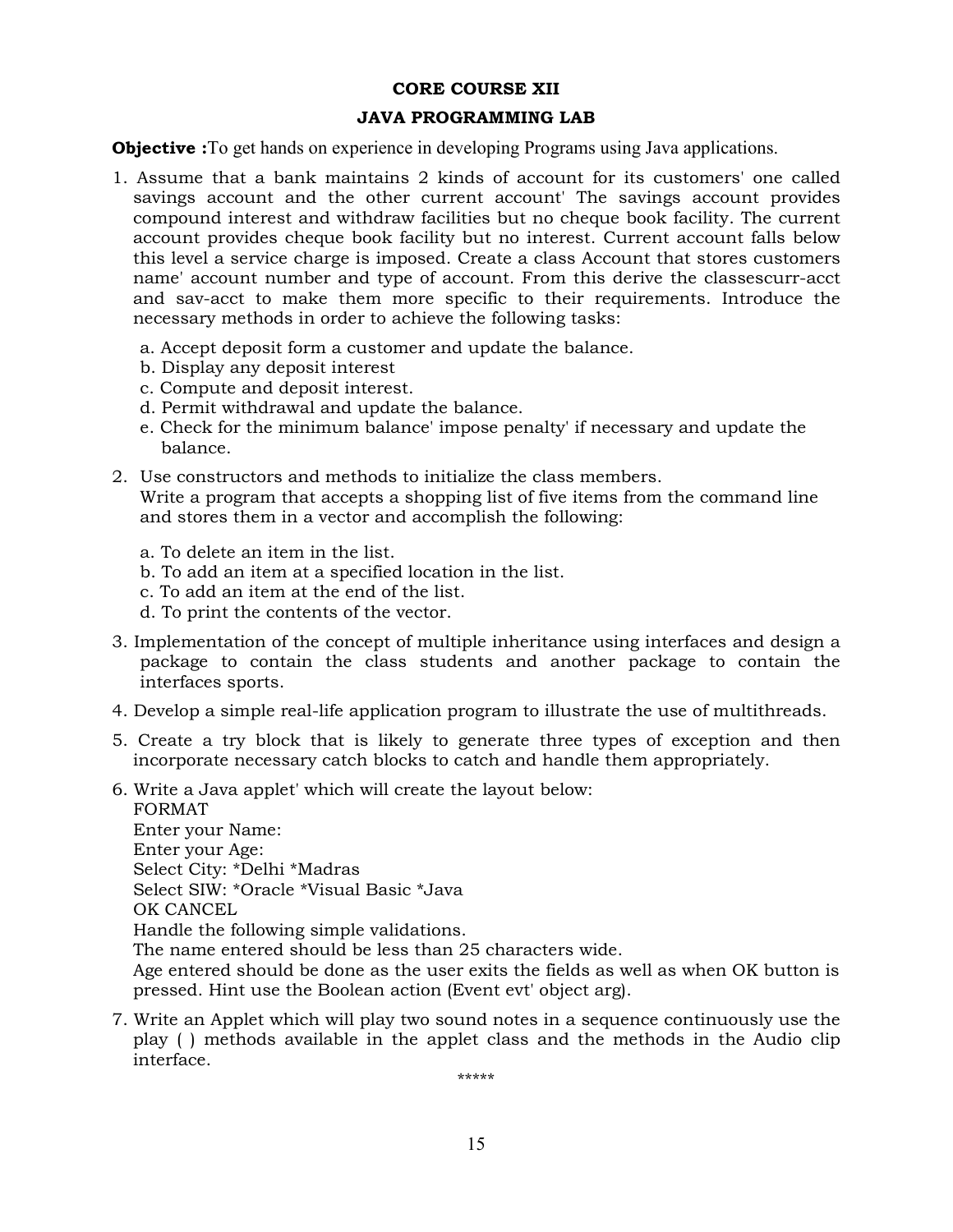**CORE COURSE XII**

**JAVA PROGRAMMING LAB**

**Objective :**To get hands on experience in developing Programs using Java applications.

1. Assume that a bank maintains 2 kinds of account for its customers' one called savings account and the other current account' The savings account provides compound interest and withdraw facilities but no cheque book facility. The current account provides cheque book facility but no interest. Current account falls below this level a service charge is imposed. Create a class Account that stores customers name' account number and type of account. From this derive the classescurr-acct and sav-acct to make them more specific to their requirements. Introduce the necessary methods in order to achieve the following tasks:

   a. Accept deposit form a customer and update the balance.
   b. Display any deposit interest
   c. Compute and deposit interest.
   d. Permit withdrawal and update the balance.
   e. Check for the minimum balance' impose penalty' if necessary and update the balance.

2. Use constructors and methods to initialize the class members.
   Write a program that accepts a shopping list of five items from the command line and stores them in a vector and accomplish the following:

   a. To delete an item in the list.
   b. To add an item at a specified location in the list.
   c. To add an item at the end of the list.
   d. To print the contents of the vector.

3. Implementation of the concept of multiple inheritance using interfaces and design a package to contain the class students and another package to contain the interfaces sports.

4. Develop a simple real-life application program to illustrate the use of multithreads.

5. Create a try block that is likely to generate three types of exception and then incorporate necessary catch blocks to catch and handle them appropriately.

6. Write a Java applet' which will create the layout below:
   FORMAT
   Enter your Name:
   Enter your Age:
   Select City: *Delhi *Madras
   Select SIW: *Oracle *Visual Basic *Java
   OK CANCEL
   Handle the following simple validations.
   The name entered should be less than 25 characters wide.
   Age entered should be done as the user exits the fields as well as when OK button is pressed. Hint use the Boolean action (Event evt' object arg).

7. Write an Applet which will play two sound notes in a sequence continuously use the play ( ) methods available in the applet class and the methods in the Audio clip interface.

*****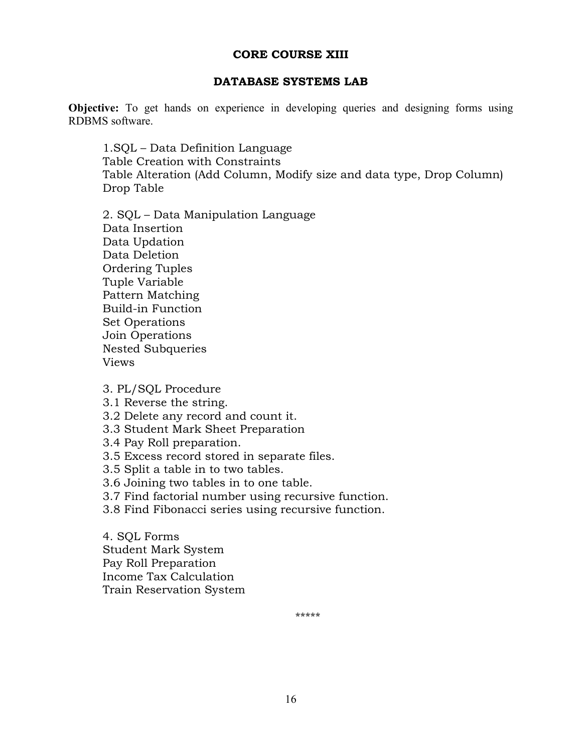## CORE COURSE XIII

## DATABASE SYSTEMS LAB

**Objective:** To get hands on experience in developing queries and designing forms using RDBMS software.

1.SQL – Data Definition Language
Table Creation with Constraints
Table Alteration (Add Column, Modify size and data type, Drop Column)
Drop Table

2. SQL – Data Manipulation Language
Data Insertion
Data Updation
Data Deletion
Ordering Tuples
Tuple Variable
Pattern Matching
Build-in Function
Set Operations
Join Operations
Nested Subqueries
Views

3. PL/SQL Procedure
3.1 Reverse the string.
3.2 Delete any record and count it.
3.3 Student Mark Sheet Preparation
3.4 Pay Roll preparation.
3.5 Excess record stored in separate files.
3.5 Split a table in to two tables.
3.6 Joining two tables in to one table.
3.7 Find factorial number using recursive function.
3.8 Find Fibonacci series using recursive function.

4. SQL Forms
Student Mark System
Pay Roll Preparation
Income Tax Calculation
Train Reservation System

*****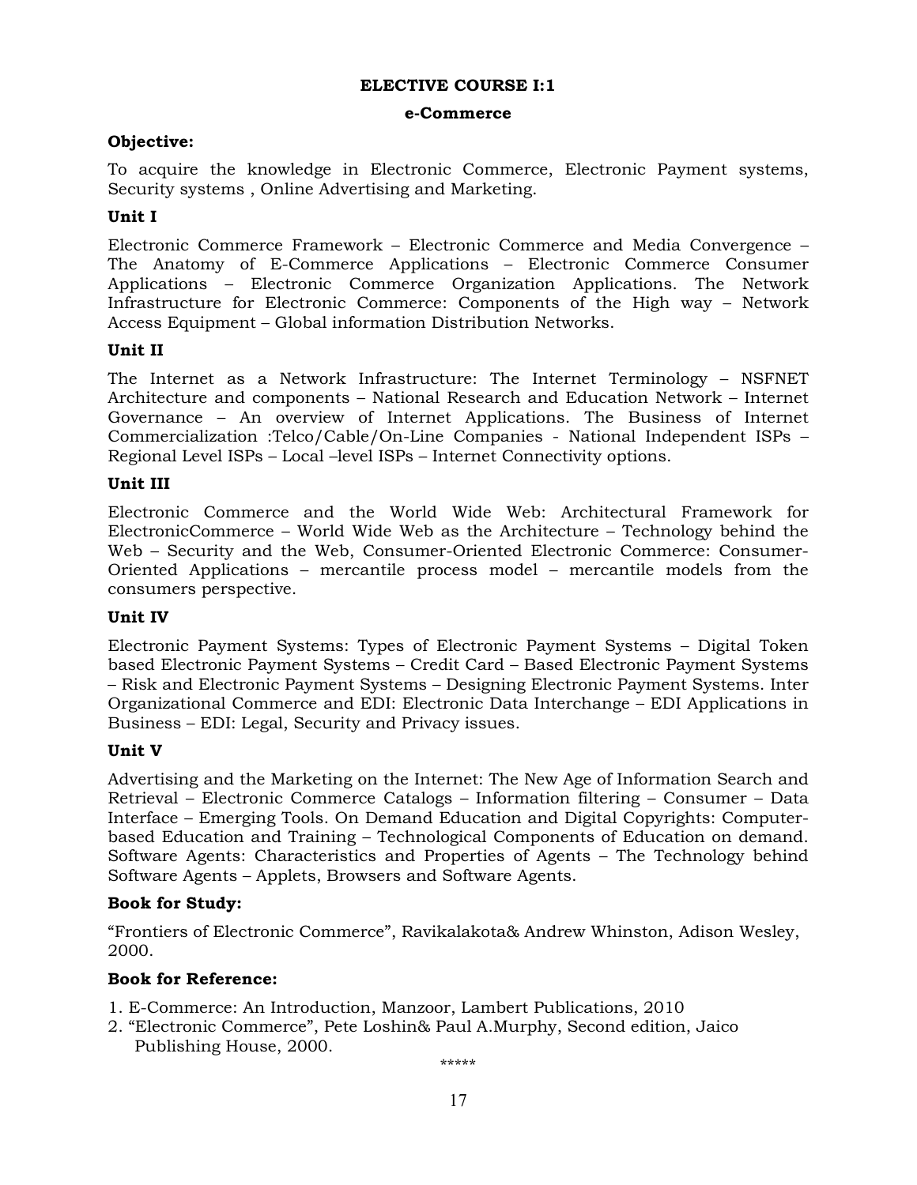## ELECTIVE COURSE I:1

### e-Commerce

**Objective:**

To acquire the knowledge in Electronic Commerce, Electronic Payment systems, Security systems , Online Advertising and Marketing.

**Unit I**

Electronic Commerce Framework – Electronic Commerce and Media Convergence – The Anatomy of E-Commerce Applications – Electronic Commerce Consumer Applications – Electronic Commerce Organization Applications. The Network Infrastructure for Electronic Commerce: Components of the High way – Network Access Equipment – Global information Distribution Networks.

**Unit II**

The Internet as a Network Infrastructure: The Internet Terminology – NSFNET Architecture and components – National Research and Education Network – Internet Governance – An overview of Internet Applications. The Business of Internet Commercialization :Telco/Cable/On-Line Companies - National Independent ISPs – Regional Level ISPs – Local –level ISPs – Internet Connectivity options.

**Unit III**

Electronic Commerce and the World Wide Web: Architectural Framework for ElectronicCommerce – World Wide Web as the Architecture – Technology behind the Web – Security and the Web, Consumer-Oriented Electronic Commerce: Consumer-Oriented Applications – mercantile process model – mercantile models from the consumers perspective.

**Unit IV**

Electronic Payment Systems: Types of Electronic Payment Systems – Digital Token based Electronic Payment Systems – Credit Card – Based Electronic Payment Systems – Risk and Electronic Payment Systems – Designing Electronic Payment Systems. Inter Organizational Commerce and EDI: Electronic Data Interchange – EDI Applications in Business – EDI: Legal, Security and Privacy issues.

**Unit V**

Advertising and the Marketing on the Internet: The New Age of Information Search and Retrieval – Electronic Commerce Catalogs – Information filtering – Consumer – Data Interface – Emerging Tools. On Demand Education and Digital Copyrights: Computer-based Education and Training – Technological Components of Education on demand. Software Agents: Characteristics and Properties of Agents – The Technology behind Software Agents – Applets, Browsers and Software Agents.

**Book for Study:**

"Frontiers of Electronic Commerce", Ravikalakota& Andrew Whinston, Adison Wesley, 2000.

**Book for Reference:**

1. E-Commerce: An Introduction, Manzoor, Lambert Publications, 2010
2. "Electronic Commerce", Pete Loshin& Paul A.Murphy, Second edition, Jaico Publishing House, 2000.

*****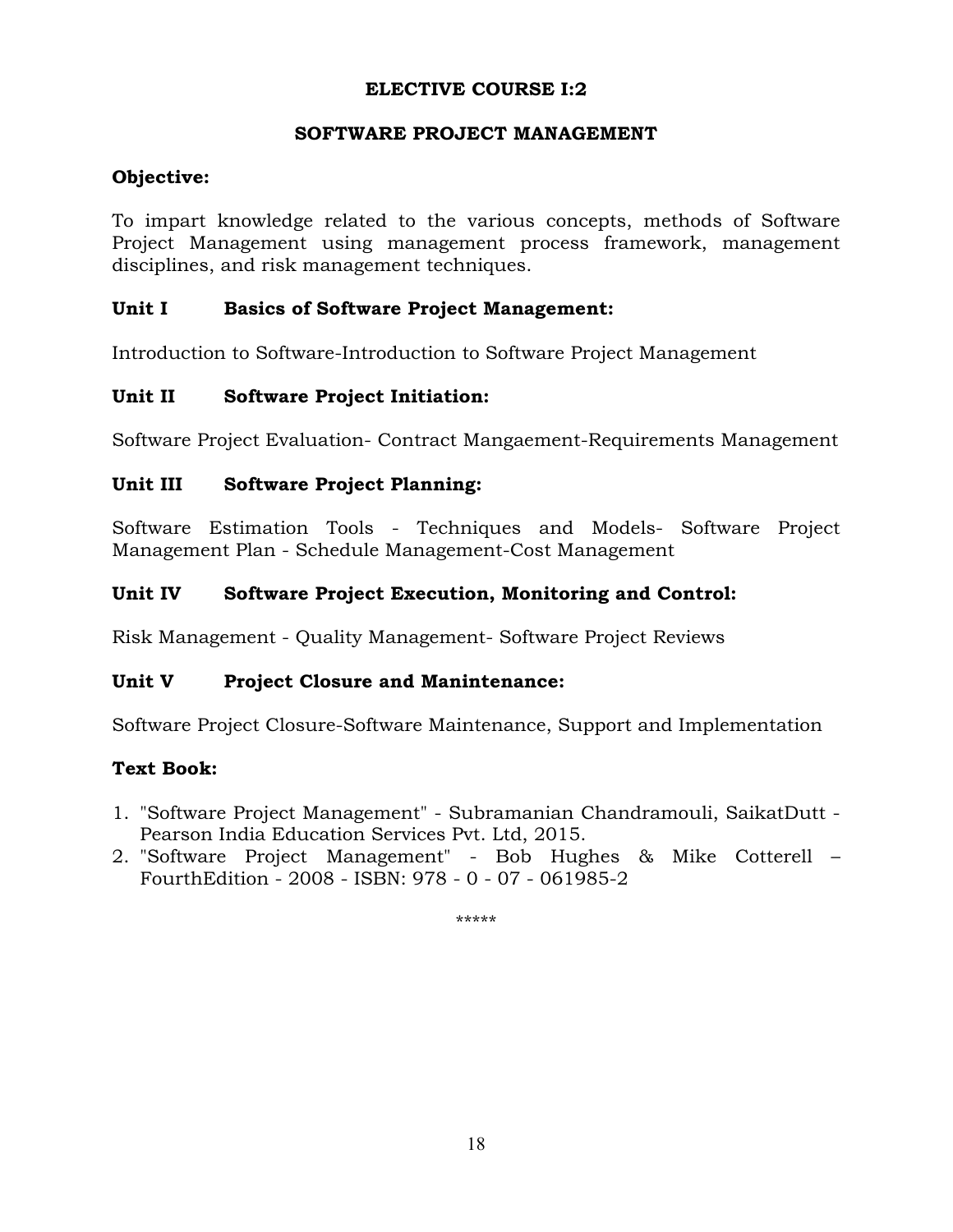## ELECTIVE COURSE I:2

## SOFTWARE PROJECT MANAGEMENT

**Objective:**

To impart knowledge related to the various concepts, methods of Software Project Management using management process framework, management disciplines, and risk management techniques.

**Unit I Basics of Software Project Management:**

Introduction to Software-Introduction to Software Project Management

**Unit II Software Project Initiation:**

Software Project Evaluation- Contract Mangaement-Requirements Management

**Unit III Software Project Planning:**

Software Estimation Tools - Techniques and Models- Software Project Management Plan - Schedule Management-Cost Management

**Unit IV Software Project Execution, Monitoring and Control:**

Risk Management - Quality Management- Software Project Reviews

**Unit V Project Closure and Manintenance:**

Software Project Closure-Software Maintenance, Support and Implementation

**Text Book:**

1. "Software Project Management" - Subramanian Chandramouli, SaikatDutt - Pearson India Education Services Pvt. Ltd, 2015.
2. "Software Project Management" - Bob Hughes & Mike Cotterell – FourthEdition - 2008 - ISBN: 978 - 0 - 07 - 061985-2

*****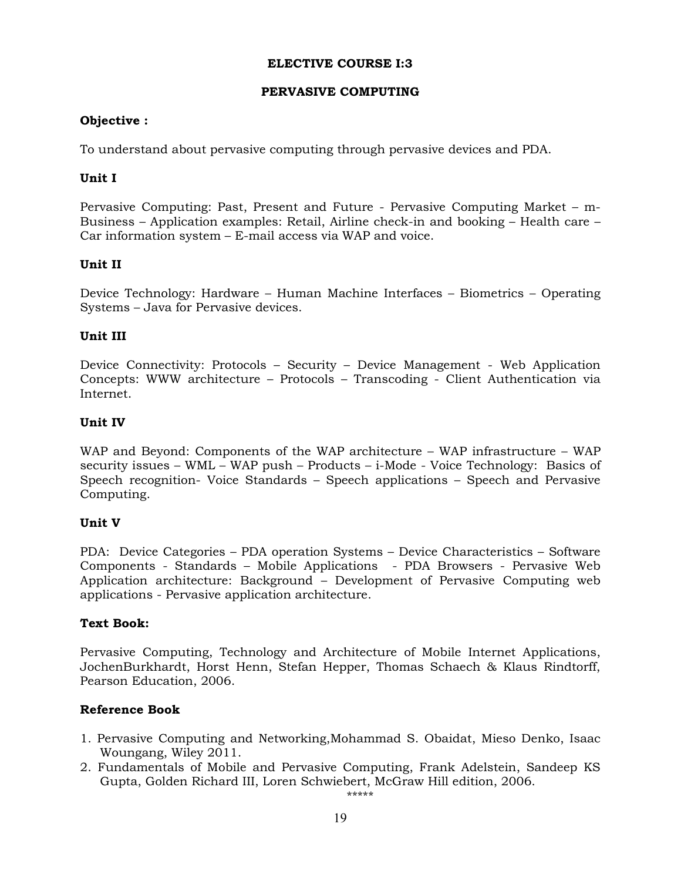## ELECTIVE COURSE I:3

## PERVASIVE COMPUTING

**Objective :**

To understand about pervasive computing through pervasive devices and PDA.

**Unit I**

Pervasive Computing: Past, Present and Future - Pervasive Computing Market – m-Business – Application examples: Retail, Airline check-in and booking – Health care – Car information system – E-mail access via WAP and voice.

**Unit II**

Device Technology: Hardware – Human Machine Interfaces – Biometrics – Operating Systems – Java for Pervasive devices.

**Unit III**

Device Connectivity: Protocols – Security – Device Management - Web Application Concepts: WWW architecture – Protocols – Transcoding - Client Authentication via Internet.

**Unit IV**

WAP and Beyond: Components of the WAP architecture – WAP infrastructure – WAP security issues – WML – WAP push – Products – i-Mode - Voice Technology: Basics of Speech recognition- Voice Standards – Speech applications – Speech and Pervasive Computing.

**Unit V**

PDA: Device Categories – PDA operation Systems – Device Characteristics – Software Components - Standards – Mobile Applications - PDA Browsers - Pervasive Web Application architecture: Background – Development of Pervasive Computing web applications - Pervasive application architecture.

**Text Book:**

Pervasive Computing, Technology and Architecture of Mobile Internet Applications, JochenBurkhardt, Horst Henn, Stefan Hepper, Thomas Schaech & Klaus Rindtorff, Pearson Education, 2006.

**Reference Book**

1. Pervasive Computing and Networking,Mohammad S. Obaidat, Mieso Denko, Isaac Woungang, Wiley 2011.
2. Fundamentals of Mobile and Pervasive Computing, Frank Adelstein, Sandeep KS Gupta, Golden Richard III, Loren Schwiebert, McGraw Hill edition, 2006.

*****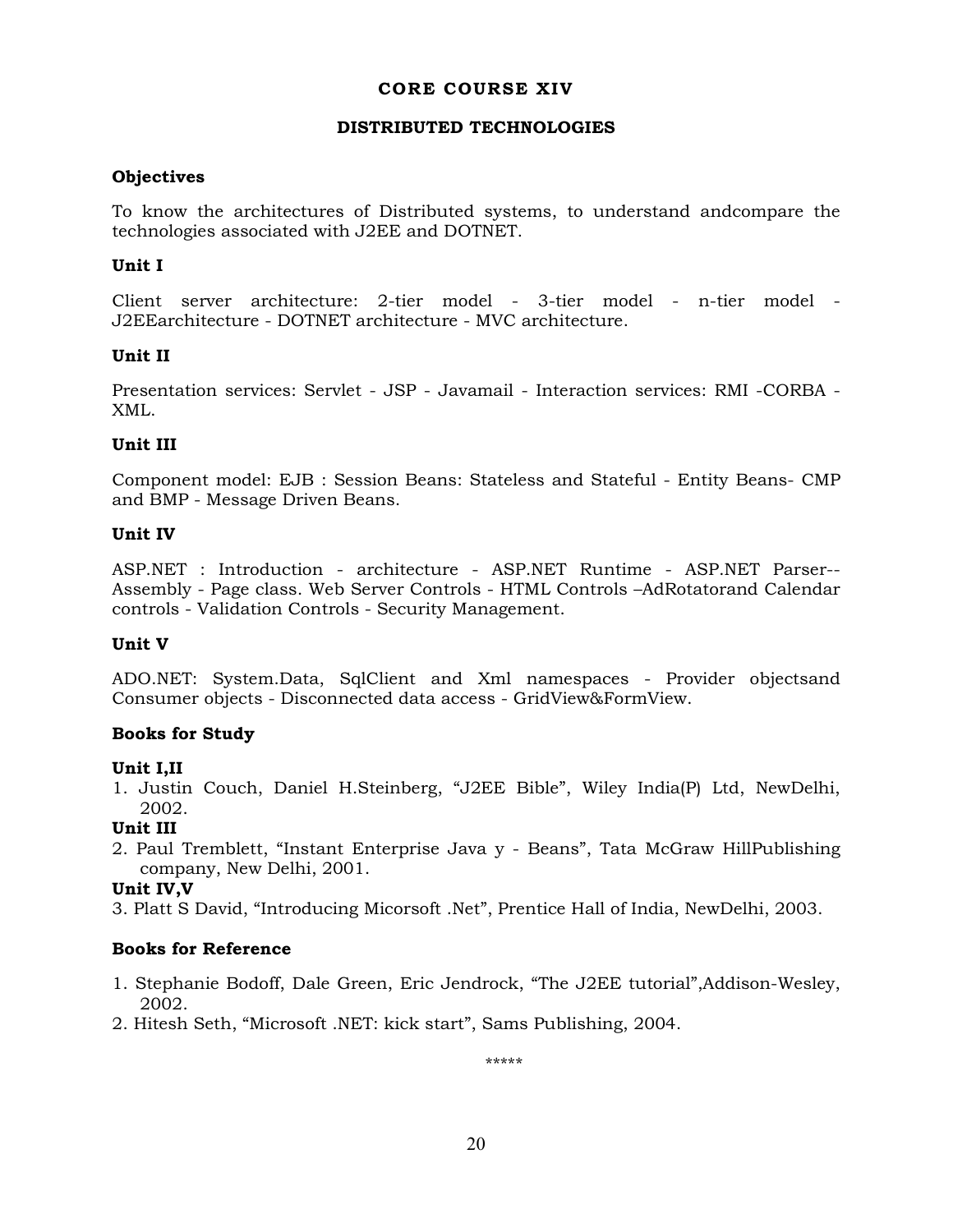## CORE COURSE XIV

### DISTRIBUTED TECHNOLOGIES

**Objectives**

To know the architectures of Distributed systems, to understand andcompare the technologies associated with J2EE and DOTNET.

**Unit I**

Client server architecture: 2-tier model - 3-tier model - n-tier model - J2EEarchitecture - DOTNET architecture - MVC architecture.

**Unit II**

Presentation services: Servlet - JSP - Javamail - Interaction services: RMI -CORBA - XML.

**Unit III**

Component model: EJB : Session Beans: Stateless and Stateful - Entity Beans- CMP and BMP - Message Driven Beans.

**Unit IV**

ASP.NET : Introduction - architecture - ASP.NET Runtime - ASP.NET Parser-- Assembly - Page class. Web Server Controls - HTML Controls –AdRotatorand Calendar controls - Validation Controls - Security Management.

**Unit V**

ADO.NET: System.Data, SqlClient and Xml namespaces - Provider objectsand Consumer objects - Disconnected data access - GridView&FormView.

**Books for Study**

**Unit I,II**

1. Justin Couch, Daniel H.Steinberg, “J2EE Bible”, Wiley India(P) Ltd, NewDelhi, 2002.

**Unit III**

2. Paul Tremblett, “Instant Enterprise Java y - Beans”, Tata McGraw HillPublishing company, New Delhi, 2001.

**Unit IV,V**

3. Platt S David, “Introducing Micorsoft .Net”, Prentice Hall of India, NewDelhi, 2003.

**Books for Reference**

1. Stephanie Bodoff, Dale Green, Eric Jendrock, “The J2EE tutorial”,Addison-Wesley, 2002.
2. Hitesh Seth, “Microsoft .NET: kick start”, Sams Publishing, 2004.

*****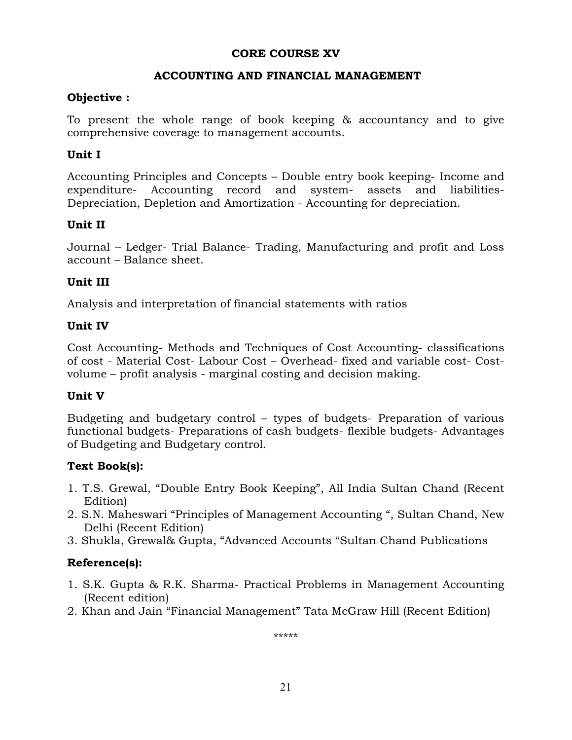## CORE COURSE XV

## ACCOUNTING AND FINANCIAL MANAGEMENT

**Objective :**

To present the whole range of book keeping & accountancy and to give comprehensive coverage to management accounts.

**Unit I**

Accounting Principles and Concepts – Double entry book keeping- Income and expenditure- Accounting record and system- assets and liabilities- Depreciation, Depletion and Amortization - Accounting for depreciation.

**Unit II**

Journal – Ledger- Trial Balance- Trading, Manufacturing and profit and Loss account – Balance sheet.

**Unit III**

Analysis and interpretation of financial statements with ratios

**Unit IV**

Cost Accounting- Methods and Techniques of Cost Accounting- classifications of cost - Material Cost- Labour Cost – Overhead- fixed and variable cost- Cost-volume – profit analysis - marginal costing and decision making.

**Unit V**

Budgeting and budgetary control – types of budgets- Preparation of various functional budgets- Preparations of cash budgets- flexible budgets- Advantages of Budgeting and Budgetary control.

**Text Book(s):**

1. T.S. Grewal, "Double Entry Book Keeping", All India Sultan Chand (Recent Edition)
2. S.N. Maheswari "Principles of Management Accounting ", Sultan Chand, New Delhi (Recent Edition)
3. Shukla, Grewal& Gupta, "Advanced Accounts "Sultan Chand Publications

**Reference(s):**

1. S.K. Gupta & R.K. Sharma- Practical Problems in Management Accounting (Recent edition)
2. Khan and Jain "Financial Management" Tata McGraw Hill (Recent Edition)

*****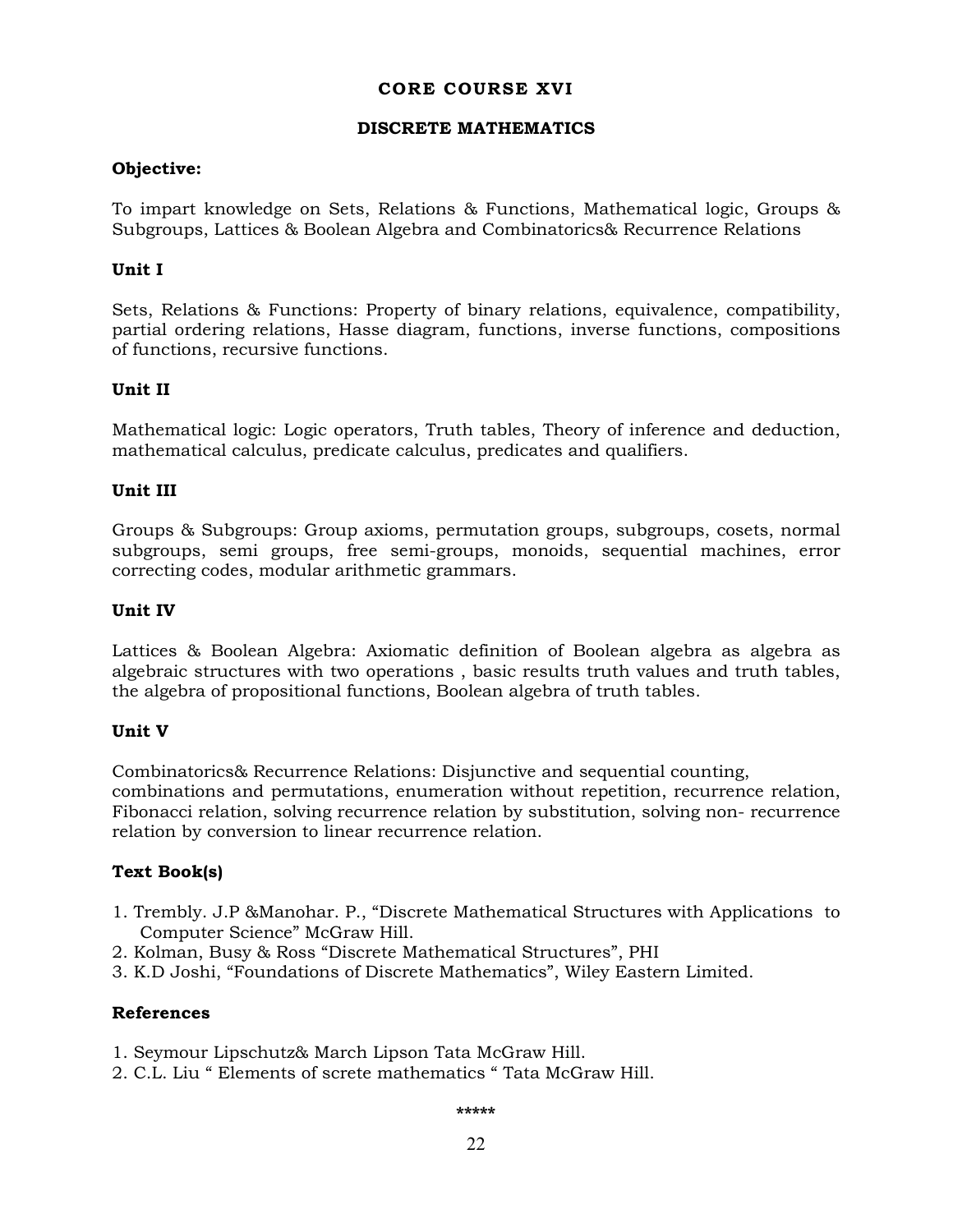# CORE COURSE XVI

## DISCRETE MATHEMATICS

**Objective:**

To impart knowledge on Sets, Relations & Functions, Mathematical logic, Groups & Subgroups, Lattices & Boolean Algebra and Combinatorics& Recurrence Relations

**Unit I**

Sets, Relations & Functions: Property of binary relations, equivalence, compatibility, partial ordering relations, Hasse diagram, functions, inverse functions, compositions of functions, recursive functions.

**Unit II**

Mathematical logic: Logic operators, Truth tables, Theory of inference and deduction, mathematical calculus, predicate calculus, predicates and qualifiers.

**Unit III**

Groups & Subgroups: Group axioms, permutation groups, subgroups, cosets, normal subgroups, semi groups, free semi-groups, monoids, sequential machines, error correcting codes, modular arithmetic grammars.

**Unit IV**

Lattices & Boolean Algebra: Axiomatic definition of Boolean algebra as algebra as algebraic structures with two operations , basic results truth values and truth tables, the algebra of propositional functions, Boolean algebra of truth tables.

**Unit V**

Combinatorics& Recurrence Relations: Disjunctive and sequential counting, combinations and permutations, enumeration without repetition, recurrence relation, Fibonacci relation, solving recurrence relation by substitution, solving non- recurrence relation by conversion to linear recurrence relation.

**Text Book(s)**

1. Trembly. J.P &Manohar. P., "Discrete Mathematical Structures with Applications to Computer Science" McGraw Hill.
2. Kolman, Busy & Ross "Discrete Mathematical Structures", PHI
3. K.D Joshi, "Foundations of Discrete Mathematics", Wiley Eastern Limited.

**References**

1. Seymour Lipschutz& March Lipson Tata McGraw Hill.
2. C.L. Liu " Elements of screte mathematics " Tata McGraw Hill.

*****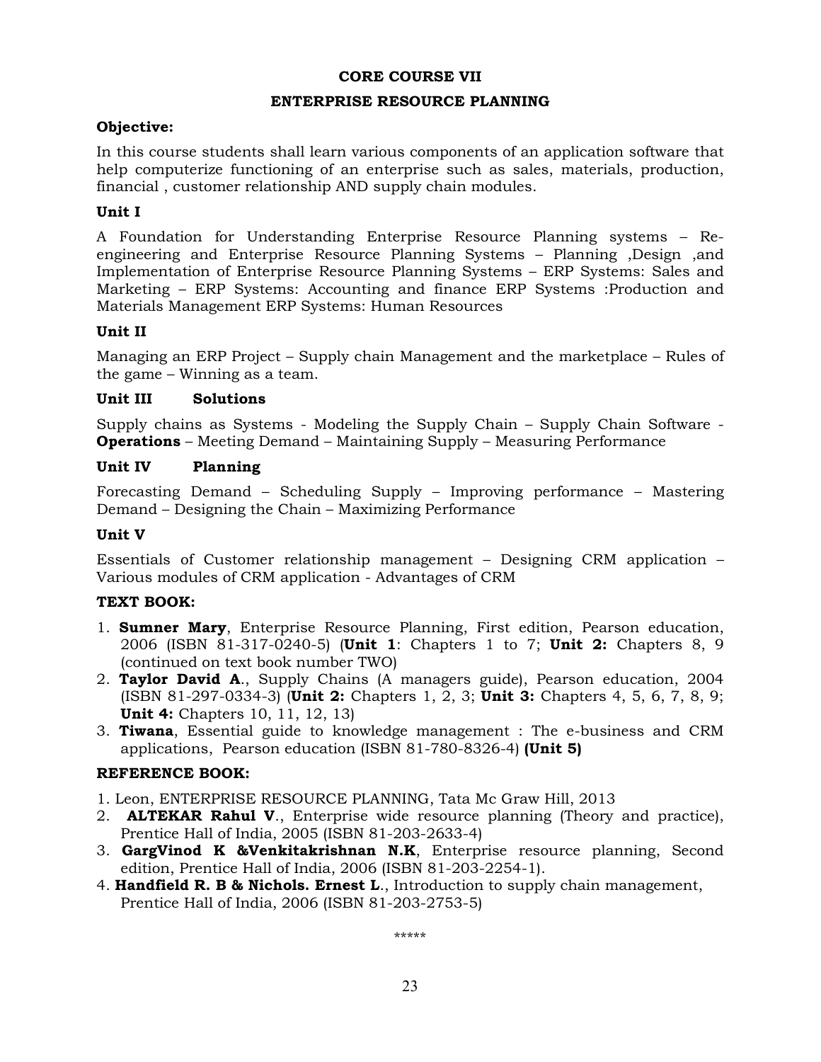## CORE COURSE VII

## ENTERPRISE RESOURCE PLANNING

### Objective:

In this course students shall learn various components of an application software that help computerize functioning of an enterprise such as sales, materials, production, financial , customer relationship AND supply chain modules.

### Unit I

A Foundation for Understanding Enterprise Resource Planning systems – Re-engineering and Enterprise Resource Planning Systems – Planning ,Design ,and Implementation of Enterprise Resource Planning Systems – ERP Systems: Sales and Marketing – ERP Systems: Accounting and finance ERP Systems :Production and Materials Management ERP Systems: Human Resources

### Unit II

Managing an ERP Project – Supply chain Management and the marketplace – Rules of the game – Winning as a team.

### Unit III Solutions

Supply chains as Systems - Modeling the Supply Chain – Supply Chain Software - **Operations** – Meeting Demand – Maintaining Supply – Measuring Performance

### Unit IV Planning

Forecasting Demand – Scheduling Supply – Improving performance – Mastering Demand – Designing the Chain – Maximizing Performance

### Unit V

Essentials of Customer relationship management – Designing CRM application – Various modules of CRM application - Advantages of CRM

### TEXT BOOK:

1. **Sumner Mary**, Enterprise Resource Planning, First edition, Pearson education, 2006 (ISBN 81-317-0240-5) (**Unit 1**: Chapters 1 to 7; **Unit 2:** Chapters 8, 9 (continued on text book number TWO)
2. **Taylor David A**., Supply Chains (A managers guide), Pearson education, 2004 (ISBN 81-297-0334-3) (**Unit 2:** Chapters 1, 2, 3; **Unit 3:** Chapters 4, 5, 6, 7, 8, 9; **Unit 4:** Chapters 10, 11, 12, 13)
3. **Tiwana**, Essential guide to knowledge management : The e-business and CRM applications, Pearson education (ISBN 81-780-8326-4) **(Unit 5)**

### REFERENCE BOOK:

1. Leon, ENTERPRISE RESOURCE PLANNING, Tata Mc Graw Hill, 2013
2. **ALTEKAR Rahul V**., Enterprise wide resource planning (Theory and practice), Prentice Hall of India, 2005 (ISBN 81-203-2633-4)
3. **GargVinod K &Venkitakrishnan N.K**, Enterprise resource planning, Second edition, Prentice Hall of India, 2006 (ISBN 81-203-2254-1).
4. **Handfield R. B & Nichols. Ernest L**., Introduction to supply chain management, Prentice Hall of India, 2006 (ISBN 81-203-2753-5)

*****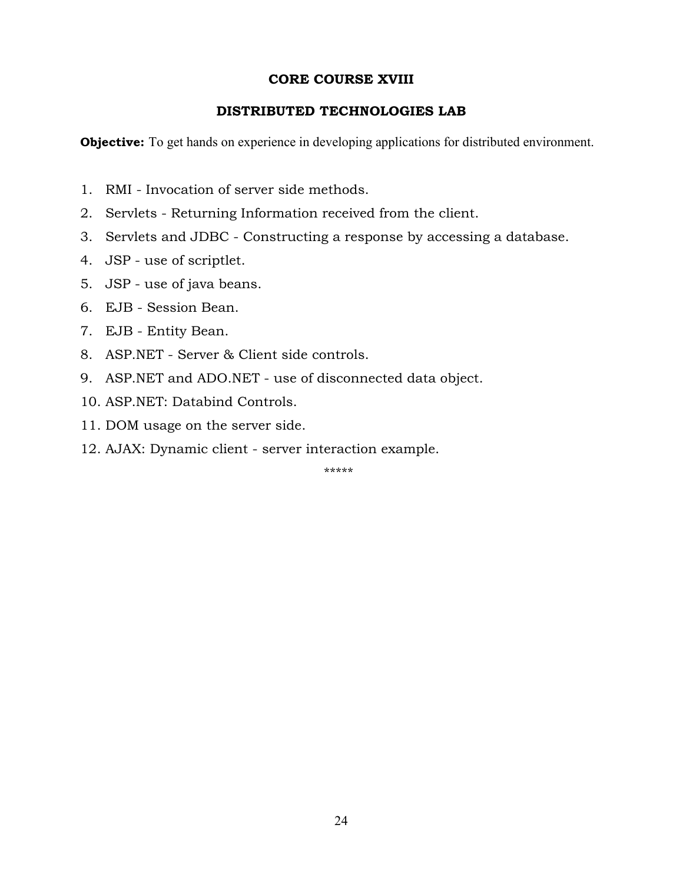## CORE COURSE XVIII

## DISTRIBUTED TECHNOLOGIES LAB

**Objective:** To get hands on experience in developing applications for distributed environment.

1. RMI - Invocation of server side methods.
2. Servlets - Returning Information received from the client.
3. Servlets and JDBC - Constructing a response by accessing a database.
4. JSP - use of scriptlet.
5. JSP - use of java beans.
6. EJB - Session Bean.
7. EJB - Entity Bean.
8. ASP.NET - Server & Client side controls.
9. ASP.NET and ADO.NET - use of disconnected data object.
10. ASP.NET: Databind Controls.
11. DOM usage on the server side.
12. AJAX: Dynamic client - server interaction example.

*****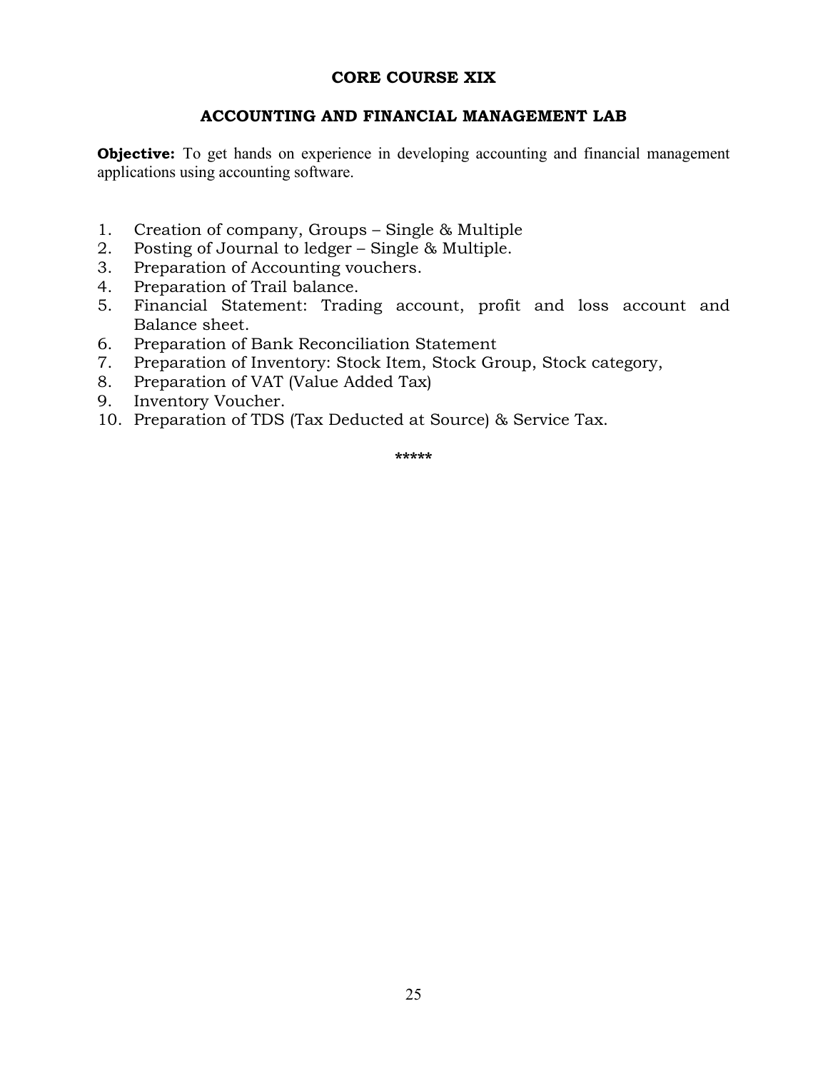## CORE COURSE XIX

## ACCOUNTING AND FINANCIAL MANAGEMENT LAB

**Objective:** To get hands on experience in developing accounting and financial management applications using accounting software.

1. Creation of company, Groups – Single & Multiple
2. Posting of Journal to ledger – Single & Multiple.
3. Preparation of Accounting vouchers.
4. Preparation of Trail balance.
5. Financial Statement: Trading account, profit and loss account and Balance sheet.
6. Preparation of Bank Reconciliation Statement
7. Preparation of Inventory: Stock Item, Stock Group, Stock category,
8. Preparation of VAT (Value Added Tax)
9. Inventory Voucher.
10. Preparation of TDS (Tax Deducted at Source) & Service Tax.

*****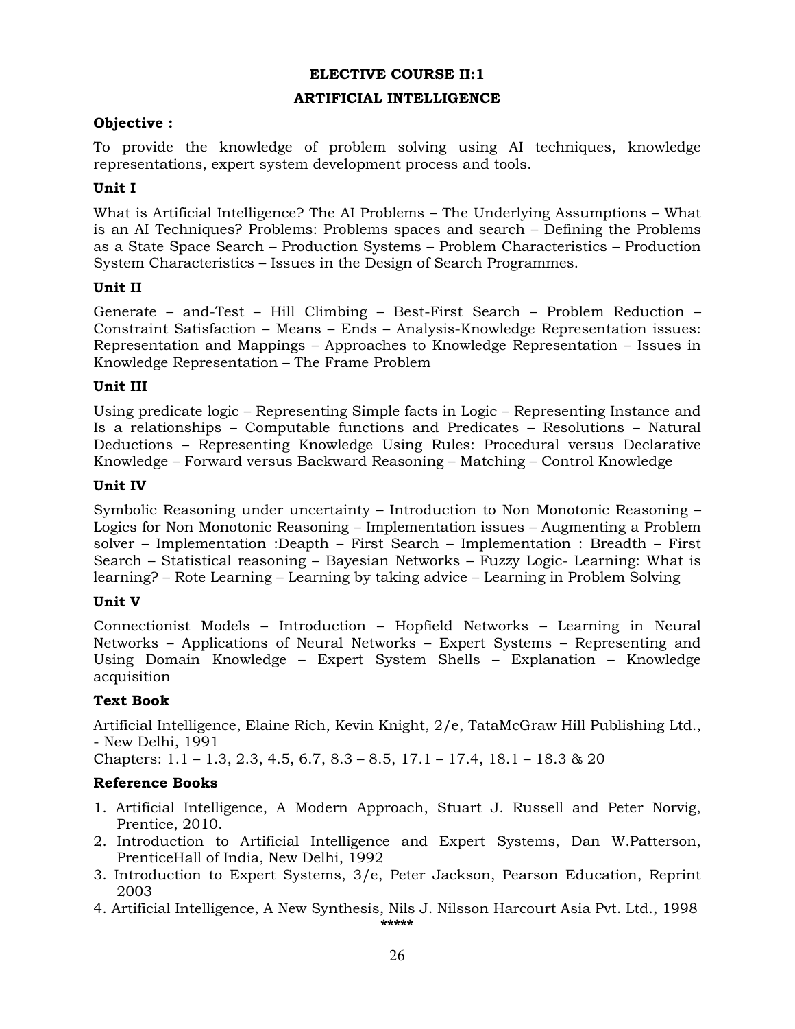## ELECTIVE COURSE II:1

## ARTIFICIAL INTELLIGENCE

**Objective :**

To provide the knowledge of problem solving using AI techniques, knowledge representations, expert system development process and tools.

**Unit I**

What is Artificial Intelligence? The AI Problems – The Underlying Assumptions – What is an AI Techniques? Problems: Problems spaces and search – Defining the Problems as a State Space Search – Production Systems – Problem Characteristics – Production System Characteristics – Issues in the Design of Search Programmes.

**Unit II**

Generate – and-Test – Hill Climbing – Best-First Search – Problem Reduction – Constraint Satisfaction – Means – Ends – Analysis-Knowledge Representation issues: Representation and Mappings – Approaches to Knowledge Representation – Issues in Knowledge Representation – The Frame Problem

**Unit III**

Using predicate logic – Representing Simple facts in Logic – Representing Instance and Is a relationships – Computable functions and Predicates – Resolutions – Natural Deductions – Representing Knowledge Using Rules: Procedural versus Declarative Knowledge – Forward versus Backward Reasoning – Matching – Control Knowledge

**Unit IV**

Symbolic Reasoning under uncertainty – Introduction to Non Monotonic Reasoning – Logics for Non Monotonic Reasoning – Implementation issues – Augmenting a Problem solver – Implementation :Deapth – First Search – Implementation : Breadth – First Search – Statistical reasoning – Bayesian Networks – Fuzzy Logic- Learning: What is learning? – Rote Learning – Learning by taking advice – Learning in Problem Solving

**Unit V**

Connectionist Models – Introduction – Hopfield Networks – Learning in Neural Networks – Applications of Neural Networks – Expert Systems – Representing and Using Domain Knowledge – Expert System Shells – Explanation – Knowledge acquisition

**Text Book**

Artificial Intelligence, Elaine Rich, Kevin Knight, 2/e, TataMcGraw Hill Publishing Ltd., - New Delhi, 1991

Chapters: 1.1 – 1.3, 2.3, 4.5, 6.7, 8.3 – 8.5, 17.1 – 17.4, 18.1 – 18.3 & 20

**Reference Books**

1. Artificial Intelligence, A Modern Approach, Stuart J. Russell and Peter Norvig, Prentice, 2010.
2. Introduction to Artificial Intelligence and Expert Systems, Dan W.Patterson, PrenticeHall of India, New Delhi, 1992
3. Introduction to Expert Systems, 3/e, Peter Jackson, Pearson Education, Reprint 2003
4. Artificial Intelligence, A New Synthesis, Nils J. Nilsson Harcourt Asia Pvt. Ltd., 1998

*****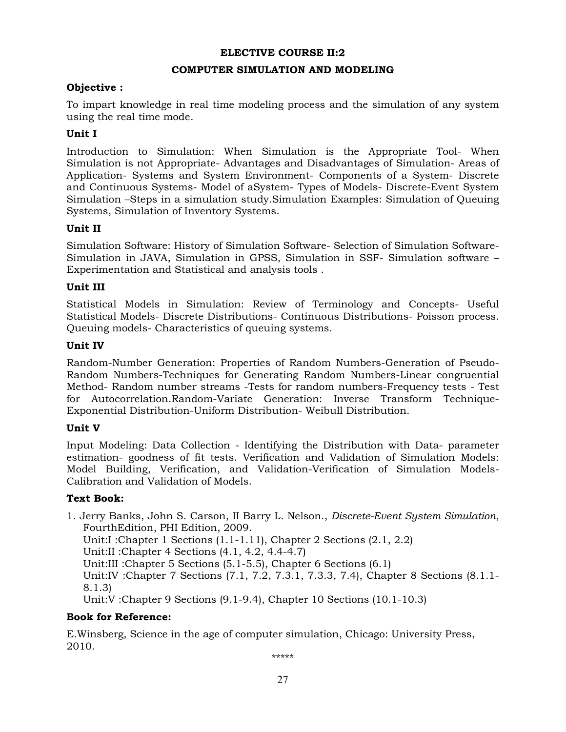## ELECTIVE COURSE II:2

## COMPUTER SIMULATION AND MODELING

**Objective :**

To impart knowledge in real time modeling process and the simulation of any system using the real time mode.

**Unit I**

Introduction to Simulation: When Simulation is the Appropriate Tool- When Simulation is not Appropriate- Advantages and Disadvantages of Simulation- Areas of Application- Systems and System Environment- Components of a System- Discrete and Continuous Systems- Model of aSystem- Types of Models- Discrete-Event System Simulation –Steps in a simulation study.Simulation Examples: Simulation of Queuing Systems, Simulation of Inventory Systems.

**Unit II**

Simulation Software: History of Simulation Software- Selection of Simulation Software- Simulation in JAVA, Simulation in GPSS, Simulation in SSF- Simulation software – Experimentation and Statistical and analysis tools .

**Unit III**

Statistical Models in Simulation: Review of Terminology and Concepts- Useful Statistical Models- Discrete Distributions- Continuous Distributions- Poisson process. Queuing models- Characteristics of queuing systems.

**Unit IV**

Random-Number Generation: Properties of Random Numbers-Generation of Pseudo-Random Numbers-Techniques for Generating Random Numbers-Linear congruential Method- Random number streams -Tests for random numbers-Frequency tests - Test for Autocorrelation.Random-Variate Generation: Inverse Transform Technique-Exponential Distribution-Uniform Distribution- Weibull Distribution.

**Unit V**

Input Modeling: Data Collection - Identifying the Distribution with Data- parameter estimation- goodness of fit tests. Verification and Validation of Simulation Models: Model Building, Verification, and Validation-Verification of Simulation Models-Calibration and Validation of Models.

**Text Book:**

1. Jerry Banks, John S. Carson, II Barry L. Nelson., *Discrete-Event System Simulation*, FourthEdition, PHI Edition, 2009.
   Unit:I :Chapter 1 Sections (1.1-1.11), Chapter 2 Sections (2.1, 2.2)
   Unit:II :Chapter 4 Sections (4.1, 4.2, 4.4-4.7)
   Unit:III :Chapter 5 Sections (5.1-5.5), Chapter 6 Sections (6.1)
   Unit:IV :Chapter 7 Sections (7.1, 7.2, 7.3.1, 7.3.3, 7.4), Chapter 8 Sections (8.1.1-8.1.3)
   Unit:V :Chapter 9 Sections (9.1-9.4), Chapter 10 Sections (10.1-10.3)

**Book for Reference:**

E.Winsberg, Science in the age of computer simulation, Chicago: University Press, 2010.

*****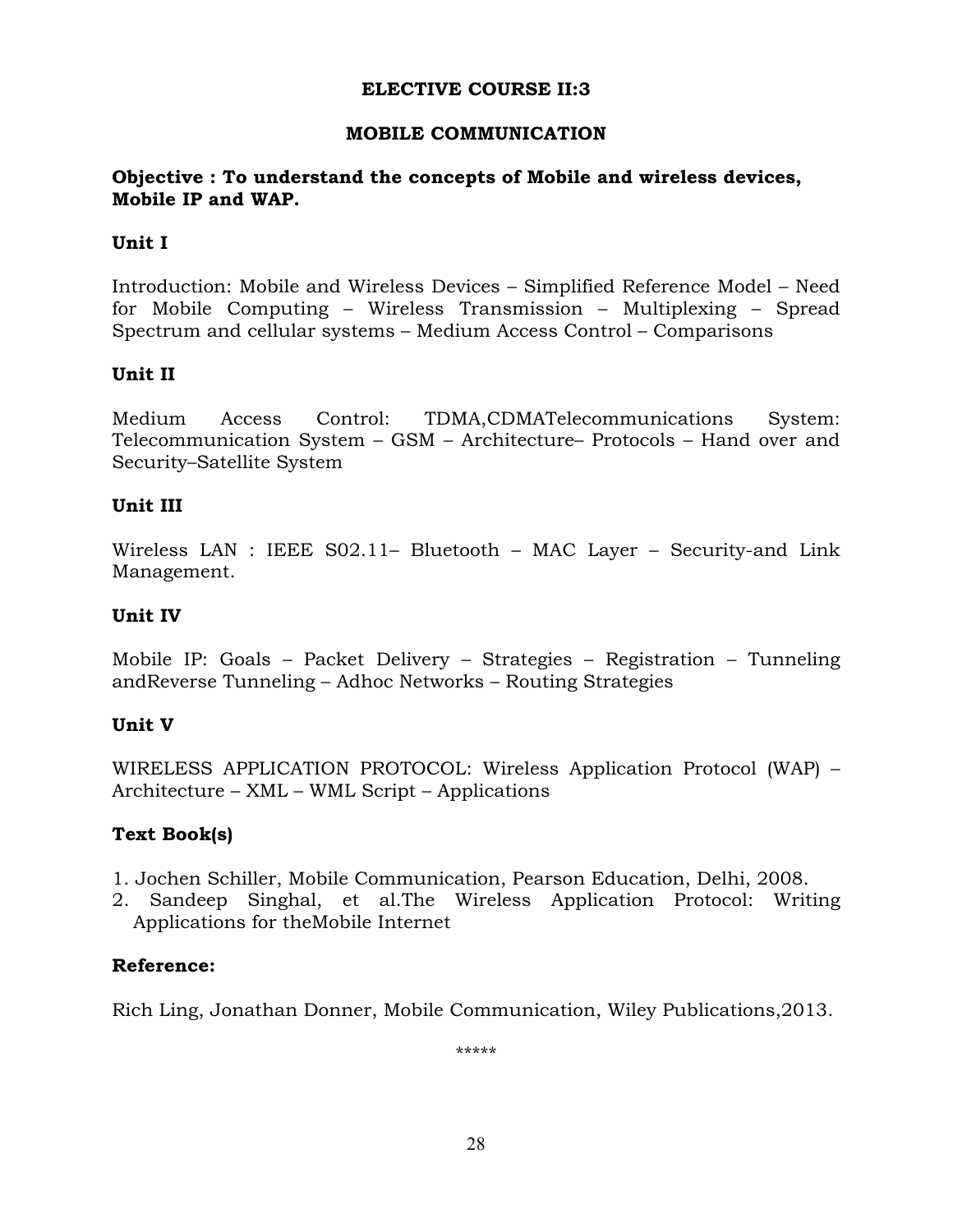## ELECTIVE COURSE II:3

## MOBILE COMMUNICATION

**Objective : To understand the concepts of Mobile and wireless devices, Mobile IP and WAP.**

### Unit I

Introduction: Mobile and Wireless Devices – Simplified Reference Model – Need for Mobile Computing – Wireless Transmission – Multiplexing – Spread Spectrum and cellular systems – Medium Access Control – Comparisons

### Unit II

Medium Access Control: TDMA,CDMATelecommunications System: Telecommunication System – GSM – Architecture– Protocols – Hand over and Security–Satellite System

### Unit III

Wireless LAN : IEEE S02.11– Bluetooth – MAC Layer – Security-and Link Management.

### Unit IV

Mobile IP: Goals – Packet Delivery – Strategies – Registration – Tunneling andReverse Tunneling – Adhoc Networks – Routing Strategies

### Unit V

WIRELESS APPLICATION PROTOCOL: Wireless Application Protocol (WAP) – Architecture – XML – WML Script – Applications

### Text Book(s)

1. Jochen Schiller, Mobile Communication, Pearson Education, Delhi, 2008.
2. Sandeep Singhal, et al.The Wireless Application Protocol: Writing Applications for theMobile Internet

### Reference:

Rich Ling, Jonathan Donner, Mobile Communication, Wiley Publications,2013.

*****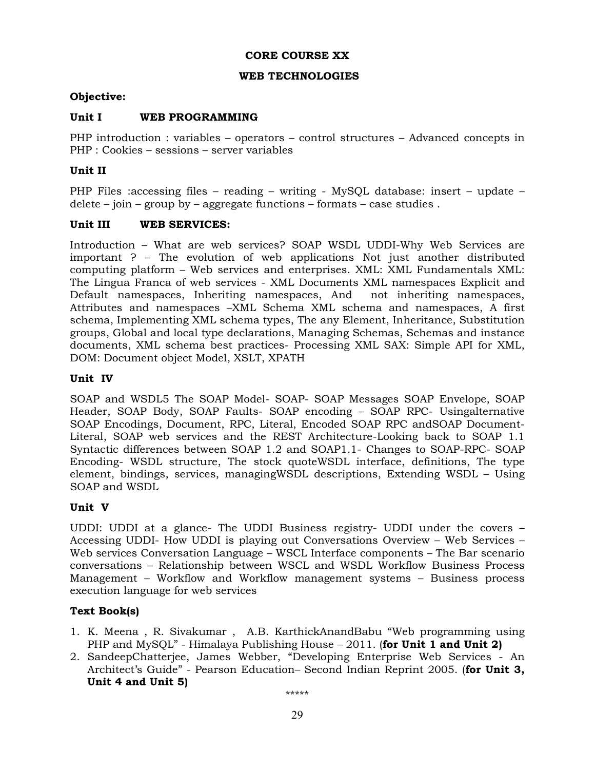## CORE COURSE XX

## WEB TECHNOLOGIES

**Objective:**

**Unit I WEB PROGRAMMING**

PHP introduction : variables – operators – control structures – Advanced concepts in PHP : Cookies – sessions – server variables

**Unit II**

PHP Files :accessing files – reading – writing - MySQL database: insert – update – delete – join – group by – aggregate functions – formats – case studies .

**Unit III WEB SERVICES:**

Introduction – What are web services? SOAP WSDL UDDI-Why Web Services are important ? – The evolution of web applications Not just another distributed computing platform – Web services and enterprises. XML: XML Fundamentals XML: The Lingua Franca of web services - XML Documents XML namespaces Explicit and Default namespaces, Inheriting namespaces, And not inheriting namespaces, Attributes and namespaces –XML Schema XML schema and namespaces, A first schema, Implementing XML schema types, The any Element, Inheritance, Substitution groups, Global and local type declarations, Managing Schemas, Schemas and instance documents, XML schema best practices- Processing XML SAX: Simple API for XML, DOM: Document object Model, XSLT, XPATH

**Unit IV**

SOAP and WSDL5 The SOAP Model- SOAP- SOAP Messages SOAP Envelope, SOAP Header, SOAP Body, SOAP Faults- SOAP encoding – SOAP RPC- Usingalternative SOAP Encodings, Document, RPC, Literal, Encoded SOAP RPC andSOAP Document-Literal, SOAP web services and the REST Architecture-Looking back to SOAP 1.1 Syntactic differences between SOAP 1.2 and SOAP1.1- Changes to SOAP-RPC- SOAP Encoding- WSDL structure, The stock quoteWSDL interface, definitions, The type element, bindings, services, managingWSDL descriptions, Extending WSDL – Using SOAP and WSDL

**Unit V**

UDDI: UDDI at a glance- The UDDI Business registry- UDDI under the covers – Accessing UDDI- How UDDI is playing out Conversations Overview – Web Services – Web services Conversation Language – WSCL Interface components – The Bar scenario conversations – Relationship between WSCL and WSDL Workflow Business Process Management – Workflow and Workflow management systems – Business process execution language for web services

**Text Book(s)**

1. K. Meena , R. Sivakumar , A.B. KarthickAnandBabu "Web programming using PHP and MySQL" - Himalaya Publishing House – 2011. (**for Unit 1 and Unit 2)**
2. SandeepChatterjee, James Webber, "Developing Enterprise Web Services - An Architect's Guide" - Pearson Education– Second Indian Reprint 2005. (**for Unit 3, Unit 4 and Unit 5)**

*****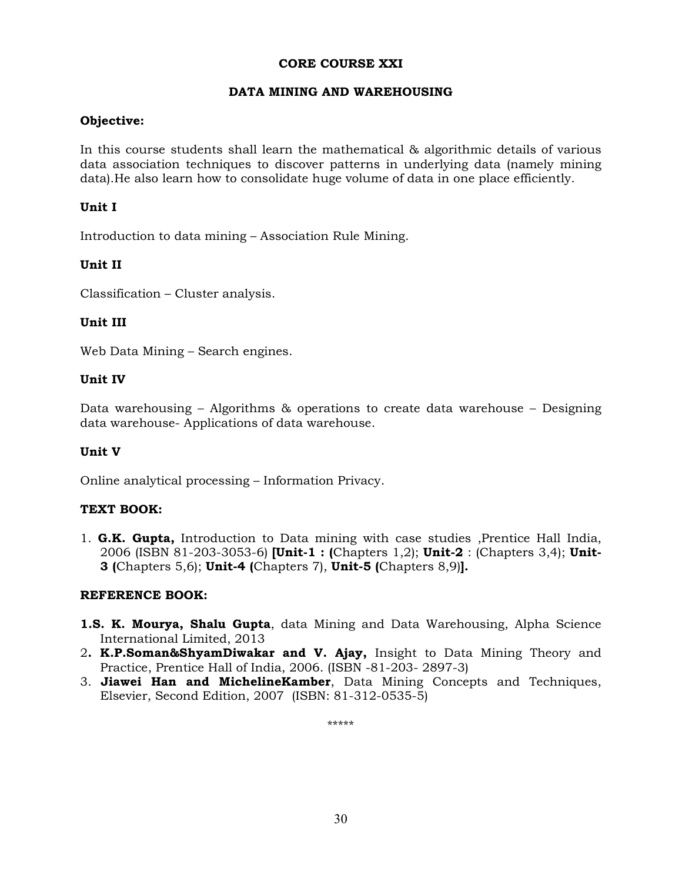## CORE COURSE XXI

## DATA MINING AND WAREHOUSING

**Objective:**

In this course students shall learn the mathematical & algorithmic details of various data association techniques to discover patterns in underlying data (namely mining data).He also learn how to consolidate huge volume of data in one place efficiently.

**Unit I**

Introduction to data mining – Association Rule Mining.

**Unit II**

Classification – Cluster analysis.

**Unit III**

Web Data Mining – Search engines.

**Unit IV**

Data warehousing – Algorithms & operations to create data warehouse – Designing data warehouse- Applications of data warehouse.

**Unit V**

Online analytical processing – Information Privacy.

**TEXT BOOK:**

1. **G.K. Gupta,** Introduction to Data mining with case studies ,Prentice Hall India, 2006 (ISBN 81-203-3053-6) **[Unit-1 : (**Chapters 1,2); **Unit-2** : (Chapters 3,4); **Unit-3 (**Chapters 5,6); **Unit-4 (**Chapters 7), **Unit-5 (**Chapters 8,9)**].**

**REFERENCE BOOK:**

1. **S. K. Mourya, Shalu Gupta**, data Mining and Data Warehousing, Alpha Science International Limited, 2013
2. **K.P.Soman&ShyamDiwakar and V. Ajay,** Insight to Data Mining Theory and Practice, Prentice Hall of India, 2006. (ISBN -81-203- 2897-3)
3. **Jiawei Han and MichelineKamber**, Data Mining Concepts and Techniques, Elsevier, Second Edition, 2007 (ISBN: 81-312-0535-5)

*****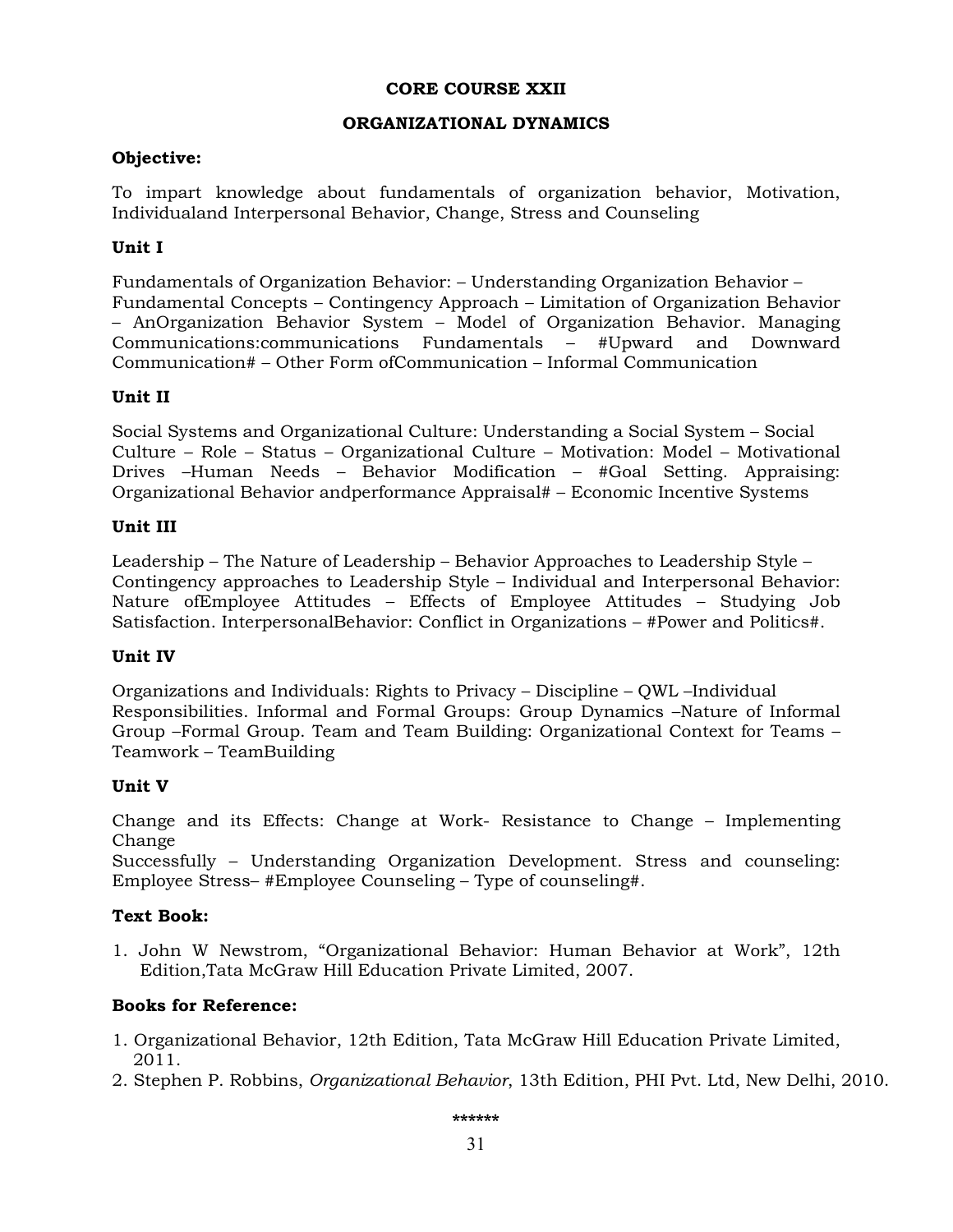# CORE COURSE XXII

## ORGANIZATIONAL DYNAMICS

**Objective:**

To impart knowledge about fundamentals of organization behavior, Motivation, Individualand Interpersonal Behavior, Change, Stress and Counseling

**Unit I**

Fundamentals of Organization Behavior: – Understanding Organization Behavior – Fundamental Concepts – Contingency Approach – Limitation of Organization Behavior – AnOrganization Behavior System – Model of Organization Behavior. Managing Communications:communications Fundamentals – #Upward and Downward Communication# – Other Form ofCommunication – Informal Communication

**Unit II**

Social Systems and Organizational Culture: Understanding a Social System – Social Culture – Role – Status – Organizational Culture – Motivation: Model – Motivational Drives –Human Needs – Behavior Modification – #Goal Setting. Appraising: Organizational Behavior andperformance Appraisal# – Economic Incentive Systems

**Unit III**

Leadership – The Nature of Leadership – Behavior Approaches to Leadership Style – Contingency approaches to Leadership Style – Individual and Interpersonal Behavior: Nature ofEmployee Attitudes – Effects of Employee Attitudes – Studying Job Satisfaction. InterpersonalBehavior: Conflict in Organizations – #Power and Politics#.

**Unit IV**

Organizations and Individuals: Rights to Privacy – Discipline – QWL –Individual Responsibilities. Informal and Formal Groups: Group Dynamics –Nature of Informal Group –Formal Group. Team and Team Building: Organizational Context for Teams – Teamwork – TeamBuilding

**Unit V**

Change and its Effects: Change at Work- Resistance to Change – Implementing Change
Successfully – Understanding Organization Development. Stress and counseling: Employee Stress– #Employee Counseling – Type of counseling#.

**Text Book:**

1. John W Newstrom, "Organizational Behavior: Human Behavior at Work", 12th Edition,Tata McGraw Hill Education Private Limited, 2007.

**Books for Reference:**

1. Organizational Behavior, 12th Edition, Tata McGraw Hill Education Private Limited, 2011.
2. Stephen P. Robbins, *Organizational Behavior*, 13th Edition, PHI Pvt. Ltd, New Delhi, 2010.

******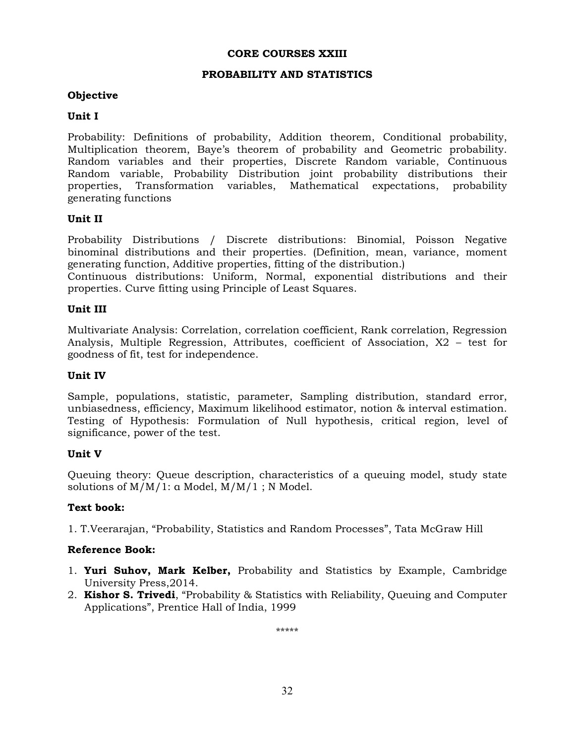## CORE COURSES XXIII

## PROBABILITY AND STATISTICS

**Objective**

**Unit I**

Probability: Definitions of probability, Addition theorem, Conditional probability, Multiplication theorem, Baye's theorem of probability and Geometric probability. Random variables and their properties, Discrete Random variable, Continuous Random variable, Probability Distribution joint probability distributions their properties, Transformation variables, Mathematical expectations, probability generating functions

**Unit II**

Probability Distributions / Discrete distributions: Binomial, Poisson Negative binominal distributions and their properties. (Definition, mean, variance, moment generating function, Additive properties, fitting of the distribution.)
Continuous distributions: Uniform, Normal, exponential distributions and their properties. Curve fitting using Principle of Least Squares.

**Unit III**

Multivariate Analysis: Correlation, correlation coefficient, Rank correlation, Regression Analysis, Multiple Regression, Attributes, coefficient of Association, X2 – test for goodness of fit, test for independence.

**Unit IV**

Sample, populations, statistic, parameter, Sampling distribution, standard error, unbiasedness, efficiency, Maximum likelihood estimator, notion & interval estimation. Testing of Hypothesis: Formulation of Null hypothesis, critical region, level of significance, power of the test.

**Unit V**

Queuing theory: Queue description, characteristics of a queuing model, study state solutions of M/M/1: α Model, M/M/1 ; N Model.

**Text book:**

1. T.Veerarajan, "Probability, Statistics and Random Processes", Tata McGraw Hill

**Reference Book:**

1. **Yuri Suhov, Mark Kelber,** Probability and Statistics by Example, Cambridge University Press,2014.
2. **Kishor S. Trivedi**, "Probability & Statistics with Reliability, Queuing and Computer Applications", Prentice Hall of India, 1999

*****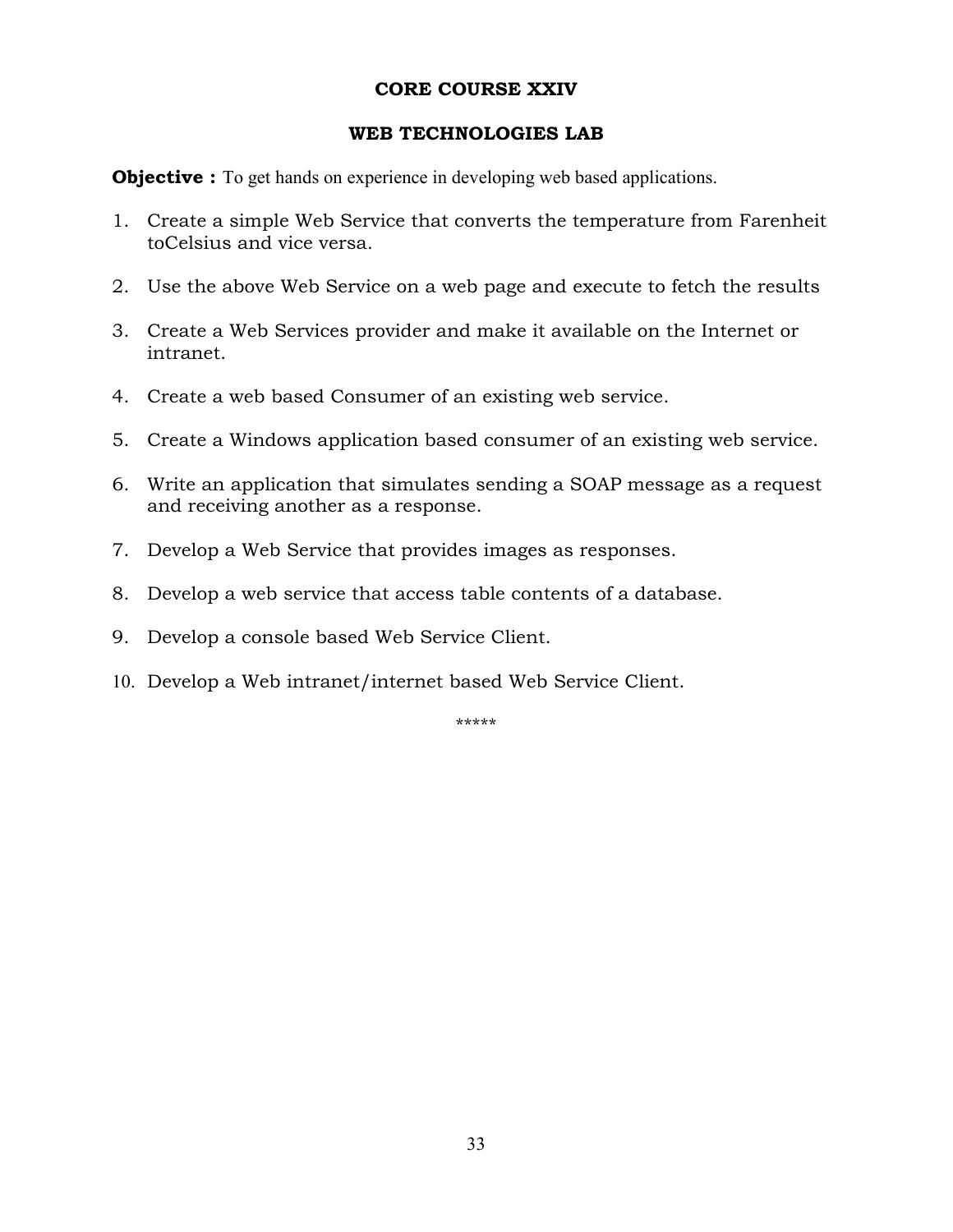## CORE COURSE XXIV

## WEB TECHNOLOGIES LAB

**Objective :** To get hands on experience in developing web based applications.

1. Create a simple Web Service that converts the temperature from Farenheit toCelsius and vice versa.
2. Use the above Web Service on a web page and execute to fetch the results
3. Create a Web Services provider and make it available on the Internet or intranet.
4. Create a web based Consumer of an existing web service.
5. Create a Windows application based consumer of an existing web service.
6. Write an application that simulates sending a SOAP message as a request and receiving another as a response.
7. Develop a Web Service that provides images as responses.
8. Develop a web service that access table contents of a database.
9. Develop a console based Web Service Client.
10. Develop a Web intranet/internet based Web Service Client.

*****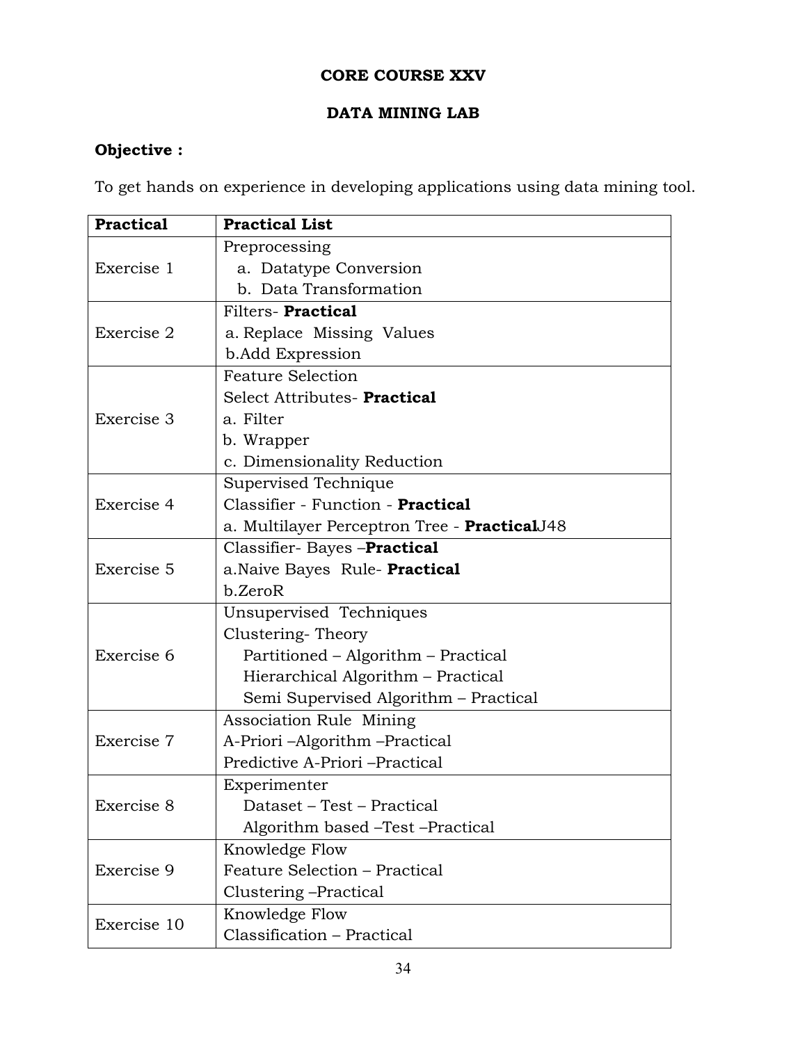**CORE COURSE XXV**

**DATA MINING LAB**

**Objective :**

To get hands on experience in developing applications using data mining tool.

| **Practical** | **Practical List** |
|---|---|
| Exercise 1 | Preprocessing<br>a. Datatype Conversion<br>b. Data Transformation |
| Exercise 2 | Filters- **Practical**<br>a. Replace Missing Values<br>b.Add Expression |
| Exercise 3 | Feature Selection<br>Select Attributes- **Practical**<br>a. Filter<br>b. Wrapper<br>c. Dimensionality Reduction |
| Exercise 4 | Supervised Technique<br>Classifier - Function - **Practical**<br>a. Multilayer Perceptron Tree - **Practical**J48 |
| Exercise 5 | Classifier- Bayes –**Practical**<br>a.Naive Bayes Rule- **Practical**<br>b.ZeroR |
| Exercise 6 | Unsupervised Techniques<br>Clustering- Theory<br>Partitioned – Algorithm – Practical<br>Hierarchical Algorithm – Practical<br>Semi Supervised Algorithm – Practical |
| Exercise 7 | Association Rule Mining<br>A-Priori –Algorithm –Practical<br>Predictive A-Priori –Practical |
| Exercise 8 | Experimenter<br>Dataset – Test – Practical<br>Algorithm based –Test –Practical |
| Exercise 9 | Knowledge Flow<br>Feature Selection – Practical<br>Clustering –Practical |
| Exercise 10 | Knowledge Flow<br>Classification – Practical |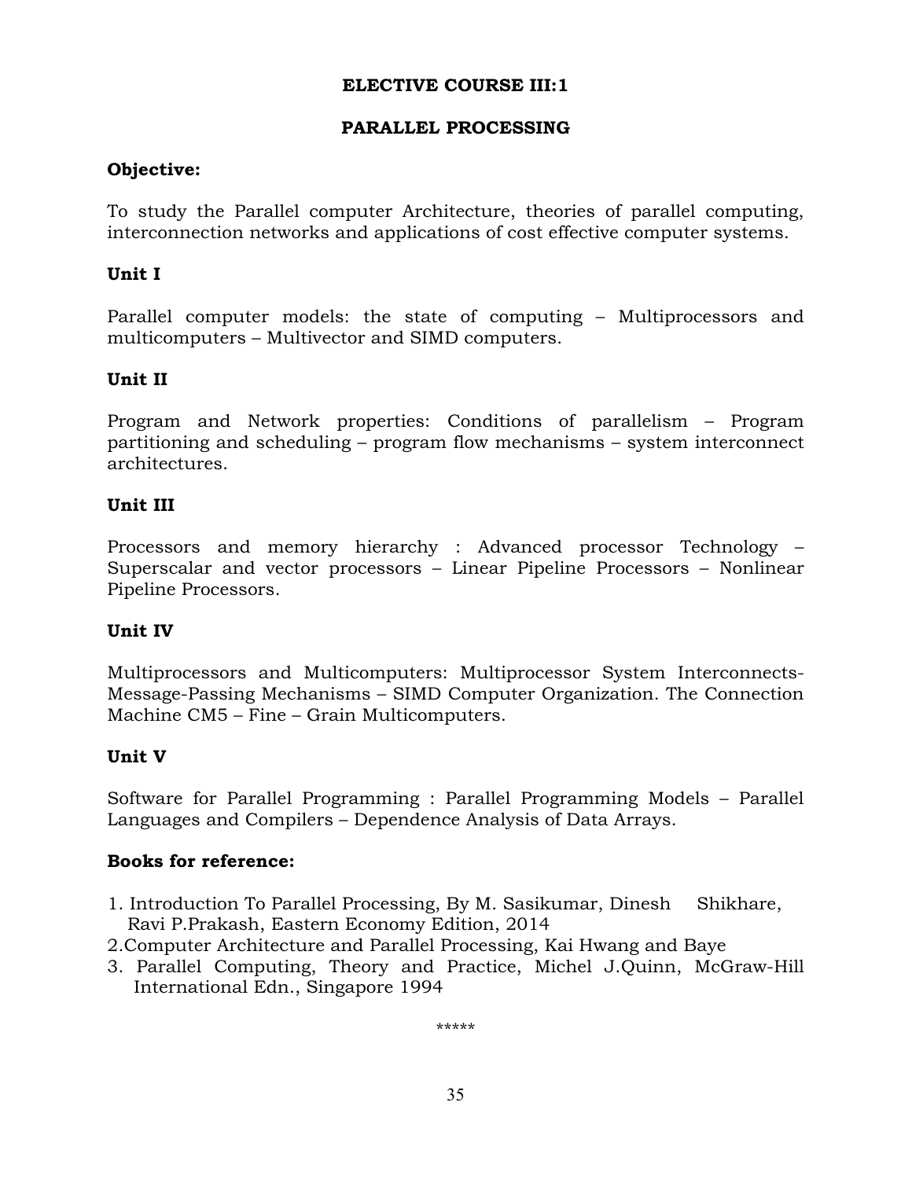## ELECTIVE COURSE III:1

## PARALLEL PROCESSING

**Objective:**

To study the Parallel computer Architecture, theories of parallel computing, interconnection networks and applications of cost effective computer systems.

**Unit I**

Parallel computer models: the state of computing – Multiprocessors and multicomputers – Multivector and SIMD computers.

**Unit II**

Program and Network properties: Conditions of parallelism – Program partitioning and scheduling – program flow mechanisms – system interconnect architectures.

**Unit III**

Processors and memory hierarchy : Advanced processor Technology – Superscalar and vector processors – Linear Pipeline Processors – Nonlinear Pipeline Processors.

**Unit IV**

Multiprocessors and Multicomputers: Multiprocessor System Interconnects-Message-Passing Mechanisms – SIMD Computer Organization. The Connection Machine CM5 – Fine – Grain Multicomputers.

**Unit V**

Software for Parallel Programming : Parallel Programming Models – Parallel Languages and Compilers – Dependence Analysis of Data Arrays.

**Books for reference:**

1. Introduction To Parallel Processing, By M. Sasikumar, Dinesh Shikhare, Ravi P.Prakash, Eastern Economy Edition, 2014
2. Computer Architecture and Parallel Processing, Kai Hwang and Baye
3. Parallel Computing, Theory and Practice, Michel J.Quinn, McGraw-Hill International Edn., Singapore 1994

*****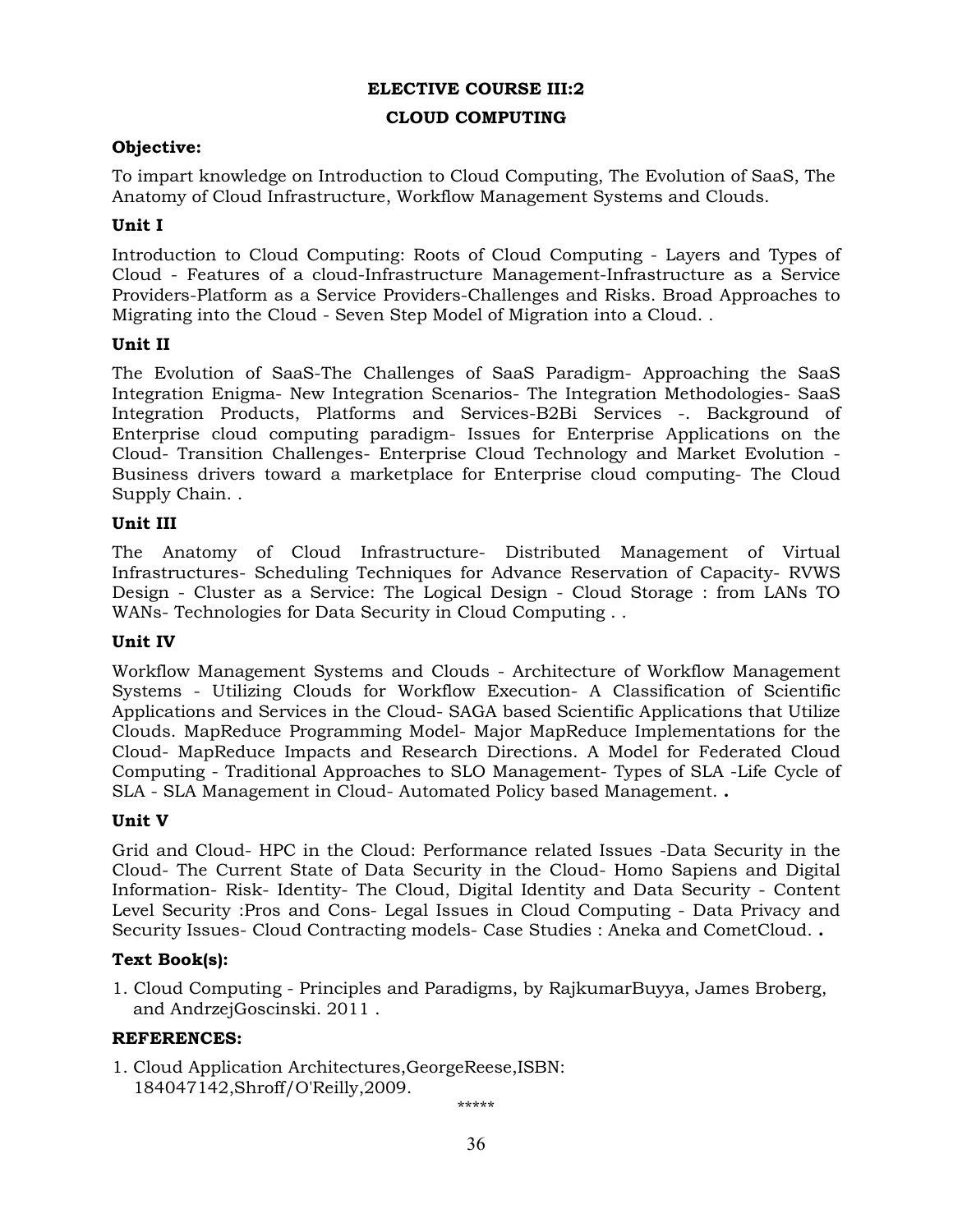## ELECTIVE COURSE III:2

## CLOUD COMPUTING

**Objective:**

To impart knowledge on Introduction to Cloud Computing, The Evolution of SaaS, The Anatomy of Cloud Infrastructure, Workflow Management Systems and Clouds.

### Unit I

Introduction to Cloud Computing: Roots of Cloud Computing - Layers and Types of Cloud - Features of a cloud-Infrastructure Management-Infrastructure as a Service Providers-Platform as a Service Providers-Challenges and Risks. Broad Approaches to Migrating into the Cloud - Seven Step Model of Migration into a Cloud. .

### Unit II

The Evolution of SaaS-The Challenges of SaaS Paradigm- Approaching the SaaS Integration Enigma- New Integration Scenarios- The Integration Methodologies- SaaS Integration Products, Platforms and Services-B2Bi Services -. Background of Enterprise cloud computing paradigm- Issues for Enterprise Applications on the Cloud- Transition Challenges- Enterprise Cloud Technology and Market Evolution - Business drivers toward a marketplace for Enterprise cloud computing- The Cloud Supply Chain. .

### Unit III

The Anatomy of Cloud Infrastructure- Distributed Management of Virtual Infrastructures- Scheduling Techniques for Advance Reservation of Capacity- RVWS Design - Cluster as a Service: The Logical Design - Cloud Storage : from LANs TO WANs- Technologies for Data Security in Cloud Computing . .

### Unit IV

Workflow Management Systems and Clouds - Architecture of Workflow Management Systems - Utilizing Clouds for Workflow Execution- A Classification of Scientific Applications and Services in the Cloud- SAGA based Scientific Applications that Utilize Clouds. MapReduce Programming Model- Major MapReduce Implementations for the Cloud- MapReduce Impacts and Research Directions. A Model for Federated Cloud Computing - Traditional Approaches to SLO Management- Types of SLA -Life Cycle of SLA - SLA Management in Cloud- Automated Policy based Management. **.**

### Unit V

Grid and Cloud- HPC in the Cloud: Performance related Issues -Data Security in the Cloud- The Current State of Data Security in the Cloud- Homo Sapiens and Digital Information- Risk- Identity- The Cloud, Digital Identity and Data Security - Content Level Security :Pros and Cons- Legal Issues in Cloud Computing - Data Privacy and Security Issues- Cloud Contracting models- Case Studies : Aneka and CometCloud. **.**

**Text Book(s):**

1. Cloud Computing - Principles and Paradigms, by RajkumarBuyya, James Broberg, and AndrzejGoscinski. 2011 .

**REFERENCES:**

1. Cloud Application Architectures,GeorgeReese,ISBN: 184047142,Shroff/O'Reilly,2009.

*****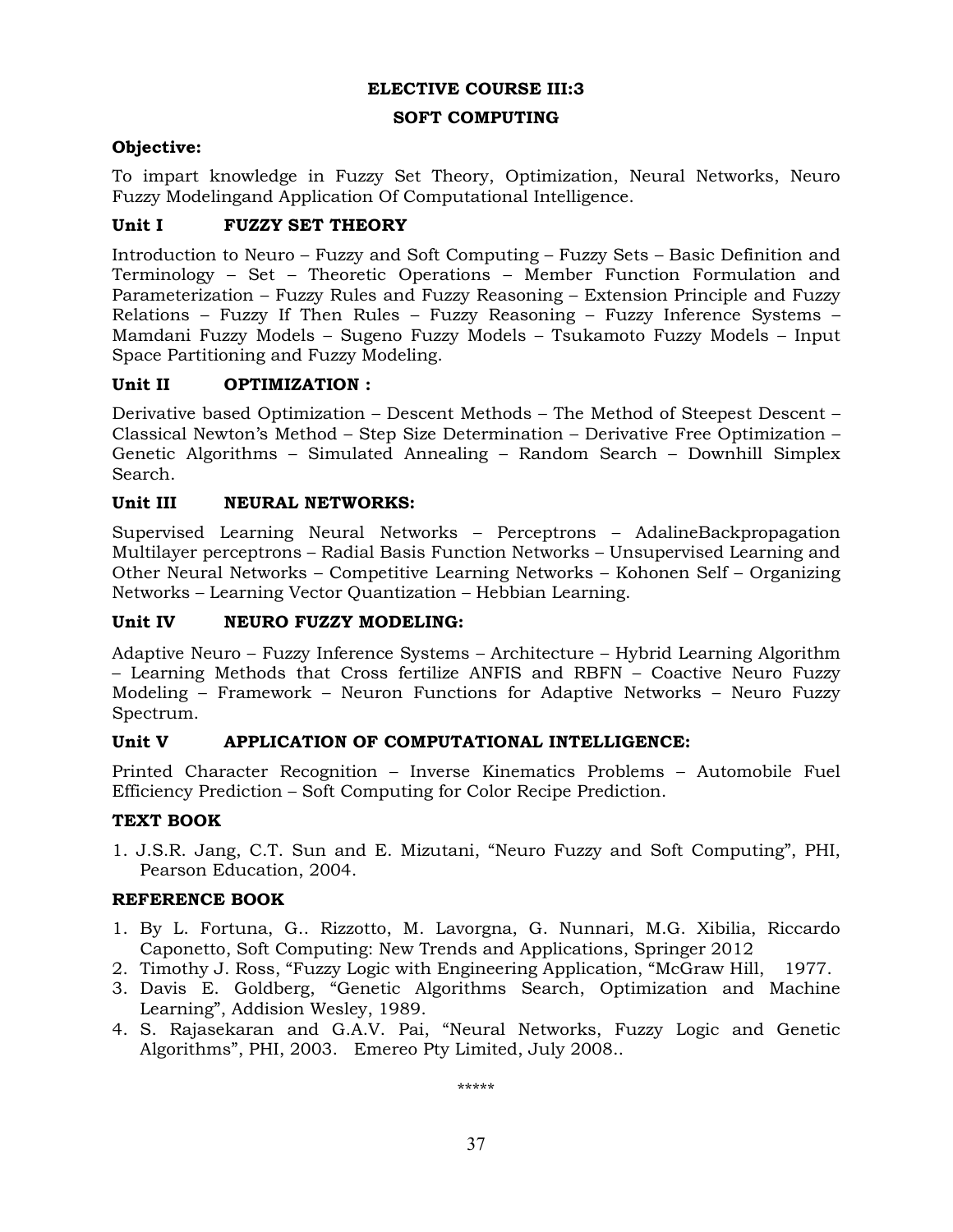## ELECTIVE COURSE III:3

## SOFT COMPUTING

**Objective:**

To impart knowledge in Fuzzy Set Theory, Optimization, Neural Networks, Neuro Fuzzy Modelingand Application Of Computational Intelligence.

### Unit I FUZZY SET THEORY

Introduction to Neuro – Fuzzy and Soft Computing – Fuzzy Sets – Basic Definition and Terminology – Set – Theoretic Operations – Member Function Formulation and Parameterization – Fuzzy Rules and Fuzzy Reasoning – Extension Principle and Fuzzy Relations – Fuzzy If Then Rules – Fuzzy Reasoning – Fuzzy Inference Systems – Mamdani Fuzzy Models – Sugeno Fuzzy Models – Tsukamoto Fuzzy Models – Input Space Partitioning and Fuzzy Modeling.

### Unit II OPTIMIZATION :

Derivative based Optimization – Descent Methods – The Method of Steepest Descent – Classical Newton's Method – Step Size Determination – Derivative Free Optimization – Genetic Algorithms – Simulated Annealing – Random Search – Downhill Simplex Search.

### Unit III NEURAL NETWORKS:

Supervised Learning Neural Networks – Perceptrons – AdalineBackpropagation Multilayer perceptrons – Radial Basis Function Networks – Unsupervised Learning and Other Neural Networks – Competitive Learning Networks – Kohonen Self – Organizing Networks – Learning Vector Quantization – Hebbian Learning.

### Unit IV NEURO FUZZY MODELING:

Adaptive Neuro – Fuzzy Inference Systems – Architecture – Hybrid Learning Algorithm – Learning Methods that Cross fertilize ANFIS and RBFN – Coactive Neuro Fuzzy Modeling – Framework – Neuron Functions for Adaptive Networks – Neuro Fuzzy Spectrum.

### Unit V APPLICATION OF COMPUTATIONAL INTELLIGENCE:

Printed Character Recognition – Inverse Kinematics Problems – Automobile Fuel Efficiency Prediction – Soft Computing for Color Recipe Prediction.

### TEXT BOOK

1. J.S.R. Jang, C.T. Sun and E. Mizutani, "Neuro Fuzzy and Soft Computing", PHI, Pearson Education, 2004.

### REFERENCE BOOK

1. By L. Fortuna, G.. Rizzotto, M. Lavorgna, G. Nunnari, M.G. Xibilia, Riccardo Caponetto, Soft Computing: New Trends and Applications, Springer 2012
2. Timothy J. Ross, "Fuzzy Logic with Engineering Application, "McGraw Hill, 1977.
3. Davis E. Goldberg, "Genetic Algorithms Search, Optimization and Machine Learning", Addision Wesley, 1989.
4. S. Rajasekaran and G.A.V. Pai, "Neural Networks, Fuzzy Logic and Genetic Algorithms", PHI, 2003. Emereo Pty Limited, July 2008..

*****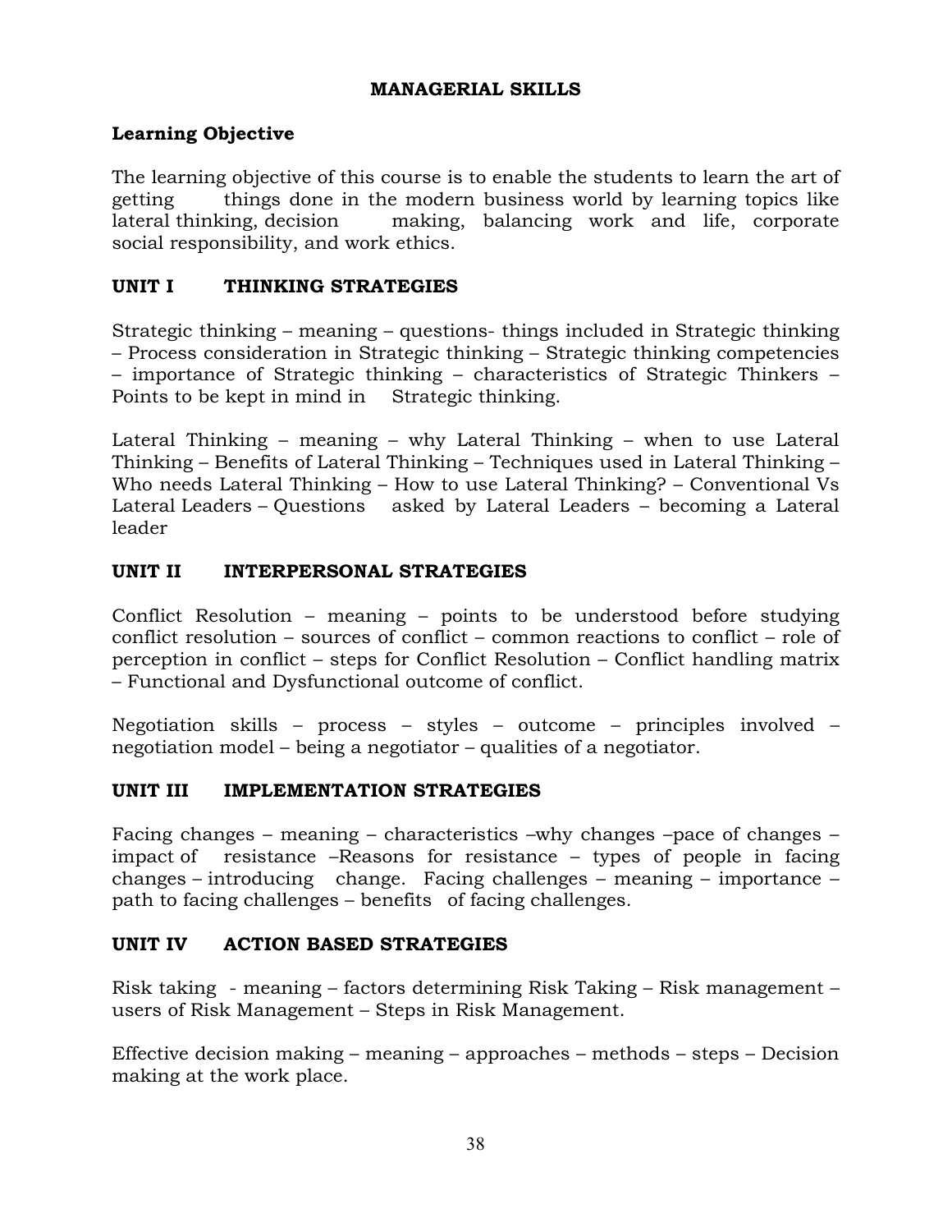# MANAGERIAL SKILLS

## Learning Objective

The learning objective of this course is to enable the students to learn the art of getting things done in the modern business world by learning topics like lateral thinking, decision making, balancing work and life, corporate social responsibility, and work ethics.

## UNIT I THINKING STRATEGIES

Strategic thinking – meaning – questions- things included in Strategic thinking – Process consideration in Strategic thinking – Strategic thinking competencies – importance of Strategic thinking – characteristics of Strategic Thinkers – Points to be kept in mind in Strategic thinking.

Lateral Thinking – meaning – why Lateral Thinking – when to use Lateral Thinking – Benefits of Lateral Thinking – Techniques used in Lateral Thinking – Who needs Lateral Thinking – How to use Lateral Thinking? – Conventional Vs Lateral Leaders – Questions asked by Lateral Leaders – becoming a Lateral leader

## UNIT II INTERPERSONAL STRATEGIES

Conflict Resolution – meaning – points to be understood before studying conflict resolution – sources of conflict – common reactions to conflict – role of perception in conflict – steps for Conflict Resolution – Conflict handling matrix – Functional and Dysfunctional outcome of conflict.

Negotiation skills – process – styles – outcome – principles involved – negotiation model – being a negotiator – qualities of a negotiator.

## UNIT III IMPLEMENTATION STRATEGIES

Facing changes – meaning – characteristics –why changes –pace of changes – impact of resistance –Reasons for resistance – types of people in facing changes – introducing change. Facing challenges – meaning – importance – path to facing challenges – benefits of facing challenges.

## UNIT IV ACTION BASED STRATEGIES

Risk taking - meaning – factors determining Risk Taking – Risk management – users of Risk Management – Steps in Risk Management.

Effective decision making – meaning – approaches – methods – steps – Decision making at the work place.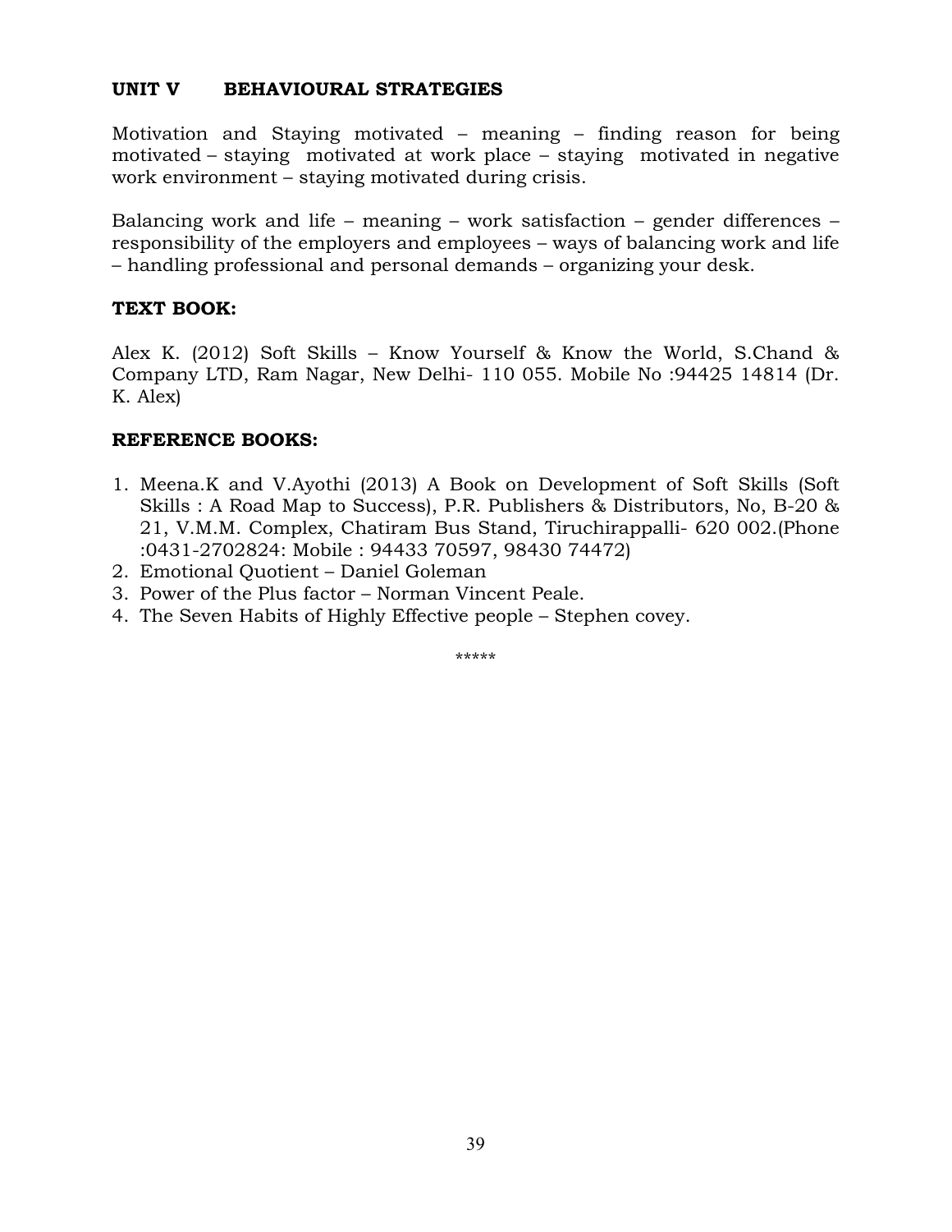## UNIT V BEHAVIOURAL STRATEGIES

Motivation and Staying motivated – meaning – finding reason for being motivated – staying motivated at work place – staying motivated in negative work environment – staying motivated during crisis.

Balancing work and life – meaning – work satisfaction – gender differences – responsibility of the employers and employees – ways of balancing work and life – handling professional and personal demands – organizing your desk.

### TEXT BOOK:

Alex K. (2012) Soft Skills – Know Yourself & Know the World, S.Chand & Company LTD, Ram Nagar, New Delhi- 110 055. Mobile No :94425 14814 (Dr. K. Alex)

### REFERENCE BOOKS:

1. Meena.K and V.Ayothi (2013) A Book on Development of Soft Skills (Soft Skills : A Road Map to Success), P.R. Publishers & Distributors, No, B-20 & 21, V.M.M. Complex, Chatiram Bus Stand, Tiruchirappalli- 620 002.(Phone :0431-2702824: Mobile : 94433 70597, 98430 74472)
2. Emotional Quotient – Daniel Goleman
3. Power of the Plus factor – Norman Vincent Peale.
4. The Seven Habits of Highly Effective people – Stephen covey.

*****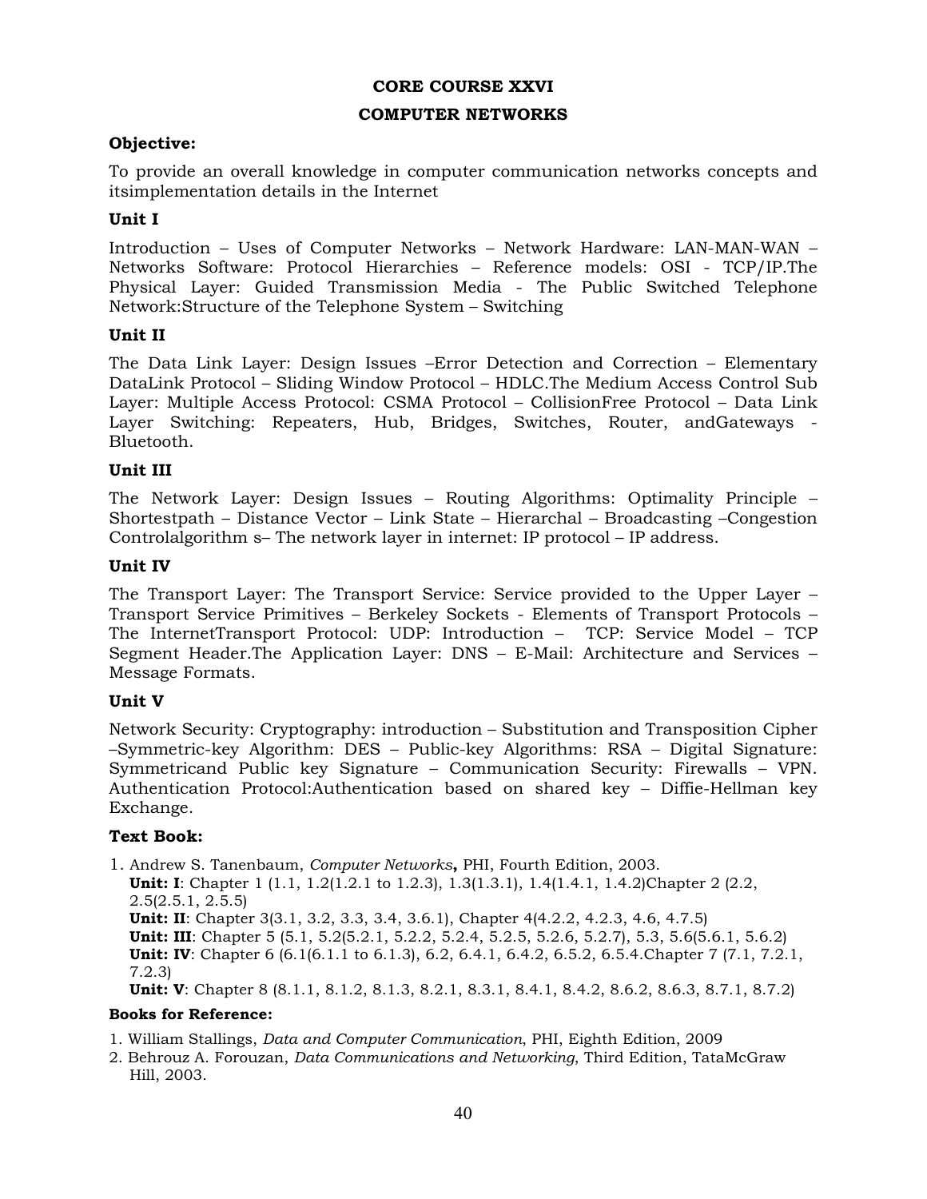# CORE COURSE XXVI

## COMPUTER NETWORKS

### Objective:

To provide an overall knowledge in computer communication networks concepts and itsimplementation details in the Internet

### Unit I

Introduction – Uses of Computer Networks – Network Hardware: LAN-MAN-WAN – Networks Software: Protocol Hierarchies – Reference models: OSI - TCP/IP.The Physical Layer: Guided Transmission Media - The Public Switched Telephone Network:Structure of the Telephone System – Switching

### Unit II

The Data Link Layer: Design Issues –Error Detection and Correction – Elementary DataLink Protocol – Sliding Window Protocol – HDLC.The Medium Access Control Sub Layer: Multiple Access Protocol: CSMA Protocol – CollisionFree Protocol – Data Link Layer Switching: Repeaters, Hub, Bridges, Switches, Router, andGateways - Bluetooth.

### Unit III

The Network Layer: Design Issues – Routing Algorithms: Optimality Principle – Shortestpath – Distance Vector – Link State – Hierarchal – Broadcasting –Congestion Controlalgorithm s– The network layer in internet: IP protocol – IP address.

### Unit IV

The Transport Layer: The Transport Service: Service provided to the Upper Layer – Transport Service Primitives – Berkeley Sockets - Elements of Transport Protocols – The InternetTransport Protocol: UDP: Introduction – TCP: Service Model – TCP Segment Header.The Application Layer: DNS – E-Mail: Architecture and Services – Message Formats.

### Unit V

Network Security: Cryptography: introduction – Substitution and Transposition Cipher –Symmetric-key Algorithm: DES – Public-key Algorithms: RSA – Digital Signature: Symmetricand Public key Signature – Communication Security: Firewalls – VPN. Authentication Protocol:Authentication based on shared key – Diffie-Hellman key Exchange.

### Text Book:

1. Andrew S. Tanenbaum, *Computer Networks*, PHI, Fourth Edition, 2003.
   **Unit: I**: Chapter 1 (1.1, 1.2(1.2.1 to 1.2.3), 1.3(1.3.1), 1.4(1.4.1, 1.4.2)Chapter 2 (2.2, 2.5(2.5.1, 2.5.5)
   **Unit: II**: Chapter 3(3.1, 3.2, 3.3, 3.4, 3.6.1), Chapter 4(4.2.2, 4.2.3, 4.6, 4.7.5)
   **Unit: III**: Chapter 5 (5.1, 5.2(5.2.1, 5.2.2, 5.2.4, 5.2.5, 5.2.6, 5.2.7), 5.3, 5.6(5.6.1, 5.6.2)
   **Unit: IV**: Chapter 6 (6.1(6.1.1 to 6.1.3), 6.2, 6.4.1, 6.4.2, 6.5.2, 6.5.4.Chapter 7 (7.1, 7.2.1, 7.2.3)
   **Unit: V**: Chapter 8 (8.1.1, 8.1.2, 8.1.3, 8.2.1, 8.3.1, 8.4.1, 8.4.2, 8.6.2, 8.6.3, 8.7.1, 8.7.2)

#### Books for Reference:

1. William Stallings, *Data and Computer Communication*, PHI, Eighth Edition, 2009
2. Behrouz A. Forouzan, *Data Communications and Networking*, Third Edition, TataMcGraw Hill, 2003.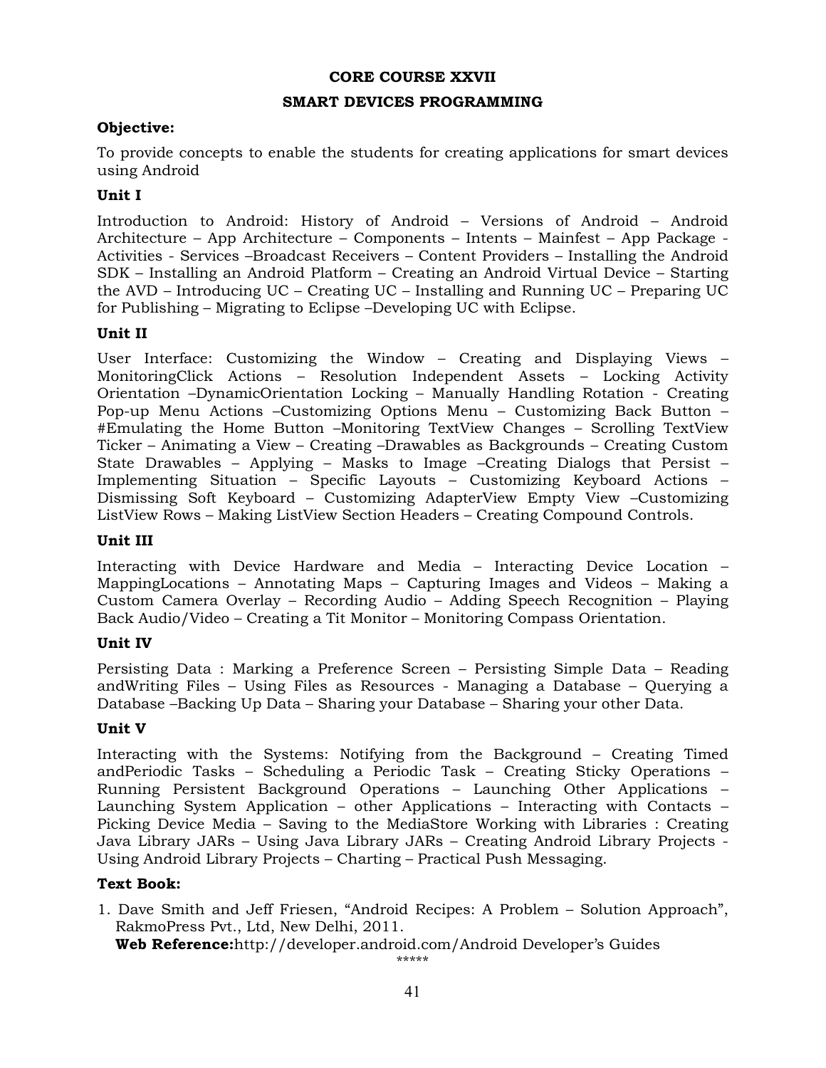## CORE COURSE XXVII

## SMART DEVICES PROGRAMMING

**Objective:**

To provide concepts to enable the students for creating applications for smart devices using Android

**Unit I**

Introduction to Android: History of Android – Versions of Android – Android Architecture – App Architecture – Components – Intents – Mainfest – App Package - Activities - Services –Broadcast Receivers – Content Providers – Installing the Android SDK – Installing an Android Platform – Creating an Android Virtual Device – Starting the AVD – Introducing UC – Creating UC – Installing and Running UC – Preparing UC for Publishing – Migrating to Eclipse –Developing UC with Eclipse.

**Unit II**

User Interface: Customizing the Window – Creating and Displaying Views – MonitoringClick Actions – Resolution Independent Assets – Locking Activity Orientation –DynamicOrientation Locking – Manually Handling Rotation - Creating Pop-up Menu Actions –Customizing Options Menu – Customizing Back Button – #Emulating the Home Button –Monitoring TextView Changes – Scrolling TextView Ticker – Animating a View – Creating –Drawables as Backgrounds – Creating Custom State Drawables – Applying – Masks to Image –Creating Dialogs that Persist – Implementing Situation – Specific Layouts – Customizing Keyboard Actions – Dismissing Soft Keyboard – Customizing AdapterView Empty View –Customizing ListView Rows – Making ListView Section Headers – Creating Compound Controls.

**Unit III**

Interacting with Device Hardware and Media – Interacting Device Location – MappingLocations – Annotating Maps – Capturing Images and Videos – Making a Custom Camera Overlay – Recording Audio – Adding Speech Recognition – Playing Back Audio/Video – Creating a Tit Monitor – Monitoring Compass Orientation.

**Unit IV**

Persisting Data : Marking a Preference Screen – Persisting Simple Data – Reading andWriting Files – Using Files as Resources - Managing a Database – Querying a Database –Backing Up Data – Sharing your Database – Sharing your other Data.

**Unit V**

Interacting with the Systems: Notifying from the Background – Creating Timed andPeriodic Tasks – Scheduling a Periodic Task – Creating Sticky Operations – Running Persistent Background Operations – Launching Other Applications – Launching System Application – other Applications – Interacting with Contacts – Picking Device Media – Saving to the MediaStore Working with Libraries : Creating Java Library JARs – Using Java Library JARs – Creating Android Library Projects - Using Android Library Projects – Charting – Practical Push Messaging.

**Text Book:**

1. Dave Smith and Jeff Friesen, "Android Recipes: A Problem – Solution Approach", RakmoPress Pvt., Ltd, New Delhi, 2011.
   **Web Reference:**http://developer.android.com/Android Developer's Guides

*****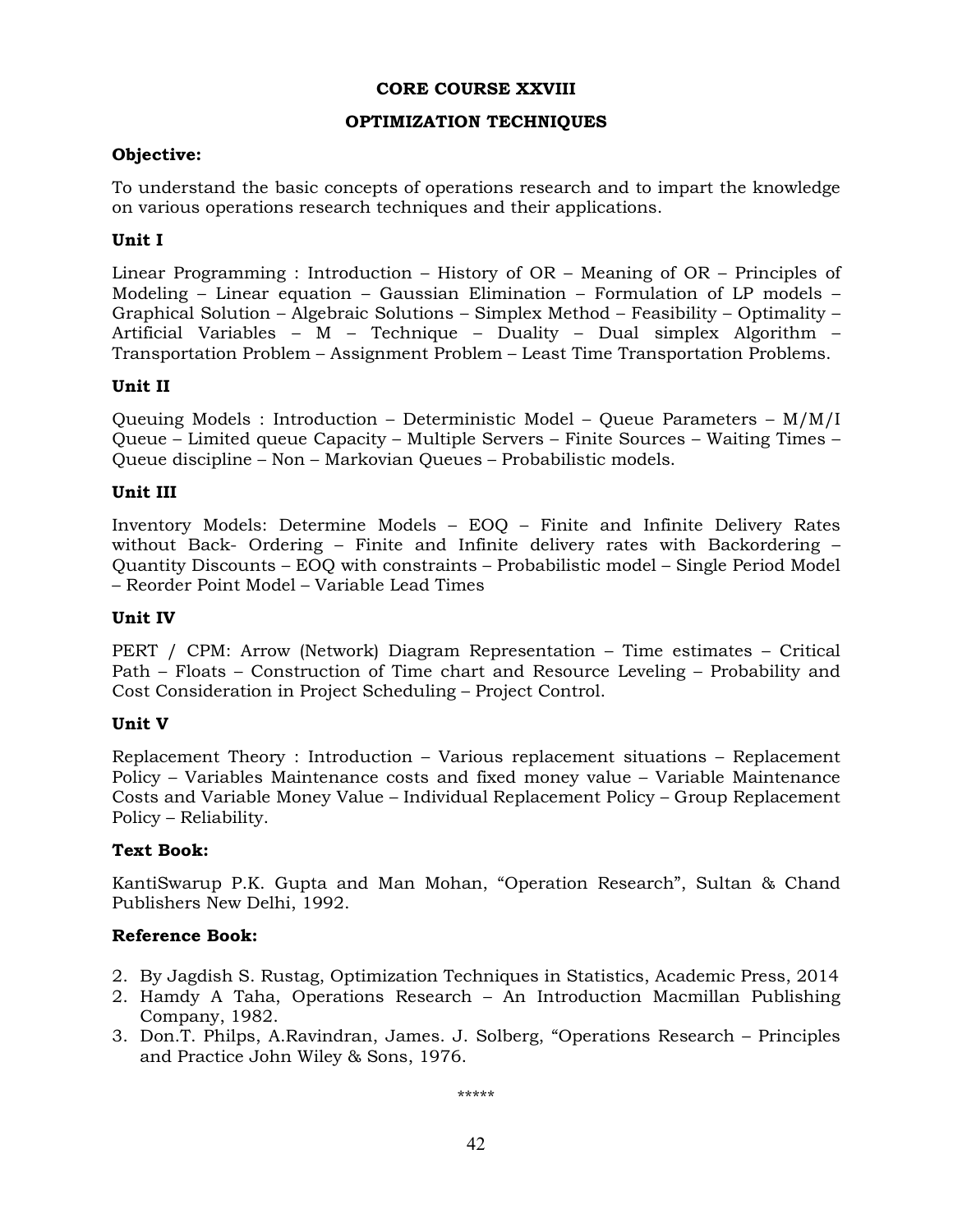# CORE COURSE XXVIII

## OPTIMIZATION TECHNIQUES

**Objective:**

To understand the basic concepts of operations research and to impart the knowledge on various operations research techniques and their applications.

**Unit I**

Linear Programming : Introduction – History of OR – Meaning of OR – Principles of Modeling – Linear equation – Gaussian Elimination – Formulation of LP models – Graphical Solution – Algebraic Solutions – Simplex Method – Feasibility – Optimality – Artificial Variables – M – Technique – Duality – Dual simplex Algorithm – Transportation Problem – Assignment Problem – Least Time Transportation Problems.

**Unit II**

Queuing Models : Introduction – Deterministic Model – Queue Parameters – M/M/I Queue – Limited queue Capacity – Multiple Servers – Finite Sources – Waiting Times – Queue discipline – Non – Markovian Queues – Probabilistic models.

**Unit III**

Inventory Models: Determine Models – EOQ – Finite and Infinite Delivery Rates without Back- Ordering – Finite and Infinite delivery rates with Backordering – Quantity Discounts – EOQ with constraints – Probabilistic model – Single Period Model – Reorder Point Model – Variable Lead Times

**Unit IV**

PERT / CPM: Arrow (Network) Diagram Representation – Time estimates – Critical Path – Floats – Construction of Time chart and Resource Leveling – Probability and Cost Consideration in Project Scheduling – Project Control.

**Unit V**

Replacement Theory : Introduction – Various replacement situations – Replacement Policy – Variables Maintenance costs and fixed money value – Variable Maintenance Costs and Variable Money Value – Individual Replacement Policy – Group Replacement Policy – Reliability.

**Text Book:**

KantiSwarup P.K. Gupta and Man Mohan, "Operation Research", Sultan & Chand Publishers New Delhi, 1992.

**Reference Book:**

2. By Jagdish S. Rustag, Optimization Techniques in Statistics, Academic Press, 2014
2. Hamdy A Taha, Operations Research – An Introduction Macmillan Publishing Company, 1982.
3. Don.T. Philps, A.Ravindran, James. J. Solberg, "Operations Research – Principles and Practice John Wiley & Sons, 1976.

*****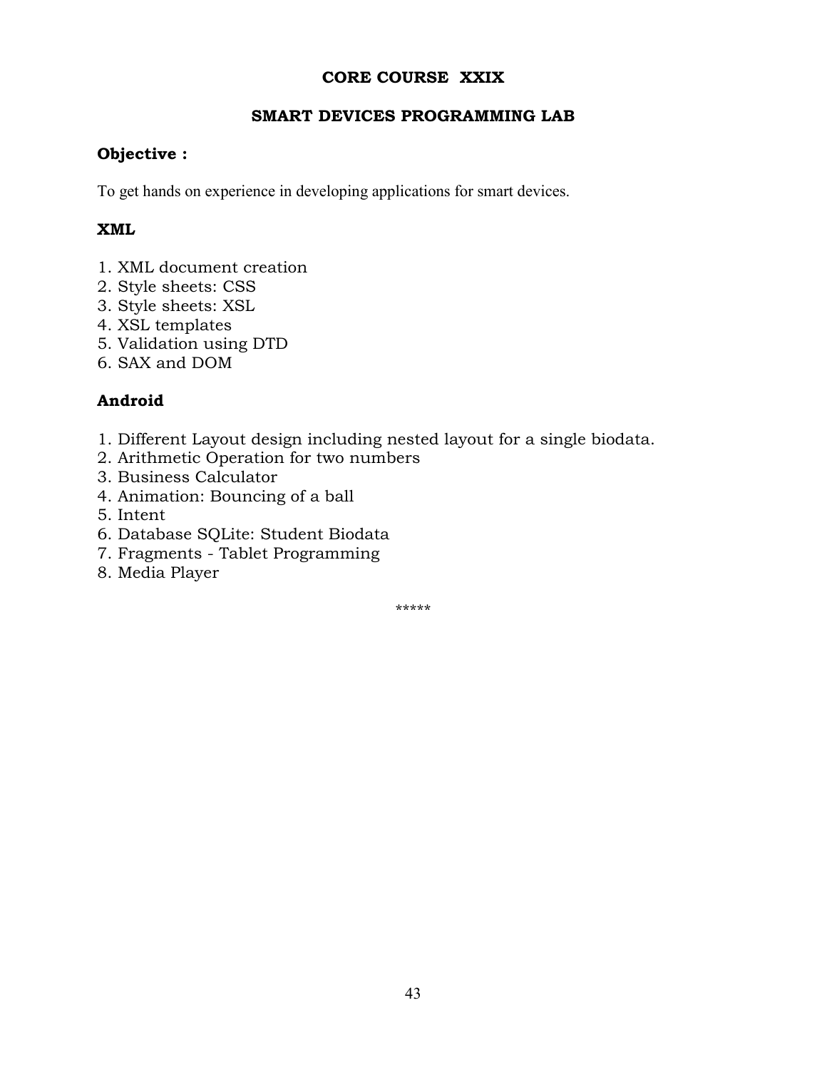## CORE COURSE XXIX

## SMART DEVICES PROGRAMMING LAB

**Objective :**

To get hands on experience in developing applications for smart devices.

**XML**

1. XML document creation
2. Style sheets: CSS
3. Style sheets: XSL
4. XSL templates
5. Validation using DTD
6. SAX and DOM

**Android**

1. Different Layout design including nested layout for a single biodata.
2. Arithmetic Operation for two numbers
3. Business Calculator
4. Animation: Bouncing of a ball
5. Intent
6. Database SQLite: Student Biodata
7. Fragments - Tablet Programming
8. Media Player

*****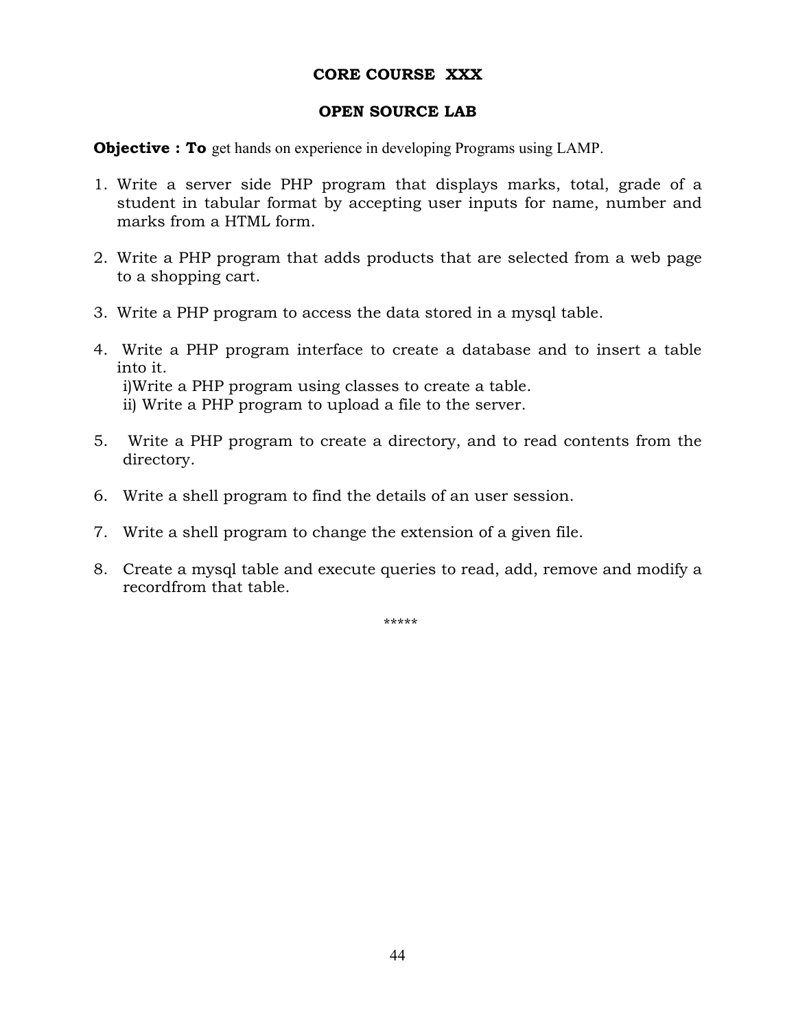## CORE COURSE XXX

## OPEN SOURCE LAB

**Objective : To** get hands on experience in developing Programs using LAMP.

1. Write a server side PHP program that displays marks, total, grade of a student in tabular format by accepting user inputs for name, number and marks from a HTML form.

2. Write a PHP program that adds products that are selected from a web page to a shopping cart.

3. Write a PHP program to access the data stored in a mysql table.

4. Write a PHP program interface to create a database and to insert a table into it.
   i)Write a PHP program using classes to create a table.
   ii) Write a PHP program to upload a file to the server.

5. Write a PHP program to create a directory, and to read contents from the directory.

6. Write a shell program to find the details of an user session.

7. Write a shell program to change the extension of a given file.

8. Create a mysql table and execute queries to read, add, remove and modify a recordfrom that table.

*****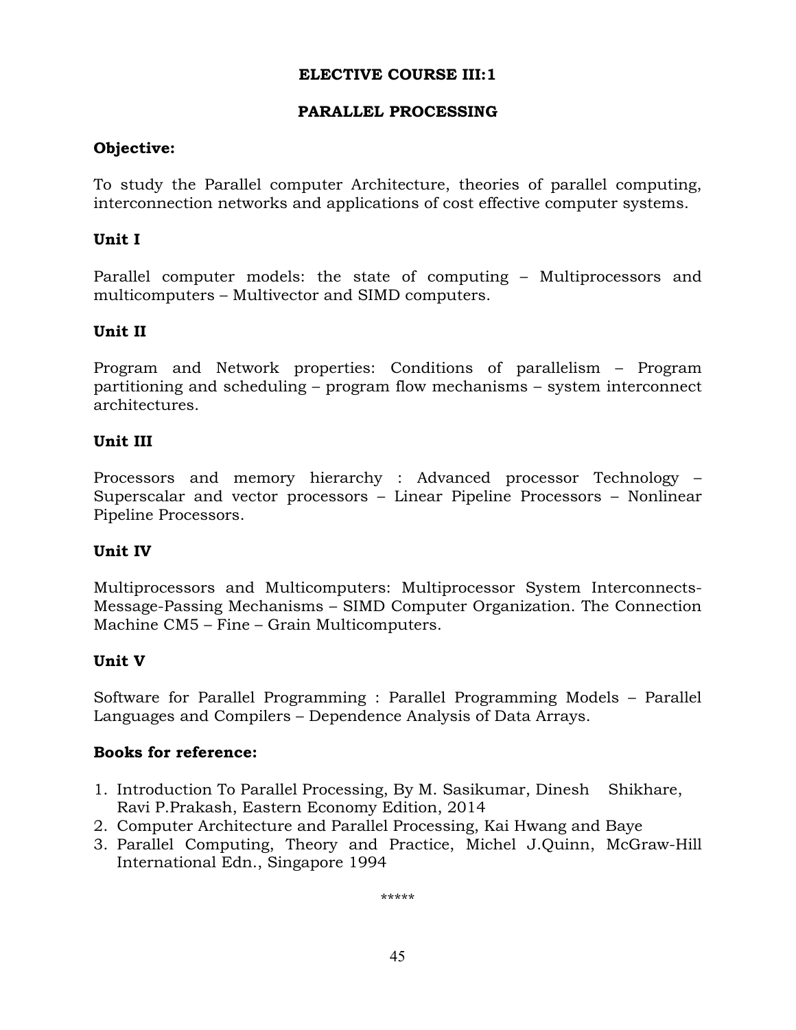## ELECTIVE COURSE III:1

## PARALLEL PROCESSING

**Objective:**

To study the Parallel computer Architecture, theories of parallel computing, interconnection networks and applications of cost effective computer systems.

**Unit I**

Parallel computer models: the state of computing – Multiprocessors and multicomputers – Multivector and SIMD computers.

**Unit II**

Program and Network properties: Conditions of parallelism – Program partitioning and scheduling – program flow mechanisms – system interconnect architectures.

**Unit III**

Processors and memory hierarchy : Advanced processor Technology – Superscalar and vector processors – Linear Pipeline Processors – Nonlinear Pipeline Processors.

**Unit IV**

Multiprocessors and Multicomputers: Multiprocessor System Interconnects-Message-Passing Mechanisms – SIMD Computer Organization. The Connection Machine CM5 – Fine – Grain Multicomputers.

**Unit V**

Software for Parallel Programming : Parallel Programming Models – Parallel Languages and Compilers – Dependence Analysis of Data Arrays.

**Books for reference:**

1. Introduction To Parallel Processing, By M. Sasikumar, Dinesh Shikhare, Ravi P.Prakash, Eastern Economy Edition, 2014
2. Computer Architecture and Parallel Processing, Kai Hwang and Baye
3. Parallel Computing, Theory and Practice, Michel J.Quinn, McGraw-Hill International Edn., Singapore 1994

*****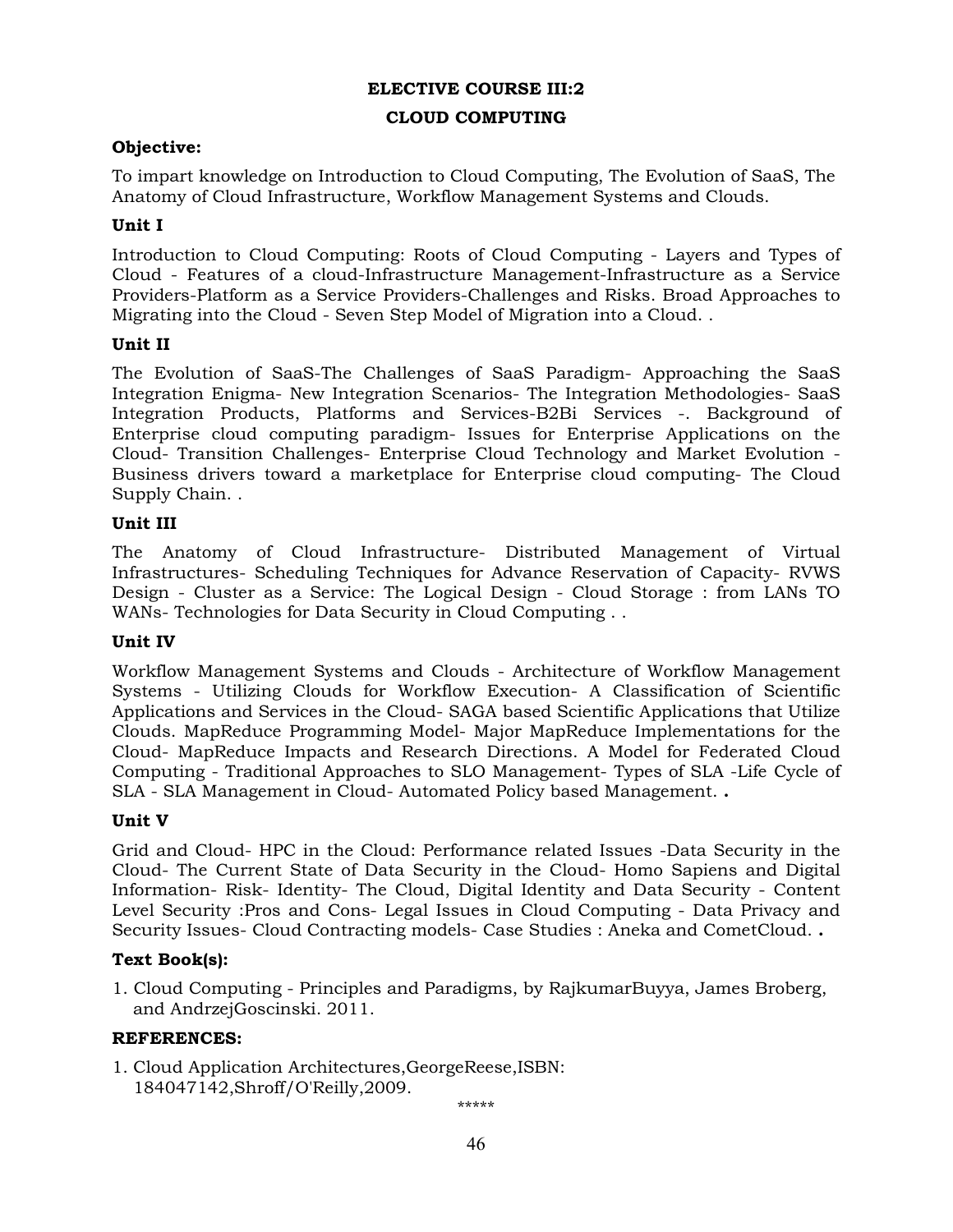## ELECTIVE COURSE III:2

## CLOUD COMPUTING

### Objective:

To impart knowledge on Introduction to Cloud Computing, The Evolution of SaaS, The Anatomy of Cloud Infrastructure, Workflow Management Systems and Clouds.

### Unit I

Introduction to Cloud Computing: Roots of Cloud Computing - Layers and Types of Cloud - Features of a cloud-Infrastructure Management-Infrastructure as a Service Providers-Platform as a Service Providers-Challenges and Risks. Broad Approaches to Migrating into the Cloud - Seven Step Model of Migration into a Cloud. .

### Unit II

The Evolution of SaaS-The Challenges of SaaS Paradigm- Approaching the SaaS Integration Enigma- New Integration Scenarios- The Integration Methodologies- SaaS Integration Products, Platforms and Services-B2Bi Services -. Background of Enterprise cloud computing paradigm- Issues for Enterprise Applications on the Cloud- Transition Challenges- Enterprise Cloud Technology and Market Evolution - Business drivers toward a marketplace for Enterprise cloud computing- The Cloud Supply Chain. .

### Unit III

The Anatomy of Cloud Infrastructure- Distributed Management of Virtual Infrastructures- Scheduling Techniques for Advance Reservation of Capacity- RVWS Design - Cluster as a Service: The Logical Design - Cloud Storage : from LANs TO WANs- Technologies for Data Security in Cloud Computing . .

### Unit IV

Workflow Management Systems and Clouds - Architecture of Workflow Management Systems - Utilizing Clouds for Workflow Execution- A Classification of Scientific Applications and Services in the Cloud- SAGA based Scientific Applications that Utilize Clouds. MapReduce Programming Model- Major MapReduce Implementations for the Cloud- MapReduce Impacts and Research Directions. A Model for Federated Cloud Computing - Traditional Approaches to SLO Management- Types of SLA -Life Cycle of SLA - SLA Management in Cloud- Automated Policy based Management. **.**

### Unit V

Grid and Cloud- HPC in the Cloud: Performance related Issues -Data Security in the Cloud- The Current State of Data Security in the Cloud- Homo Sapiens and Digital Information- Risk- Identity- The Cloud, Digital Identity and Data Security - Content Level Security :Pros and Cons- Legal Issues in Cloud Computing - Data Privacy and Security Issues- Cloud Contracting models- Case Studies : Aneka and CometCloud. **.**

### Text Book(s):

1. Cloud Computing - Principles and Paradigms, by RajkumarBuyya, James Broberg, and AndrzejGoscinski. 2011.

### REFERENCES:

1. Cloud Application Architectures,GeorgeReese,ISBN: 184047142,Shroff/O'Reilly,2009.

\*\*\*\*\*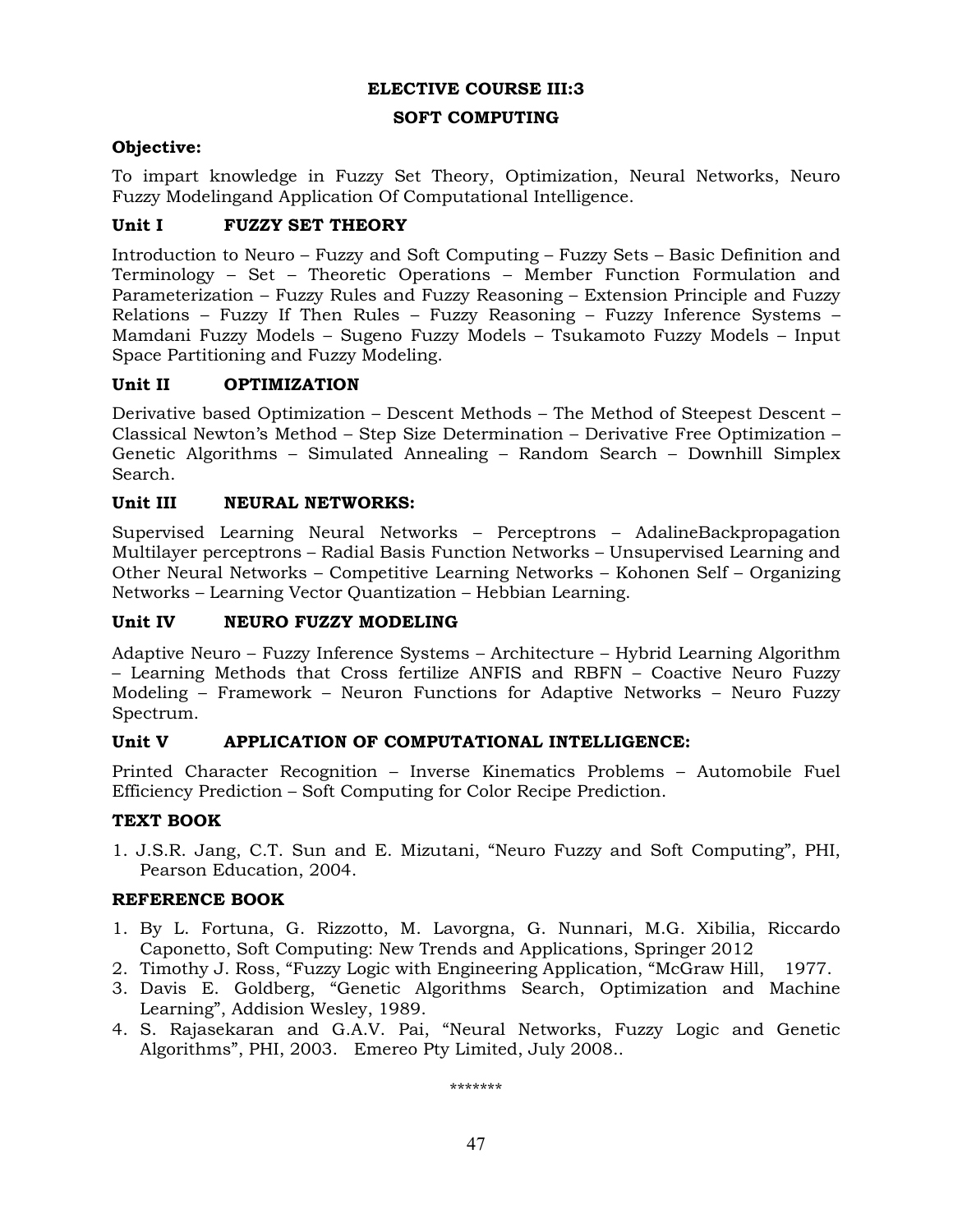## ELECTIVE COURSE III:3

## SOFT COMPUTING

**Objective:**

To impart knowledge in Fuzzy Set Theory, Optimization, Neural Networks, Neuro Fuzzy Modelingand Application Of Computational Intelligence.

### Unit I FUZZY SET THEORY

Introduction to Neuro – Fuzzy and Soft Computing – Fuzzy Sets – Basic Definition and Terminology – Set – Theoretic Operations – Member Function Formulation and Parameterization – Fuzzy Rules and Fuzzy Reasoning – Extension Principle and Fuzzy Relations – Fuzzy If Then Rules – Fuzzy Reasoning – Fuzzy Inference Systems – Mamdani Fuzzy Models – Sugeno Fuzzy Models – Tsukamoto Fuzzy Models – Input Space Partitioning and Fuzzy Modeling.

### Unit II OPTIMIZATION

Derivative based Optimization – Descent Methods – The Method of Steepest Descent – Classical Newton's Method – Step Size Determination – Derivative Free Optimization – Genetic Algorithms – Simulated Annealing – Random Search – Downhill Simplex Search.

### Unit III NEURAL NETWORKS:

Supervised Learning Neural Networks – Perceptrons – AdalineBackpropagation Multilayer perceptrons – Radial Basis Function Networks – Unsupervised Learning and Other Neural Networks – Competitive Learning Networks – Kohonen Self – Organizing Networks – Learning Vector Quantization – Hebbian Learning.

### Unit IV NEURO FUZZY MODELING

Adaptive Neuro – Fuzzy Inference Systems – Architecture – Hybrid Learning Algorithm – Learning Methods that Cross fertilize ANFIS and RBFN – Coactive Neuro Fuzzy Modeling – Framework – Neuron Functions for Adaptive Networks – Neuro Fuzzy Spectrum.

### Unit V APPLICATION OF COMPUTATIONAL INTELLIGENCE:

Printed Character Recognition – Inverse Kinematics Problems – Automobile Fuel Efficiency Prediction – Soft Computing for Color Recipe Prediction.

### TEXT BOOK

1. J.S.R. Jang, C.T. Sun and E. Mizutani, "Neuro Fuzzy and Soft Computing", PHI, Pearson Education, 2004.

### REFERENCE BOOK

1. By L. Fortuna, G. Rizzotto, M. Lavorgna, G. Nunnari, M.G. Xibilia, Riccardo Caponetto, Soft Computing: New Trends and Applications, Springer 2012
2. Timothy J. Ross, "Fuzzy Logic with Engineering Application, "McGraw Hill, 1977.
3. Davis E. Goldberg, "Genetic Algorithms Search, Optimization and Machine Learning", Addision Wesley, 1989.
4. S. Rajasekaran and G.A.V. Pai, "Neural Networks, Fuzzy Logic and Genetic Algorithms", PHI, 2003. Emereo Pty Limited, July 2008..

\*\*\*\*\*\*\*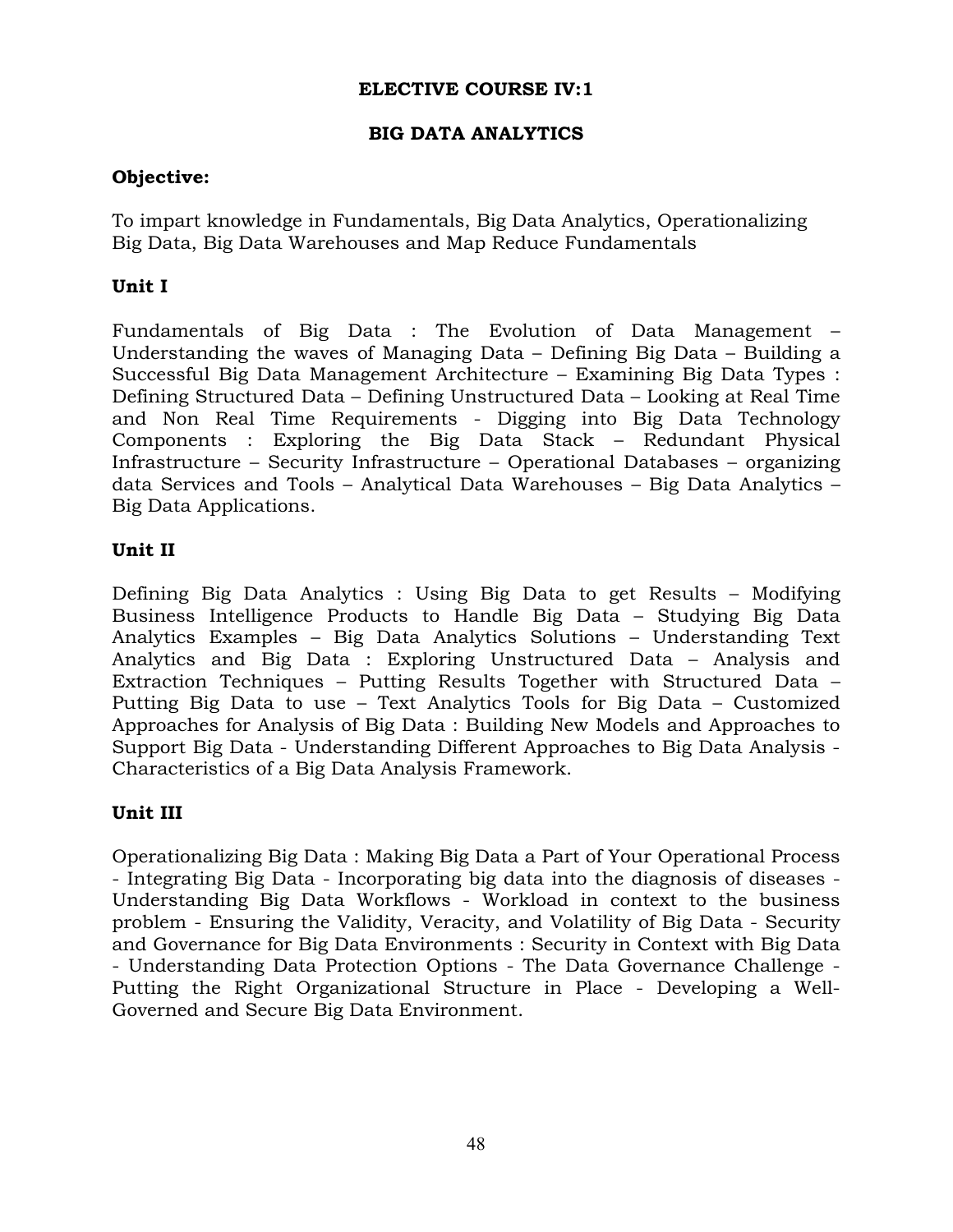**ELECTIVE COURSE IV:1**

**BIG DATA ANALYTICS**

**Objective:**

To impart knowledge in Fundamentals, Big Data Analytics, Operationalizing Big Data, Big Data Warehouses and Map Reduce Fundamentals

**Unit I**

Fundamentals of Big Data : The Evolution of Data Management – Understanding the waves of Managing Data – Defining Big Data – Building a Successful Big Data Management Architecture – Examining Big Data Types : Defining Structured Data – Defining Unstructured Data – Looking at Real Time and Non Real Time Requirements - Digging into Big Data Technology Components : Exploring the Big Data Stack – Redundant Physical Infrastructure – Security Infrastructure – Operational Databases – organizing data Services and Tools – Analytical Data Warehouses – Big Data Analytics – Big Data Applications.

**Unit II**

Defining Big Data Analytics : Using Big Data to get Results – Modifying Business Intelligence Products to Handle Big Data – Studying Big Data Analytics Examples – Big Data Analytics Solutions – Understanding Text Analytics and Big Data : Exploring Unstructured Data – Analysis and Extraction Techniques – Putting Results Together with Structured Data – Putting Big Data to use – Text Analytics Tools for Big Data – Customized Approaches for Analysis of Big Data : Building New Models and Approaches to Support Big Data - Understanding Different Approaches to Big Data Analysis - Characteristics of a Big Data Analysis Framework.

**Unit III**

Operationalizing Big Data : Making Big Data a Part of Your Operational Process - Integrating Big Data - Incorporating big data into the diagnosis of diseases - Understanding Big Data Workflows - Workload in context to the business problem - Ensuring the Validity, Veracity, and Volatility of Big Data - Security and Governance for Big Data Environments : Security in Context with Big Data - Understanding Data Protection Options - The Data Governance Challenge - Putting the Right Organizational Structure in Place - Developing a Well-Governed and Secure Big Data Environment.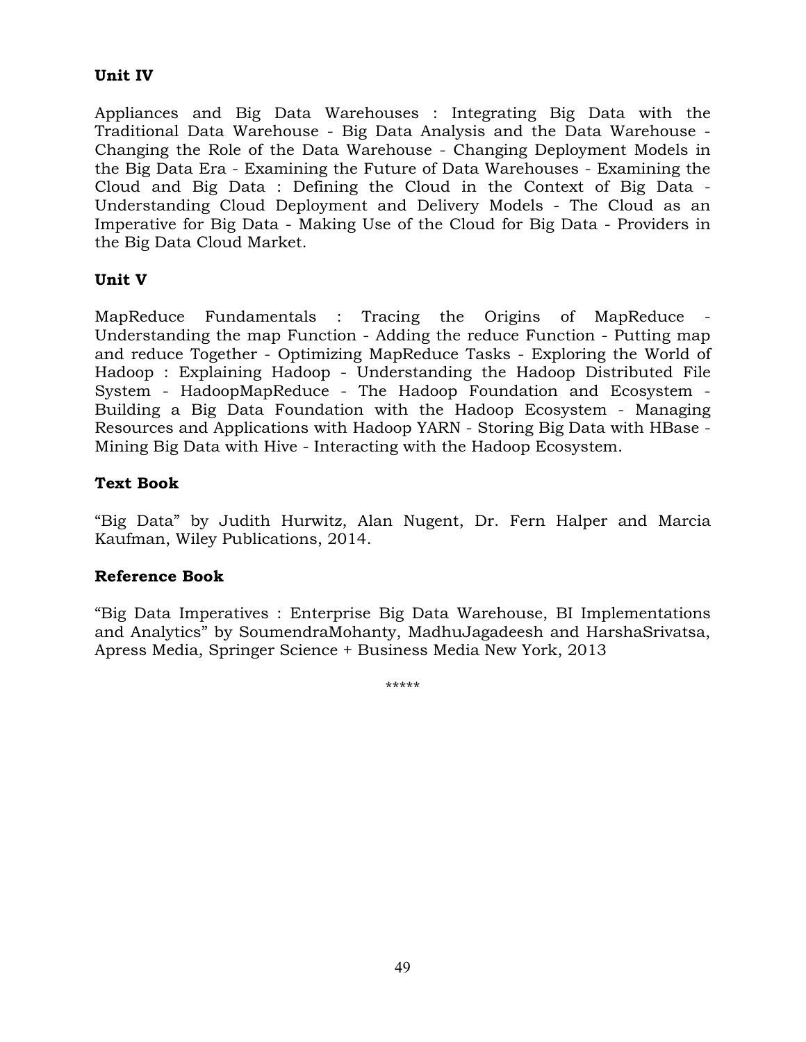**Unit IV**

Appliances and Big Data Warehouses : Integrating Big Data with the Traditional Data Warehouse - Big Data Analysis and the Data Warehouse - Changing the Role of the Data Warehouse - Changing Deployment Models in the Big Data Era - Examining the Future of Data Warehouses - Examining the Cloud and Big Data : Defining the Cloud in the Context of Big Data - Understanding Cloud Deployment and Delivery Models - The Cloud as an Imperative for Big Data - Making Use of the Cloud for Big Data - Providers in the Big Data Cloud Market.

**Unit V**

MapReduce Fundamentals : Tracing the Origins of MapReduce - Understanding the map Function - Adding the reduce Function - Putting map and reduce Together - Optimizing MapReduce Tasks - Exploring the World of Hadoop : Explaining Hadoop - Understanding the Hadoop Distributed File System - HadoopMapReduce - The Hadoop Foundation and Ecosystem - Building a Big Data Foundation with the Hadoop Ecosystem - Managing Resources and Applications with Hadoop YARN - Storing Big Data with HBase - Mining Big Data with Hive - Interacting with the Hadoop Ecosystem.

**Text Book**

"Big Data" by Judith Hurwitz, Alan Nugent, Dr. Fern Halper and Marcia Kaufman, Wiley Publications, 2014.

**Reference Book**

"Big Data Imperatives : Enterprise Big Data Warehouse, BI Implementations and Analytics" by SoumendraMohanty, MadhuJagadeesh and HarshaSrivatsa, Apress Media, Springer Science + Business Media New York, 2013

*****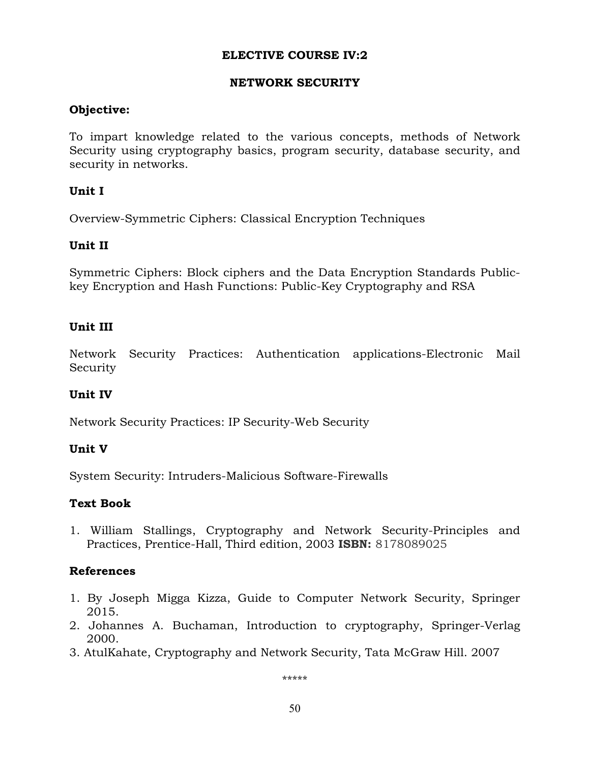# ELECTIVE COURSE IV:2

## NETWORK SECURITY

### Objective:

To impart knowledge related to the various concepts, methods of Network Security using cryptography basics, program security, database security, and security in networks.

### Unit I

Overview-Symmetric Ciphers: Classical Encryption Techniques

### Unit II

Symmetric Ciphers: Block ciphers and the Data Encryption Standards Public-key Encryption and Hash Functions: Public-Key Cryptography and RSA

### Unit III

Network Security Practices: Authentication applications-Electronic Mail Security

### Unit IV

Network Security Practices: IP Security-Web Security

### Unit V

System Security: Intruders-Malicious Software-Firewalls

### Text Book

1. William Stallings, Cryptography and Network Security-Principles and Practices, Prentice-Hall, Third edition, 2003 **ISBN:** 8178089025

### References

1. By Joseph Migga Kizza, Guide to Computer Network Security, Springer 2015.
2. Johannes A. Buchaman, Introduction to cryptography, Springer-Verlag 2000.
3. AtulKahate, Cryptography and Network Security, Tata McGraw Hill. 2007

*****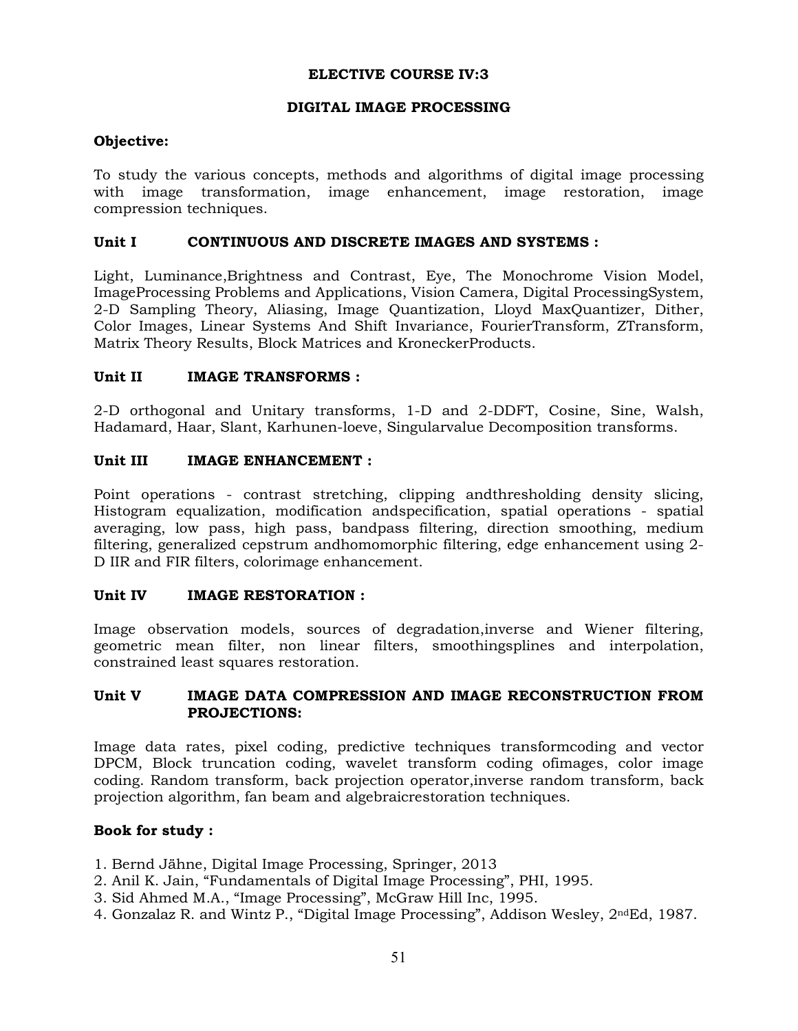## ELECTIVE COURSE IV:3

## DIGITAL IMAGE PROCESSING

**Objective:**

To study the various concepts, methods and algorithms of digital image processing with image transformation, image enhancement, image restoration, image compression techniques.

### Unit I CONTINUOUS AND DISCRETE IMAGES AND SYSTEMS :

Light, Luminance,Brightness and Contrast, Eye, The Monochrome Vision Model, ImageProcessing Problems and Applications, Vision Camera, Digital ProcessingSystem, 2-D Sampling Theory, Aliasing, Image Quantization, Lloyd MaxQuantizer, Dither, Color Images, Linear Systems And Shift Invariance, FourierTransform, ZTransform, Matrix Theory Results, Block Matrices and KroneckerProducts.

### Unit II IMAGE TRANSFORMS :

2-D orthogonal and Unitary transforms, 1-D and 2-DDFT, Cosine, Sine, Walsh, Hadamard, Haar, Slant, Karhunen-loeve, Singularvalue Decomposition transforms.

### Unit III IMAGE ENHANCEMENT :

Point operations - contrast stretching, clipping andthresholding density slicing, Histogram equalization, modification andspecification, spatial operations - spatial averaging, low pass, high pass, bandpass filtering, direction smoothing, medium filtering, generalized cepstrum andhomomorphic filtering, edge enhancement using 2-D IIR and FIR filters, colorimage enhancement.

### Unit IV IMAGE RESTORATION :

Image observation models, sources of degradation,inverse and Wiener filtering, geometric mean filter, non linear filters, smoothingsplines and interpolation, constrained least squares restoration.

### Unit V IMAGE DATA COMPRESSION AND IMAGE RECONSTRUCTION FROM PROJECTIONS:

Image data rates, pixel coding, predictive techniques transformcoding and vector DPCM, Block truncation coding, wavelet transform coding ofimages, color image coding. Random transform, back projection operator,inverse random transform, back projection algorithm, fan beam and algebraicrestoration techniques.

**Book for study :**

1. Bernd Jähne, Digital Image Processing, Springer, 2013
2. Anil K. Jain, "Fundamentals of Digital Image Processing", PHI, 1995.
3. Sid Ahmed M.A., "Image Processing", McGraw Hill Inc, 1995.
4. Gonzalaz R. and Wintz P., "Digital Image Processing", Addison Wesley, 2ndEd, 1987.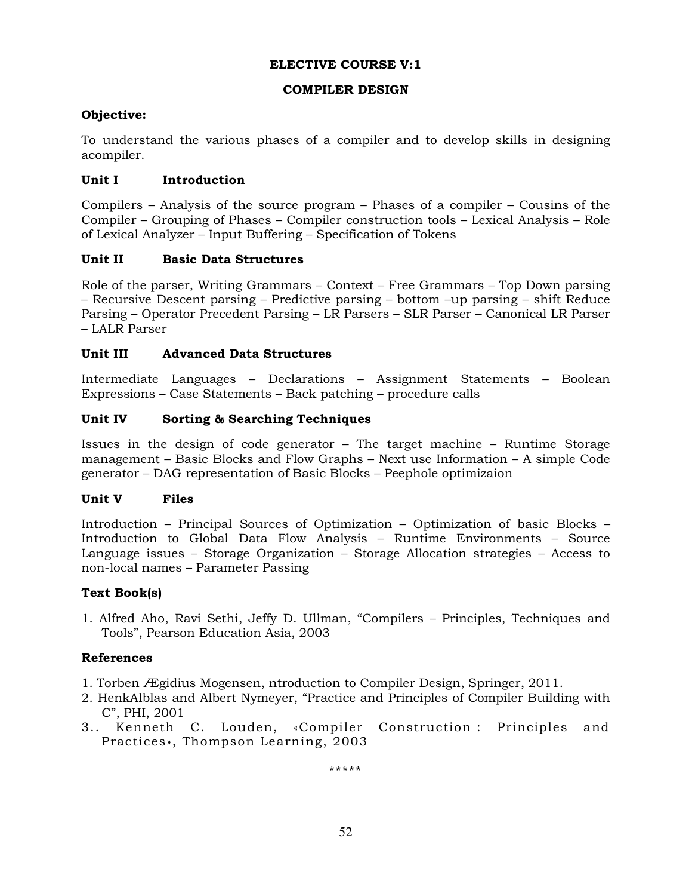## ELECTIVE COURSE V:1

## COMPILER DESIGN

**Objective:**

To understand the various phases of a compiler and to develop skills in designing acompiler.

### Unit I Introduction

Compilers – Analysis of the source program – Phases of a compiler – Cousins of the Compiler – Grouping of Phases – Compiler construction tools – Lexical Analysis – Role of Lexical Analyzer – Input Buffering – Specification of Tokens

### Unit II Basic Data Structures

Role of the parser, Writing Grammars – Context – Free Grammars – Top Down parsing – Recursive Descent parsing – Predictive parsing – bottom –up parsing – shift Reduce Parsing – Operator Precedent Parsing – LR Parsers – SLR Parser – Canonical LR Parser – LALR Parser

### Unit III Advanced Data Structures

Intermediate Languages – Declarations – Assignment Statements – Boolean Expressions – Case Statements – Back patching – procedure calls

### Unit IV Sorting & Searching Techniques

Issues in the design of code generator – The target machine – Runtime Storage management – Basic Blocks and Flow Graphs – Next use Information – A simple Code generator – DAG representation of Basic Blocks – Peephole optimizaion

### Unit V Files

Introduction – Principal Sources of Optimization – Optimization of basic Blocks – Introduction to Global Data Flow Analysis – Runtime Environments – Source Language issues – Storage Organization – Storage Allocation strategies – Access to non-local names – Parameter Passing

### Text Book(s)

1. Alfred Aho, Ravi Sethi, Jeffy D. Ullman, “Compilers – Principles, Techniques and Tools”, Pearson Education Asia, 2003

### References

1. Torben Ægidius Mogensen, ntroduction to Compiler Design, Springer, 2011.
2. HenkAlblas and Albert Nymeyer, “Practice and Principles of Compiler Building with C”, PHI, 2001
3.. Kenneth C. Louden, «Compiler Construction : Principles and Practices», Thompson Learning, 2003

*****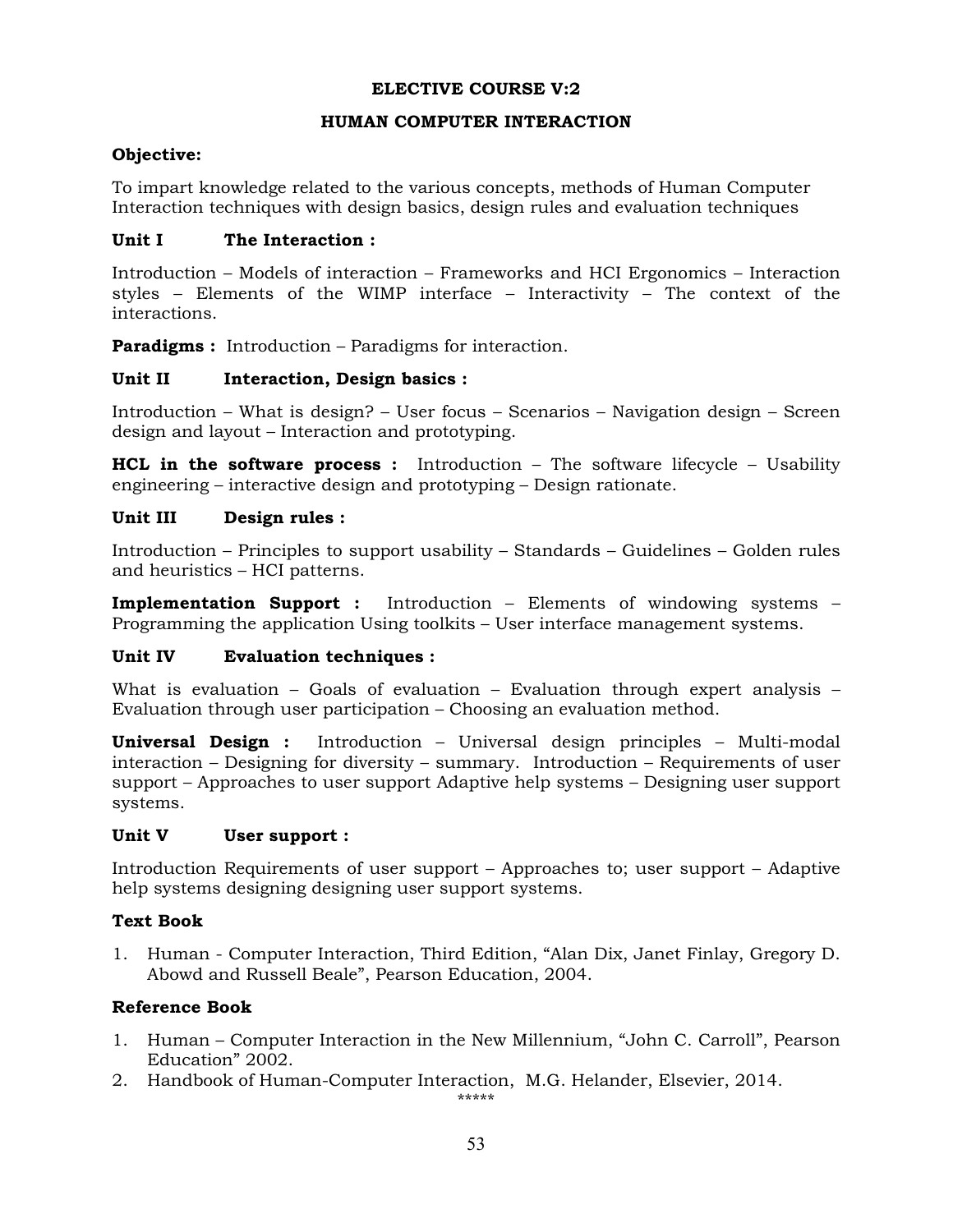## ELECTIVE COURSE V:2

## HUMAN COMPUTER INTERACTION

**Objective:**

To impart knowledge related to the various concepts, methods of Human Computer Interaction techniques with design basics, design rules and evaluation techniques

**Unit I The Interaction :**

Introduction – Models of interaction – Frameworks and HCI Ergonomics – Interaction styles – Elements of the WIMP interface – Interactivity – The context of the interactions.

**Paradigms :** Introduction – Paradigms for interaction.

**Unit II Interaction, Design basics :**

Introduction – What is design? – User focus – Scenarios – Navigation design – Screen design and layout – Interaction and prototyping.

**HCL in the software process :** Introduction – The software lifecycle – Usability engineering – interactive design and prototyping – Design rationate.

**Unit III Design rules :**

Introduction – Principles to support usability – Standards – Guidelines – Golden rules and heuristics – HCI patterns.

**Implementation Support :** Introduction – Elements of windowing systems – Programming the application Using toolkits – User interface management systems.

**Unit IV Evaluation techniques :**

What is evaluation – Goals of evaluation – Evaluation through expert analysis – Evaluation through user participation – Choosing an evaluation method.

**Universal Design :** Introduction – Universal design principles – Multi-modal interaction – Designing for diversity – summary. Introduction – Requirements of user support – Approaches to user support Adaptive help systems – Designing user support systems.

**Unit V User support :**

Introduction Requirements of user support – Approaches to; user support – Adaptive help systems designing designing user support systems.

**Text Book**

1. Human - Computer Interaction, Third Edition, "Alan Dix, Janet Finlay, Gregory D. Abowd and Russell Beale", Pearson Education, 2004.

**Reference Book**

1. Human – Computer Interaction in the New Millennium, "John C. Carroll", Pearson Education" 2002.
2. Handbook of Human-Computer Interaction, M.G. Helander, Elsevier, 2014.

*****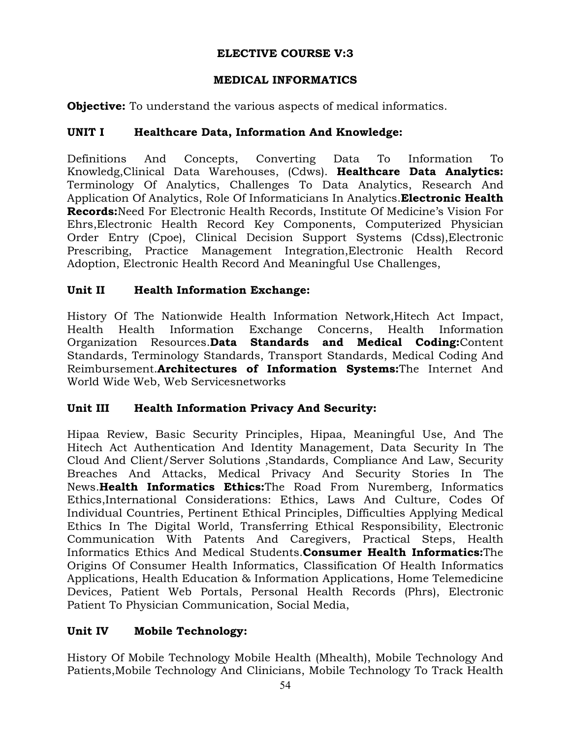**ELECTIVE COURSE V:3**

**MEDICAL INFORMATICS**

**Objective:** To understand the various aspects of medical informatics.

**UNIT I Healthcare Data, Information And Knowledge:**

Definitions And Concepts, Converting Data To Information To Knowledg,Clinical Data Warehouses, (Cdws). **Healthcare Data Analytics:** Terminology Of Analytics, Challenges To Data Analytics, Research And Application Of Analytics, Role Of Informaticians In Analytics.**Electronic Health Records:**Need For Electronic Health Records, Institute Of Medicine's Vision For Ehrs,Electronic Health Record Key Components, Computerized Physician Order Entry (Cpoe), Clinical Decision Support Systems (Cdss),Electronic Prescribing, Practice Management Integration,Electronic Health Record Adoption, Electronic Health Record And Meaningful Use Challenges,

**Unit II Health Information Exchange:**

History Of The Nationwide Health Information Network,Hitech Act Impact, Health Health Information Exchange Concerns, Health Information Organization Resources.**Data Standards and Medical Coding:**Content Standards, Terminology Standards, Transport Standards, Medical Coding And Reimbursement.**Architectures of Information Systems:**The Internet And World Wide Web, Web Servicesnetworks

**Unit III Health Information Privacy And Security:**

Hipaa Review, Basic Security Principles, Hipaa, Meaningful Use, And The Hitech Act Authentication And Identity Management, Data Security In The Cloud And Client/Server Solutions ,Standards, Compliance And Law, Security Breaches And Attacks, Medical Privacy And Security Stories In The News.**Health Informatics Ethics:**The Road From Nuremberg, Informatics Ethics,International Considerations: Ethics, Laws And Culture, Codes Of Individual Countries, Pertinent Ethical Principles, Difficulties Applying Medical Ethics In The Digital World, Transferring Ethical Responsibility, Electronic Communication With Patents And Caregivers, Practical Steps, Health Informatics Ethics And Medical Students.**Consumer Health Informatics:**The Origins Of Consumer Health Informatics, Classification Of Health Informatics Applications, Health Education & Information Applications, Home Telemedicine Devices, Patient Web Portals, Personal Health Records (Phrs), Electronic Patient To Physician Communication, Social Media,

**Unit IV Mobile Technology:**

History Of Mobile Technology Mobile Health (Mhealth), Mobile Technology And Patients,Mobile Technology And Clinicians, Mobile Technology To Track Health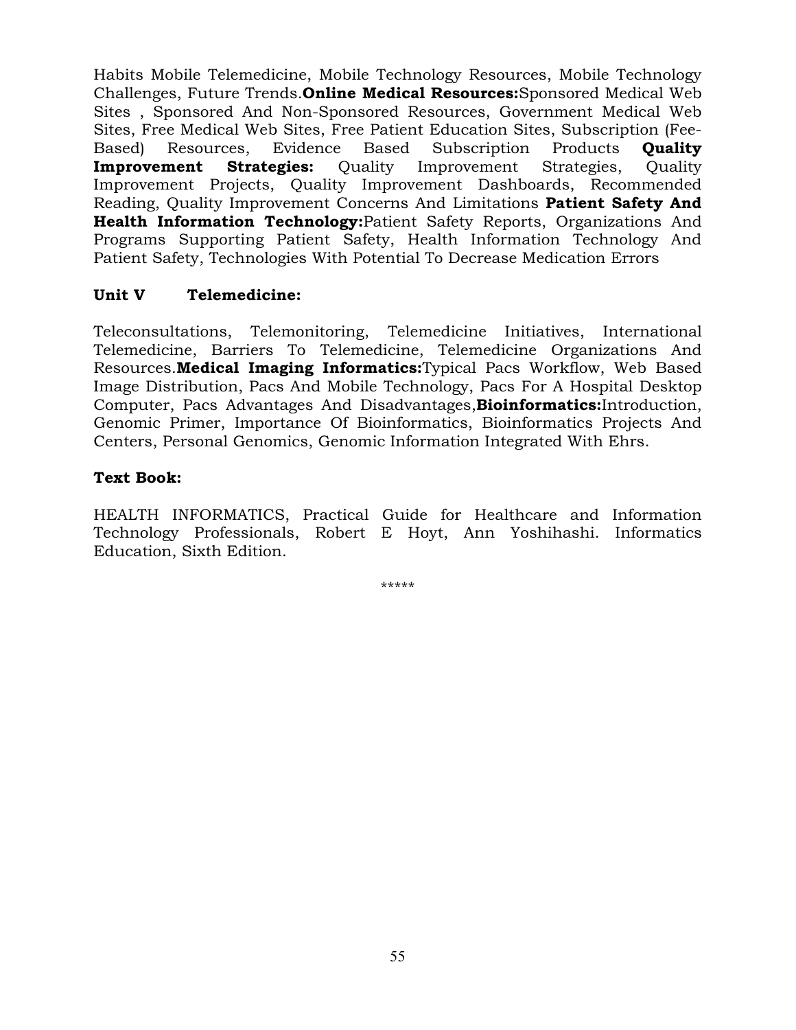Habits Mobile Telemedicine, Mobile Technology Resources, Mobile Technology Challenges, Future Trends.**Online Medical Resources:**Sponsored Medical Web Sites , Sponsored And Non-Sponsored Resources, Government Medical Web Sites, Free Medical Web Sites, Free Patient Education Sites, Subscription (Fee-Based) Resources, Evidence Based Subscription Products **Quality Improvement Strategies:** Quality Improvement Strategies, Quality Improvement Projects, Quality Improvement Dashboards, Recommended Reading, Quality Improvement Concerns And Limitations **Patient Safety And Health Information Technology:**Patient Safety Reports, Organizations And Programs Supporting Patient Safety, Health Information Technology And Patient Safety, Technologies With Potential To Decrease Medication Errors

**Unit V Telemedicine:**

Teleconsultations, Telemonitoring, Telemedicine Initiatives, International Telemedicine, Barriers To Telemedicine, Telemedicine Organizations And Resources.**Medical Imaging Informatics:**Typical Pacs Workflow, Web Based Image Distribution, Pacs And Mobile Technology, Pacs For A Hospital Desktop Computer, Pacs Advantages And Disadvantages,**Bioinformatics:**Introduction, Genomic Primer, Importance Of Bioinformatics, Bioinformatics Projects And Centers, Personal Genomics, Genomic Information Integrated With Ehrs.

**Text Book:**

HEALTH INFORMATICS, Practical Guide for Healthcare and Information Technology Professionals, Robert E Hoyt, Ann Yoshihashi. Informatics Education, Sixth Edition.

*****